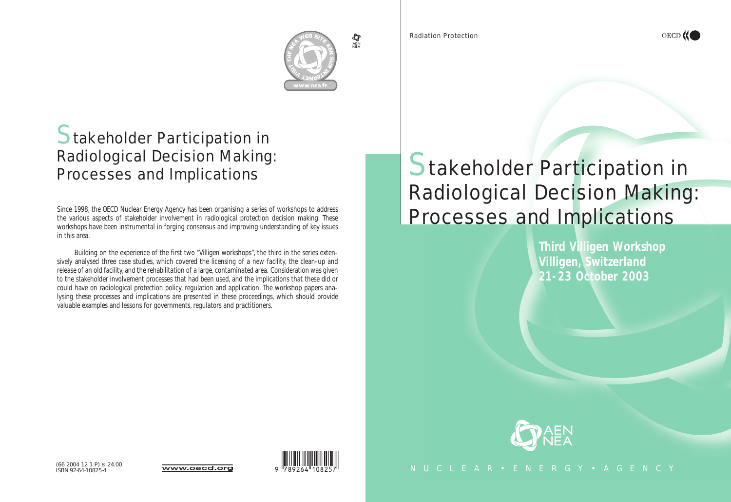# Stakeholder Participation in Radiological Decision Making: Processes and Implications

Since 1998, the OECD Nuclear Energy Agency has been organising a series of workshops to address the various aspects of stakeholder involvement in radiological protection decision making. These workshops have been instrumental in forging consensus and improving understanding of key issues in this area.

Building on the experience of the first two "Villigen workshops", the third in the series extensively analysed three case studies, which covered the licensing of a new facility, the clean-up and release of an old facility, and the rehabilitation of a large, contaminated area. Consideration was given to the stakeholder involvement processes that had been used, and the implications that these did or could have on radiological protection policy, regulation and application. The workshop papers analysing these processes and implications are presented in these proceedings, which should provide valuable examples and lessons for governments, regulators and practitioners.

(66 2004 12 1 P) € 24.00
ISBN 92-64-10825-4

www.oecd.org

www.nea.fr

Radiation Protection

# Stakeholder Participation in Radiological Decision Making: Processes and Implications

**Third Villigen Workshop**
**Villigen, Switzerland**
**21-23 October 2003**

AEN NEA

NUCLEAR • ENERGY • AGENCY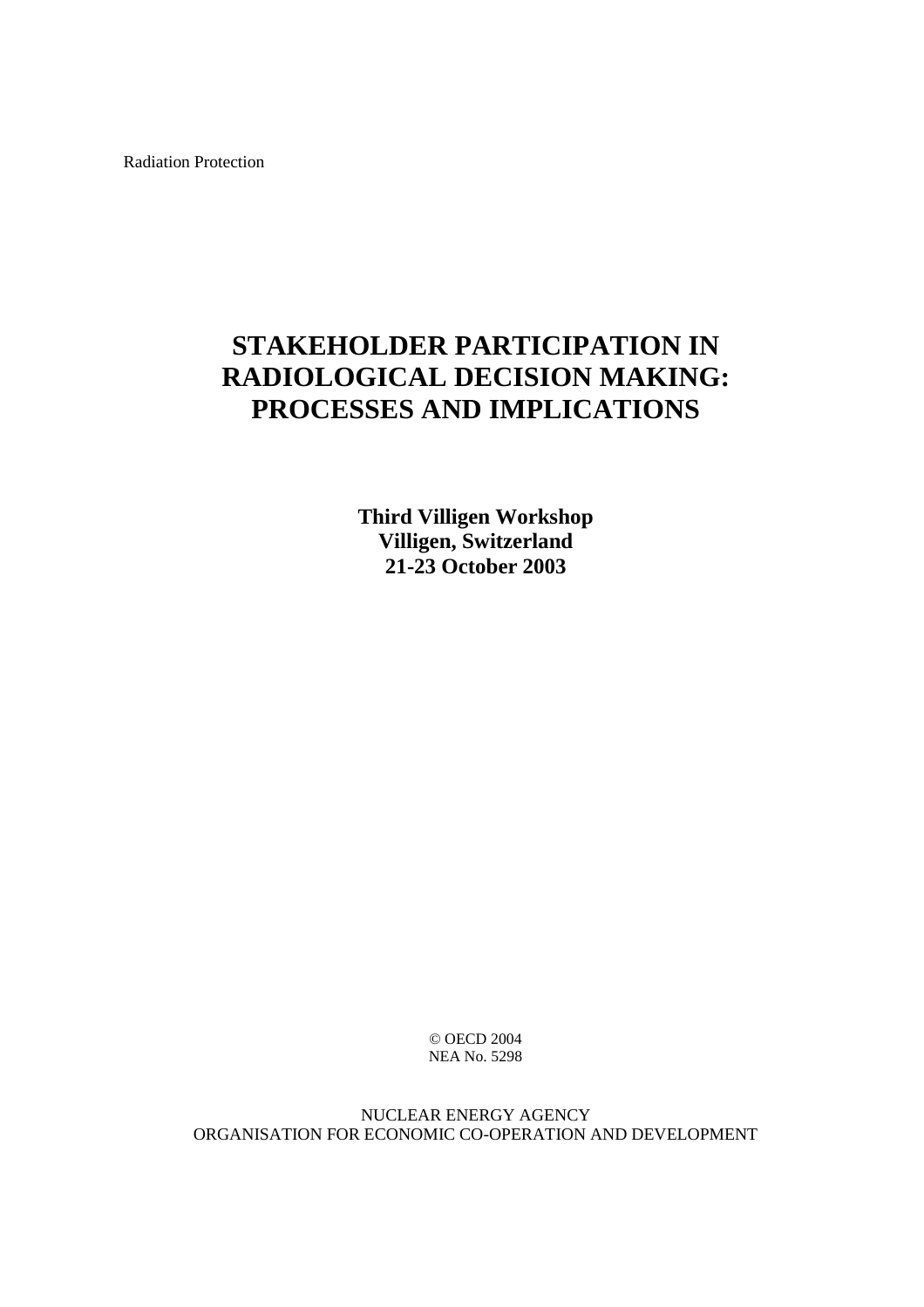Radiation Protection

# STAKEHOLDER PARTICIPATION IN RADIOLOGICAL DECISION MAKING: PROCESSES AND IMPLICATIONS

**Third Villigen Workshop**
**Villigen, Switzerland**
**21-23 October 2003**

© OECD 2004
NEA No. 5298

NUCLEAR ENERGY AGENCY
ORGANISATION FOR ECONOMIC CO-OPERATION AND DEVELOPMENT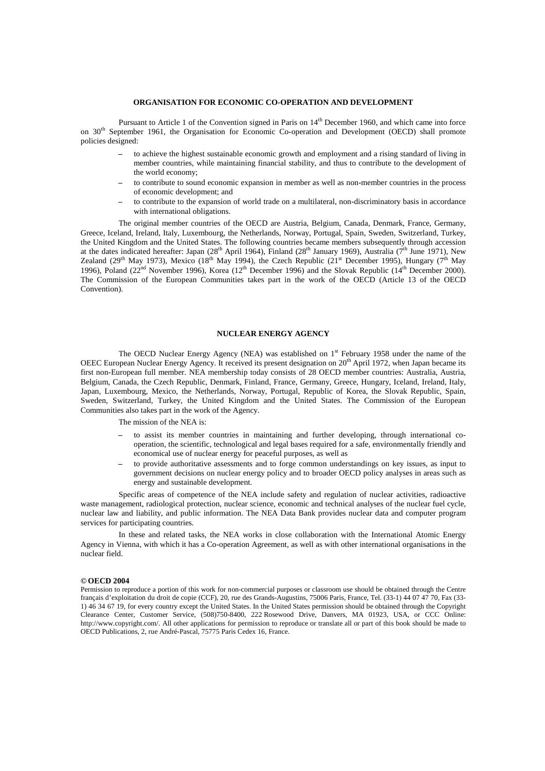## ORGANISATION FOR ECONOMIC CO-OPERATION AND DEVELOPMENT

Pursuant to Article 1 of the Convention signed in Paris on 14th December 1960, and which came into force on 30th September 1961, the Organisation for Economic Co-operation and Development (OECD) shall promote policies designed:

- to achieve the highest sustainable economic growth and employment and a rising standard of living in member countries, while maintaining financial stability, and thus to contribute to the development of the world economy;
- to contribute to sound economic expansion in member as well as non-member countries in the process of economic development; and
- to contribute to the expansion of world trade on a multilateral, non-discriminatory basis in accordance with international obligations.

The original member countries of the OECD are Austria, Belgium, Canada, Denmark, France, Germany, Greece, Iceland, Ireland, Italy, Luxembourg, the Netherlands, Norway, Portugal, Spain, Sweden, Switzerland, Turkey, the United Kingdom and the United States. The following countries became members subsequently through accession at the dates indicated hereafter: Japan (28th April 1964), Finland (28th January 1969), Australia (7th June 1971), New Zealand (29th May 1973), Mexico (18th May 1994), the Czech Republic (21st December 1995), Hungary (7th May 1996), Poland (22nd November 1996), Korea (12th December 1996) and the Slovak Republic (14th December 2000). The Commission of the European Communities takes part in the work of the OECD (Article 13 of the OECD Convention).

## NUCLEAR ENERGY AGENCY

The OECD Nuclear Energy Agency (NEA) was established on 1st February 1958 under the name of the OEEC European Nuclear Energy Agency. It received its present designation on 20th April 1972, when Japan became its first non-European full member. NEA membership today consists of 28 OECD member countries: Australia, Austria, Belgium, Canada, the Czech Republic, Denmark, Finland, France, Germany, Greece, Hungary, Iceland, Ireland, Italy, Japan, Luxembourg, Mexico, the Netherlands, Norway, Portugal, Republic of Korea, the Slovak Republic, Spain, Sweden, Switzerland, Turkey, the United Kingdom and the United States. The Commission of the European Communities also takes part in the work of the Agency.

The mission of the NEA is:

- to assist its member countries in maintaining and further developing, through international co-operation, the scientific, technological and legal bases required for a safe, environmentally friendly and economical use of nuclear energy for peaceful purposes, as well as
- to provide authoritative assessments and to forge common understandings on key issues, as input to government decisions on nuclear energy policy and to broader OECD policy analyses in areas such as energy and sustainable development.

Specific areas of competence of the NEA include safety and regulation of nuclear activities, radioactive waste management, radiological protection, nuclear science, economic and technical analyses of the nuclear fuel cycle, nuclear law and liability, and public information. The NEA Data Bank provides nuclear data and computer program services for participating countries.

In these and related tasks, the NEA works in close collaboration with the International Atomic Energy Agency in Vienna, with which it has a Co-operation Agreement, as well as with other international organisations in the nuclear field.

**© OECD 2004**

Permission to reproduce a portion of this work for non-commercial purposes or classroom use should be obtained through the Centre français d'exploitation du droit de copie (CCF), 20, rue des Grands-Augustins, 75006 Paris, France, Tel. (33-1) 44 07 47 70, Fax (33-1) 46 34 67 19, for every country except the United States. In the United States permission should be obtained through the Copyright Clearance Center, Customer Service, (508)750-8400, 222 Rosewood Drive, Danvers, MA 01923, USA, or CCC Online: http://www.copyright.com/. All other applications for permission to reproduce or translate all or part of this book should be made to OECD Publications, 2, rue André-Pascal, 75775 Paris Cedex 16, France.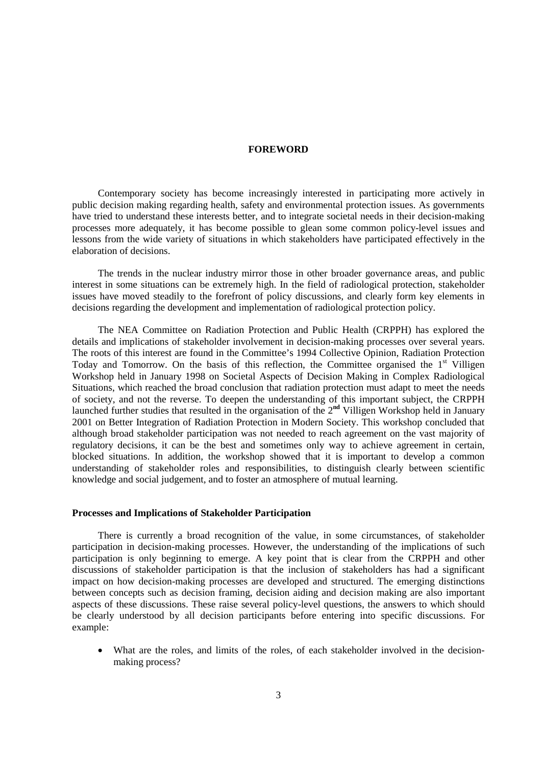# FOREWORD

Contemporary society has become increasingly interested in participating more actively in public decision making regarding health, safety and environmental protection issues. As governments have tried to understand these interests better, and to integrate societal needs in their decision-making processes more adequately, it has become possible to glean some common policy-level issues and lessons from the wide variety of situations in which stakeholders have participated effectively in the elaboration of decisions.

The trends in the nuclear industry mirror those in other broader governance areas, and public interest in some situations can be extremely high. In the field of radiological protection, stakeholder issues have moved steadily to the forefront of policy discussions, and clearly form key elements in decisions regarding the development and implementation of radiological protection policy.

The NEA Committee on Radiation Protection and Public Health (CRPPH) has explored the details and implications of stakeholder involvement in decision-making processes over several years. The roots of this interest are found in the Committee's 1994 Collective Opinion, Radiation Protection Today and Tomorrow. On the basis of this reflection, the Committee organised the 1st Villigen Workshop held in January 1998 on Societal Aspects of Decision Making in Complex Radiological Situations, which reached the broad conclusion that radiation protection must adapt to meet the needs of society, and not the reverse. To deepen the understanding of this important subject, the CRPPH launched further studies that resulted in the organisation of the 2nd Villigen Workshop held in January 2001 on Better Integration of Radiation Protection in Modern Society. This workshop concluded that although broad stakeholder participation was not needed to reach agreement on the vast majority of regulatory decisions, it can be the best and sometimes only way to achieve agreement in certain, blocked situations. In addition, the workshop showed that it is important to develop a common understanding of stakeholder roles and responsibilities, to distinguish clearly between scientific knowledge and social judgement, and to foster an atmosphere of mutual learning.

### Processes and Implications of Stakeholder Participation

There is currently a broad recognition of the value, in some circumstances, of stakeholder participation in decision-making processes. However, the understanding of the implications of such participation is only beginning to emerge. A key point that is clear from the CRPPH and other discussions of stakeholder participation is that the inclusion of stakeholders has had a significant impact on how decision-making processes are developed and structured. The emerging distinctions between concepts such as decision framing, decision aiding and decision making are also important aspects of these discussions. These raise several policy-level questions, the answers to which should be clearly understood by all decision participants before entering into specific discussions. For example:

- What are the roles, and limits of the roles, of each stakeholder involved in the decision-making process?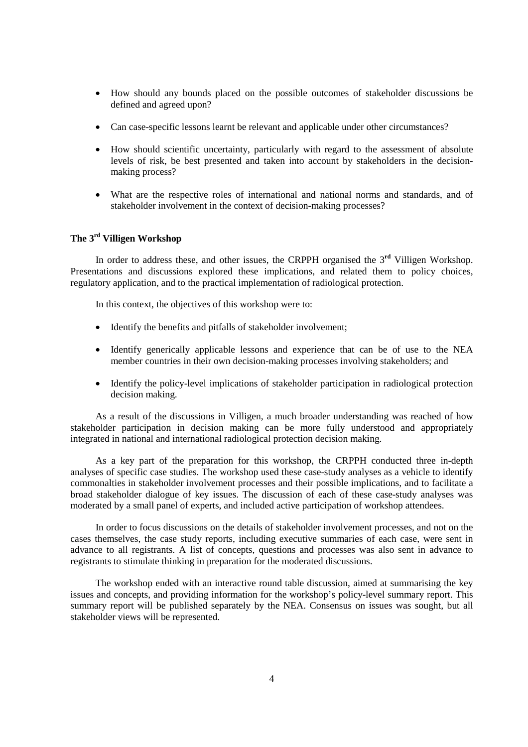- How should any bounds placed on the possible outcomes of stakeholder discussions be defined and agreed upon?

- Can case-specific lessons learnt be relevant and applicable under other circumstances?

- How should scientific uncertainty, particularly with regard to the assessment of absolute levels of risk, be best presented and taken into account by stakeholders in the decision-making process?

- What are the respective roles of international and national norms and standards, and of stakeholder involvement in the context of decision-making processes?

## The 3rd Villigen Workshop

In order to address these, and other issues, the CRPPH organised the 3rd Villigen Workshop. Presentations and discussions explored these implications, and related them to policy choices, regulatory application, and to the practical implementation of radiological protection.

In this context, the objectives of this workshop were to:

- Identify the benefits and pitfalls of stakeholder involvement;

- Identify generically applicable lessons and experience that can be of use to the NEA member countries in their own decision-making processes involving stakeholders; and

- Identify the policy-level implications of stakeholder participation in radiological protection decision making.

As a result of the discussions in Villigen, a much broader understanding was reached of how stakeholder participation in decision making can be more fully understood and appropriately integrated in national and international radiological protection decision making.

As a key part of the preparation for this workshop, the CRPPH conducted three in-depth analyses of specific case studies. The workshop used these case-study analyses as a vehicle to identify commonalties in stakeholder involvement processes and their possible implications, and to facilitate a broad stakeholder dialogue of key issues. The discussion of each of these case-study analyses was moderated by a small panel of experts, and included active participation of workshop attendees.

In order to focus discussions on the details of stakeholder involvement processes, and not on the cases themselves, the case study reports, including executive summaries of each case, were sent in advance to all registrants. A list of concepts, questions and processes was also sent in advance to registrants to stimulate thinking in preparation for the moderated discussions.

The workshop ended with an interactive round table discussion, aimed at summarising the key issues and concepts, and providing information for the workshop's policy-level summary report. This summary report will be published separately by the NEA. Consensus on issues was sought, but all stakeholder views will be represented.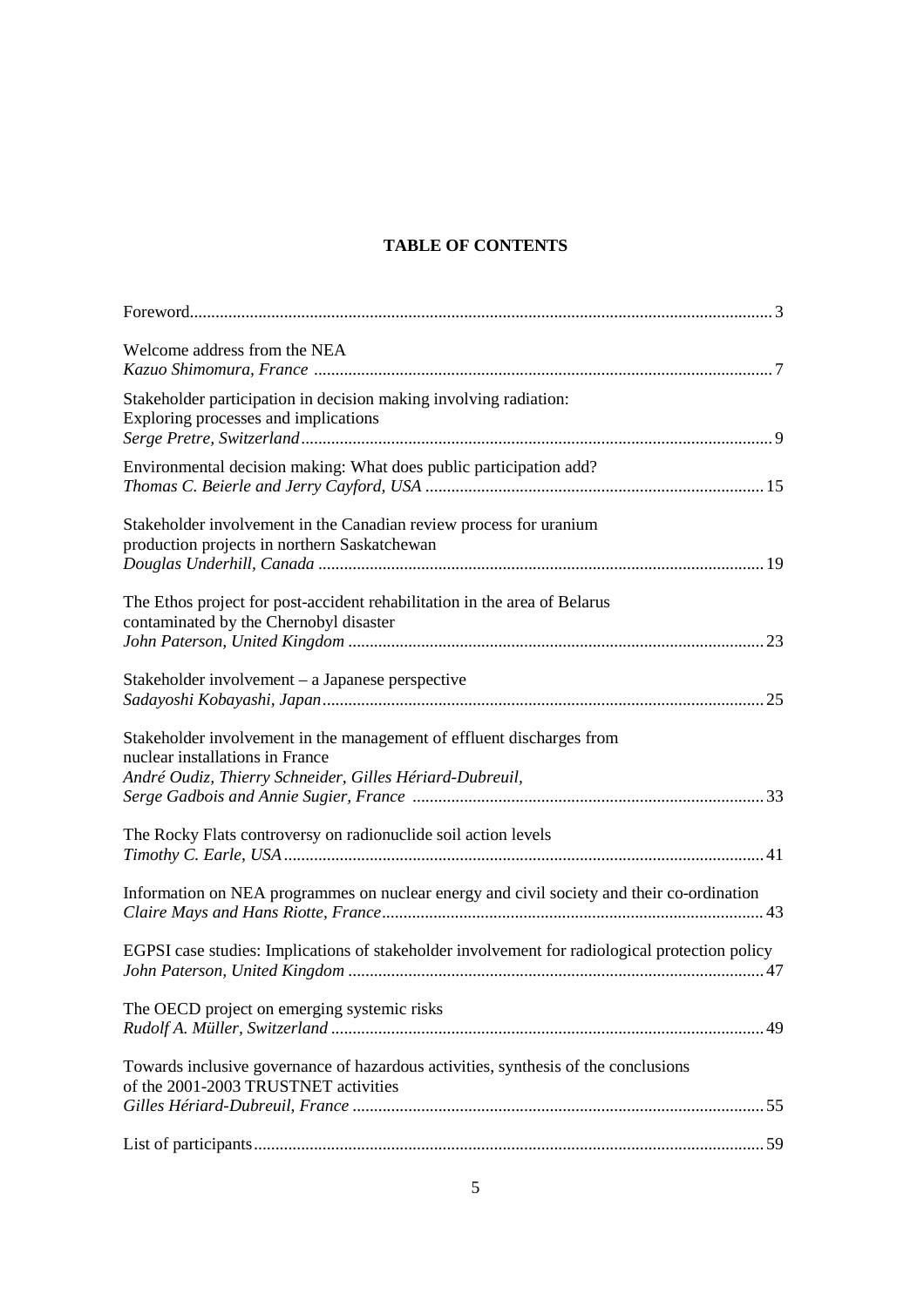# TABLE OF CONTENTS

Foreword ... 3

Welcome address from the NEA
*Kazuo Shimomura, France* ... 7

Stakeholder participation in decision making involving radiation: Exploring processes and implications
*Serge Pretre, Switzerland* ... 9

Environmental decision making: What does public participation add?
*Thomas C. Beierle and Jerry Cayford, USA* ... 15

Stakeholder involvement in the Canadian review process for uranium production projects in northern Saskatchewan
*Douglas Underhill, Canada* ... 19

The Ethos project for post-accident rehabilitation in the area of Belarus contaminated by the Chernobyl disaster
*John Paterson, United Kingdom* ... 23

Stakeholder involvement – a Japanese perspective
*Sadayoshi Kobayashi, Japan* ... 25

Stakeholder involvement in the management of effluent discharges from nuclear installations in France
*André Oudiz, Thierry Schneider, Gilles Hériard-Dubreuil, Serge Gadbois and Annie Sugier, France* ... 33

The Rocky Flats controversy on radionuclide soil action levels
*Timothy C. Earle, USA* ... 41

Information on NEA programmes on nuclear energy and civil society and their co-ordination
*Claire Mays and Hans Riotte, France* ... 43

EGPSI case studies: Implications of stakeholder involvement for radiological protection policy
*John Paterson, United Kingdom* ... 47

The OECD project on emerging systemic risks
*Rudolf A. Müller, Switzerland* ... 49

Towards inclusive governance of hazardous activities, synthesis of the conclusions of the 2001-2003 TRUSTNET activities
*Gilles Hériard-Dubreuil, France* ... 55

List of participants ... 59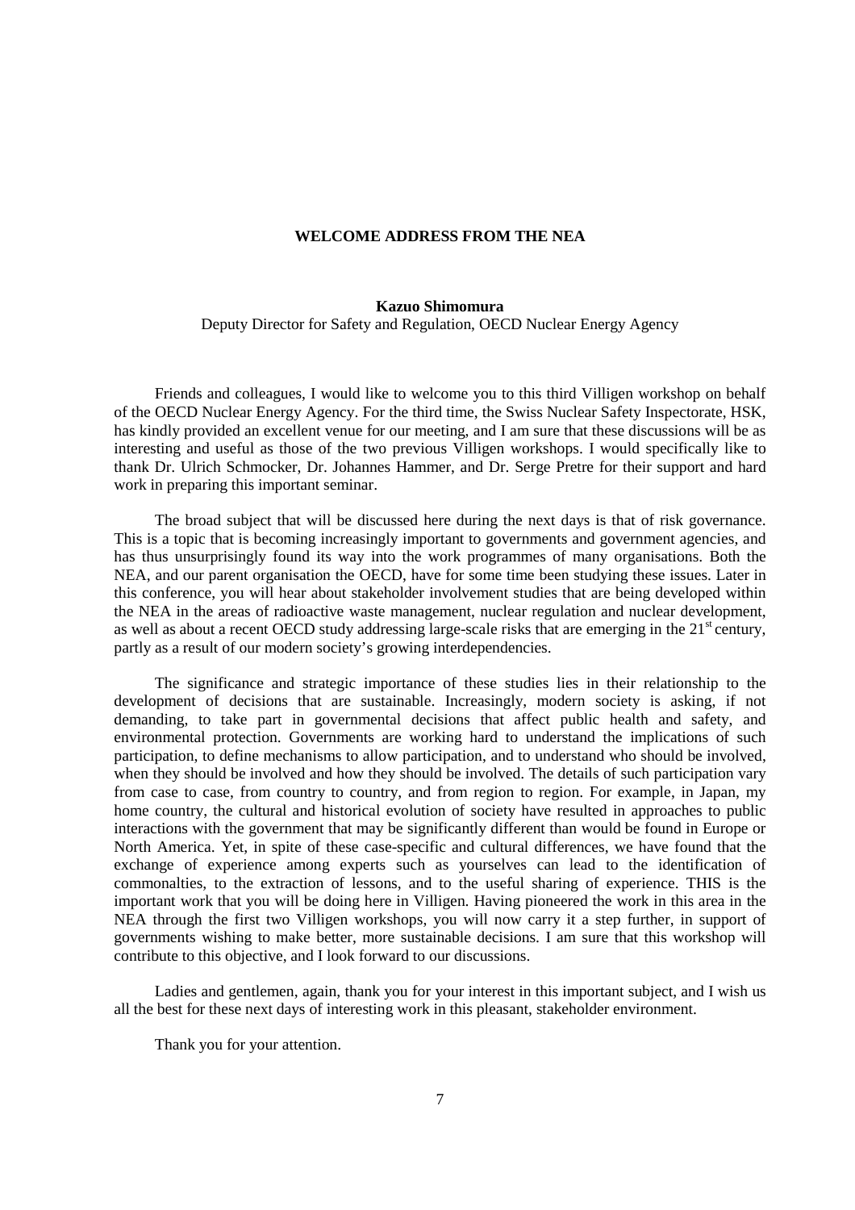## WELCOME ADDRESS FROM THE NEA

**Kazuo Shimomura**
Deputy Director for Safety and Regulation, OECD Nuclear Energy Agency

Friends and colleagues, I would like to welcome you to this third Villigen workshop on behalf of the OECD Nuclear Energy Agency. For the third time, the Swiss Nuclear Safety Inspectorate, HSK, has kindly provided an excellent venue for our meeting, and I am sure that these discussions will be as interesting and useful as those of the two previous Villigen workshops. I would specifically like to thank Dr. Ulrich Schmocker, Dr. Johannes Hammer, and Dr. Serge Pretre for their support and hard work in preparing this important seminar.

The broad subject that will be discussed here during the next days is that of risk governance. This is a topic that is becoming increasingly important to governments and government agencies, and has thus unsurprisingly found its way into the work programmes of many organisations. Both the NEA, and our parent organisation the OECD, have for some time been studying these issues. Later in this conference, you will hear about stakeholder involvement studies that are being developed within the NEA in the areas of radioactive waste management, nuclear regulation and nuclear development, as well as about a recent OECD study addressing large-scale risks that are emerging in the 21st century, partly as a result of our modern society's growing interdependencies.

The significance and strategic importance of these studies lies in their relationship to the development of decisions that are sustainable. Increasingly, modern society is asking, if not demanding, to take part in governmental decisions that affect public health and safety, and environmental protection. Governments are working hard to understand the implications of such participation, to define mechanisms to allow participation, and to understand who should be involved, when they should be involved and how they should be involved. The details of such participation vary from case to case, from country to country, and from region to region. For example, in Japan, my home country, the cultural and historical evolution of society have resulted in approaches to public interactions with the government that may be significantly different than would be found in Europe or North America. Yet, in spite of these case-specific and cultural differences, we have found that the exchange of experience among experts such as yourselves can lead to the identification of commonalties, to the extraction of lessons, and to the useful sharing of experience. THIS is the important work that you will be doing here in Villigen. Having pioneered the work in this area in the NEA through the first two Villigen workshops, you will now carry it a step further, in support of governments wishing to make better, more sustainable decisions. I am sure that this workshop will contribute to this objective, and I look forward to our discussions.

Ladies and gentlemen, again, thank you for your interest in this important subject, and I wish us all the best for these next days of interesting work in this pleasant, stakeholder environment.

Thank you for your attention.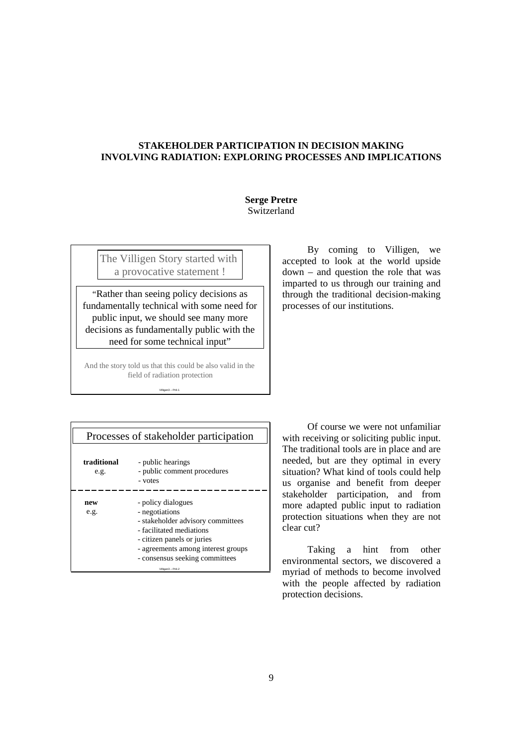# STAKEHOLDER PARTICIPATION IN DECISION MAKING INVOLVING RADIATION: EXPLORING PROCESSES AND IMPLICATIONS

**Serge Pretre**
Switzerland

> The Villigen Story started with a provocative statement !
>
> "Rather than seeing policy decisions as fundamentally technical with some need for public input, we should see many more decisions as fundamentally public with the need for some technical input"
>
> And the story told us that this could be also valid in the field of radiation protection
>
> Villigen3 – Pré-1

By coming to Villigen, we accepted to look at the world upside down – and question the role that was imparted to us through our training and through the traditional decision-making processes of our institutions.

> **Processes of stakeholder participation**
>
> **traditional** e.g.
> - public hearings
> - public comment procedures
> - votes
>
> **new** e.g.
> - policy dialogues
> - negotiations
> - stakeholder advisory committees
> - facilitated mediations
> - citizen panels or juries
> - agreements among interest groups
> - consensus seeking committees
>
> Villigen3 – Pré-2

Of course we were not unfamiliar with receiving or soliciting public input. The traditional tools are in place and are needed, but are they optimal in every situation? What kind of tools could help us organise and benefit from deeper stakeholder participation, and from more adapted public input to radiation protection situations when they are not clear cut?

Taking a hint from other environmental sectors, we discovered a myriad of methods to become involved with the people affected by radiation protection decisions.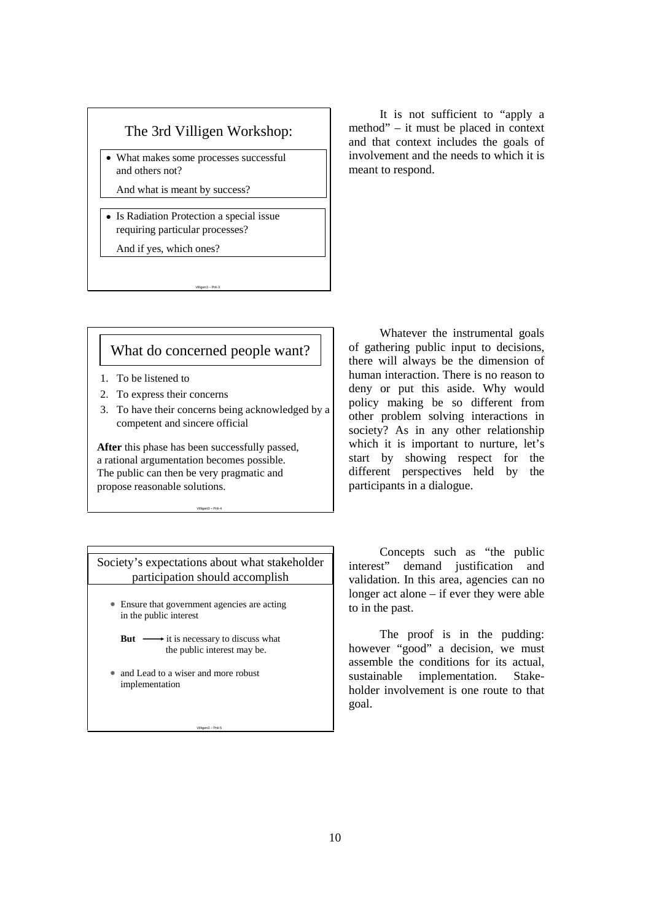### The 3rd Villigen Workshop:

- What makes some processes successful and others not?

  And what is meant by success?

- Is Radiation Protection a special issue requiring particular processes?

  And if yes, which ones?

Villigen3 – Prél-3

It is not sufficient to “apply a method” – it must be placed in context and that context includes the goals of involvement and the needs to which it is meant to respond.

### What do concerned people want?

1. To be listened to
2. To express their concerns
3. To have their concerns being acknowledged by a competent and sincere official

**After** this phase has been successfully passed, a rational argumentation becomes possible. The public can then be very pragmatic and propose reasonable solutions.

Villigen3 – Prél-4

Whatever the instrumental goals of gathering public input to decisions, there will always be the dimension of human interaction. There is no reason to deny or put this aside. Why would policy making be so different from other problem solving interactions in society? As in any other relationship which it is important to nurture, let’s start by showing respect for the different perspectives held by the participants in a dialogue.

### Society’s expectations about what stakeholder participation should accomplish

- Ensure that government agencies are acting in the public interest

  **But** ⟶ it is necessary to discuss what the public interest may be.

- and Lead to a wiser and more robust implementation

Villigen3 – Prél-5

Concepts such as “the public interest” demand justification and validation. In this area, agencies can no longer act alone – if ever they were able to in the past.

The proof is in the pudding: however “good” a decision, we must assemble the conditions for its actual, sustainable implementation. Stake-holder involvement is one route to that goal.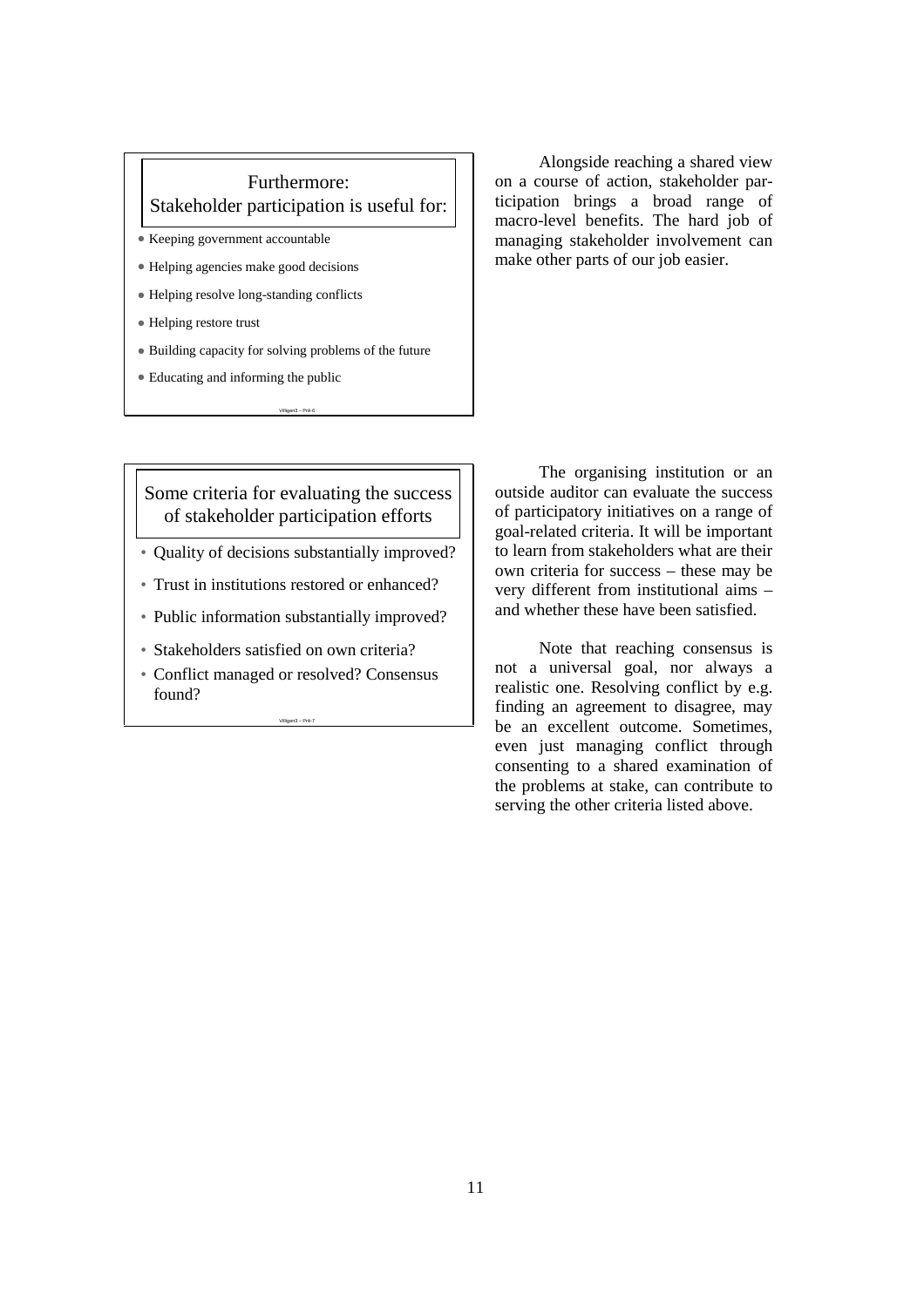**Furthermore:**
**Stakeholder participation is useful for:**

- Keeping government accountable
- Helping agencies make good decisions
- Helping resolve long-standing conflicts
- Helping restore trust
- Building capacity for solving problems of the future
- Educating and informing the public

Alongside reaching a shared view on a course of action, stakeholder participation brings a broad range of macro-level benefits. The hard job of managing stakeholder involvement can make other parts of our job easier.

**Some criteria for evaluating the success of stakeholder participation efforts**

- Quality of decisions substantially improved?
- Trust in institutions restored or enhanced?
- Public information substantially improved?
- Stakeholders satisfied on own criteria?
- Conflict managed or resolved? Consensus found?

The organising institution or an outside auditor can evaluate the success of participatory initiatives on a range of goal-related criteria. It will be important to learn from stakeholders what are their own criteria for success – these may be very different from institutional aims – and whether these have been satisfied.

Note that reaching consensus is not a universal goal, nor always a realistic one. Resolving conflict by e.g. finding an agreement to disagree, may be an excellent outcome. Sometimes, even just managing conflict through consenting to a shared examination of the problems at stake, can contribute to serving the other criteria listed above.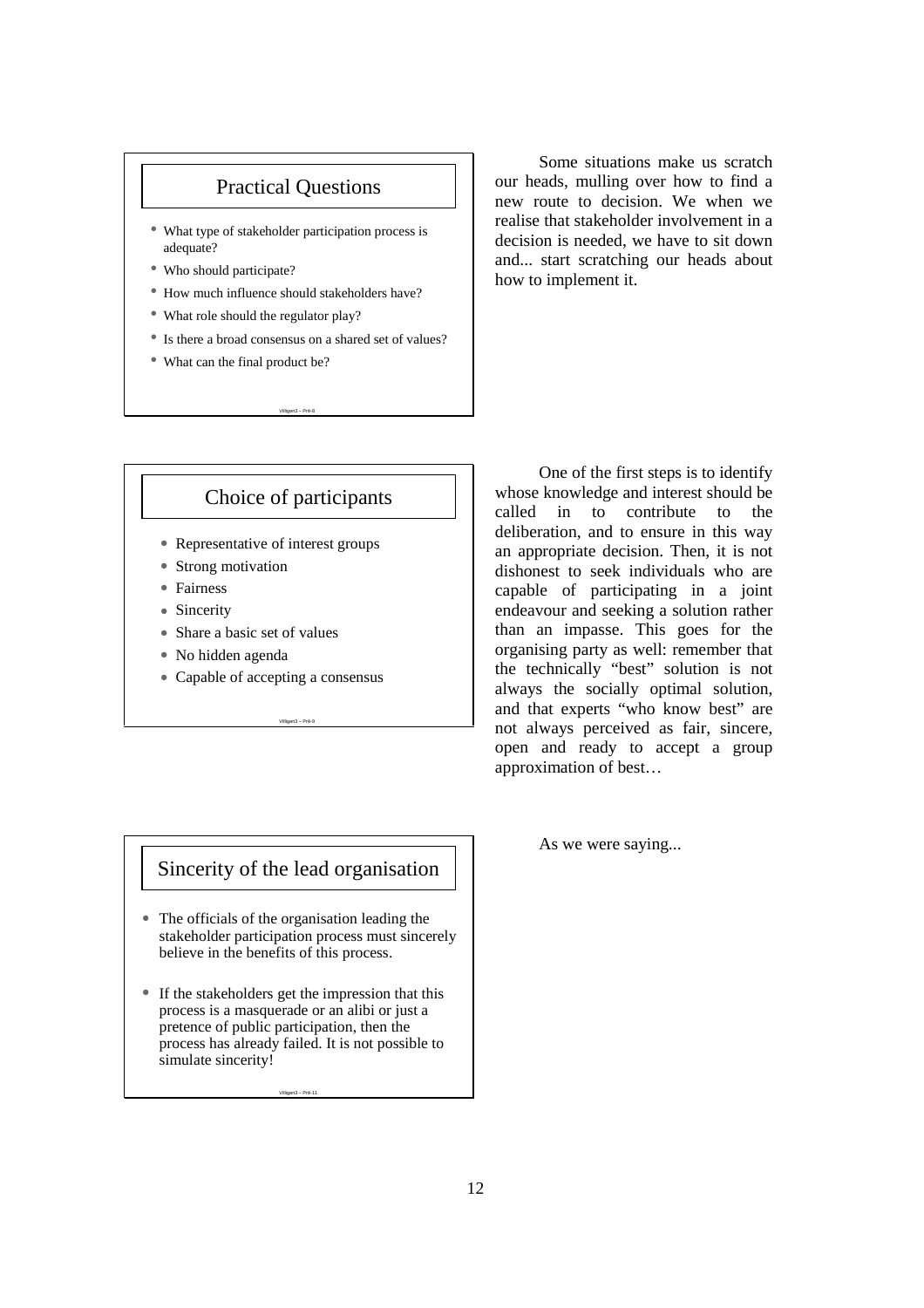## Practical Questions

- What type of stakeholder participation process is adequate?
- Who should participate?
- How much influence should stakeholders have?
- What role should the regulator play?
- Is there a broad consensus on a shared set of values?
- What can the final product be?

Villigen3 – Pnll-8

Some situations make us scratch our heads, mulling over how to find a new route to decision. We when we realise that stakeholder involvement in a decision is needed, we have to sit down and... start scratching our heads about how to implement it.

## Choice of participants

- Representative of interest groups
- Strong motivation
- Fairness
- Sincerity
- Share a basic set of values
- No hidden agenda
- Capable of accepting a consensus

Villigen3 – Pnll-9

One of the first steps is to identify whose knowledge and interest should be called in to contribute to the deliberation, and to ensure in this way an appropriate decision. Then, it is not dishonest to seek individuals who are capable of participating in a joint endeavour and seeking a solution rather than an impasse. This goes for the organising party as well: remember that the technically "best" solution is not always the socially optimal solution, and that experts "who know best" are not always perceived as fair, sincere, open and ready to accept a group approximation of best…

## Sincerity of the lead organisation

- The officials of the organisation leading the stakeholder participation process must sincerely believe in the benefits of this process.
- If the stakeholders get the impression that this process is a masquerade or an alibi or just a pretence of public participation, then the process has already failed. It is not possible to simulate sincerity!

Villigen3 – Pnll-11

As we were saying...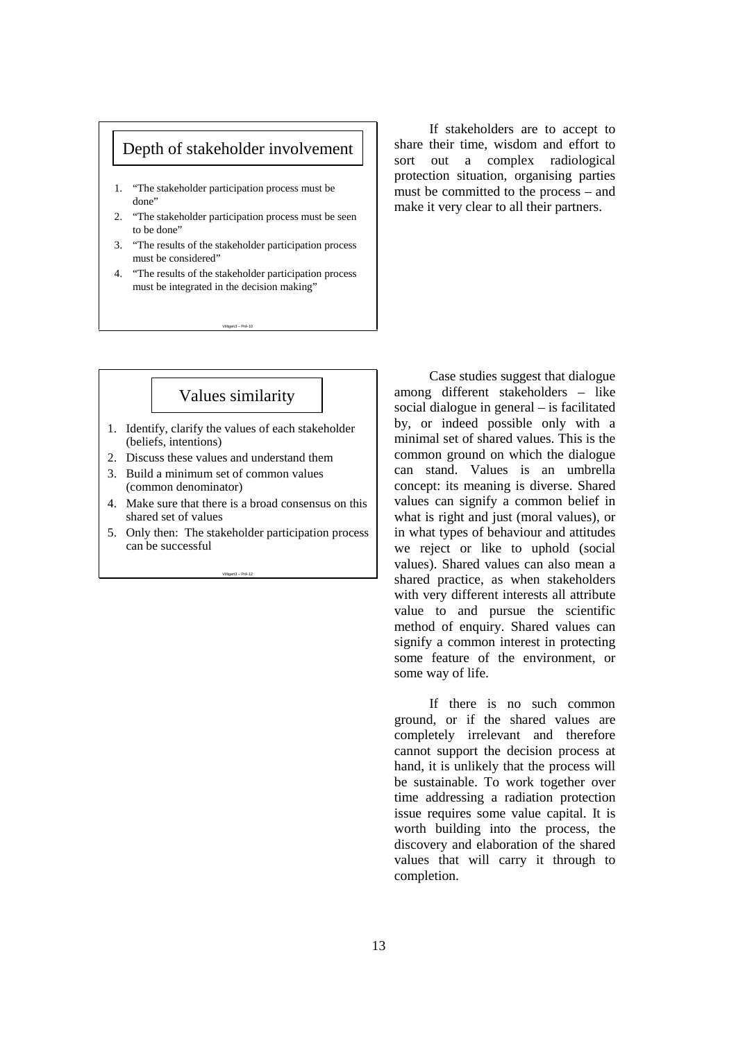### Depth of stakeholder involvement

1. "The stakeholder participation process must be done"
2. "The stakeholder participation process must be seen to be done"
3. "The results of the stakeholder participation process must be considered"
4. "The results of the stakeholder participation process must be integrated in the decision making"

Villigen3 – Pré-10

If stakeholders are to accept to share their time, wisdom and effort to sort out a complex radiological protection situation, organising parties must be committed to the process – and make it very clear to all their partners.

### Values similarity

1. Identify, clarify the values of each stakeholder (beliefs, intentions)
2. Discuss these values and understand them
3. Build a minimum set of common values (common denominator)
4. Make sure that there is a broad consensus on this shared set of values
5. Only then: The stakeholder participation process can be successful

Villigen3 – Pré-12

Case studies suggest that dialogue among different stakeholders – like social dialogue in general – is facilitated by, or indeed possible only with a minimal set of shared values. This is the common ground on which the dialogue can stand. Values is an umbrella concept: its meaning is diverse. Shared values can signify a common belief in what is right and just (moral values), or in what types of behaviour and attitudes we reject or like to uphold (social values). Shared values can also mean a shared practice, as when stakeholders with very different interests all attribute value to and pursue the scientific method of enquiry. Shared values can signify a common interest in protecting some feature of the environment, or some way of life.

If there is no such common ground, or if the shared values are completely irrelevant and therefore cannot support the decision process at hand, it is unlikely that the process will be sustainable. To work together over time addressing a radiation protection issue requires some value capital. It is worth building into the process, the discovery and elaboration of the shared values that will carry it through to completion.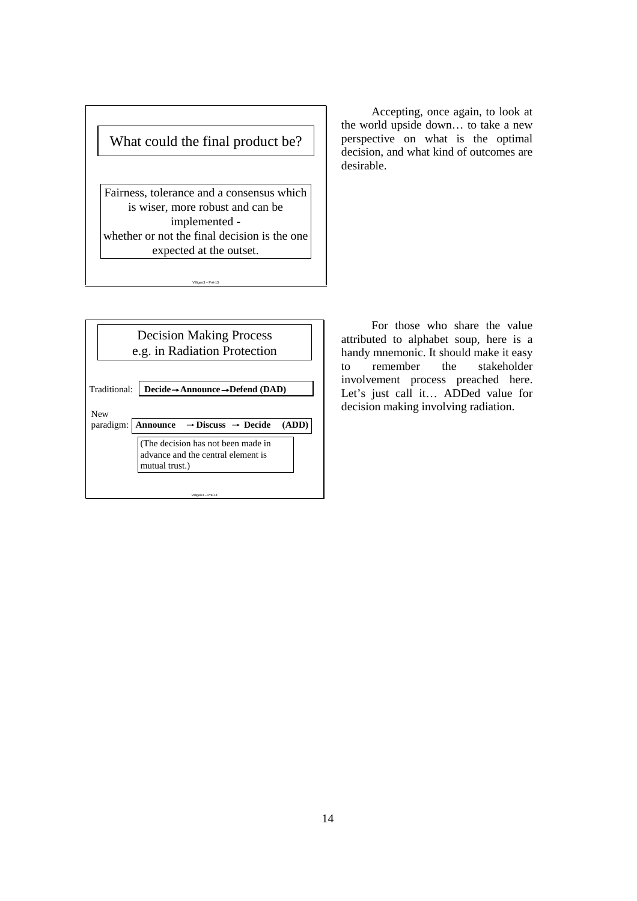**What could the final product be?**

Fairness, tolerance and a consensus which is wiser, more robust and can be implemented - whether or not the final decision is the one expected at the outset.

Villigen3 – Pnt-13

Accepting, once again, to look at the world upside down… to take a new perspective on what is the optimal decision, and what kind of outcomes are desirable.

**Decision Making Process e.g. in Radiation Protection**

Traditional: **Decide → Announce → Defend (DAD)**

New paradigm: **Announce → Discuss → Decide (ADD)**

(The decision has not been made in advance and the central element is mutual trust.)

Villigen3 – Pnt-14

For those who share the value attributed to alphabet soup, here is a handy mnemonic. It should make it easy to remember the stakeholder involvement process preached here. Let's just call it… ADDed value for decision making involving radiation.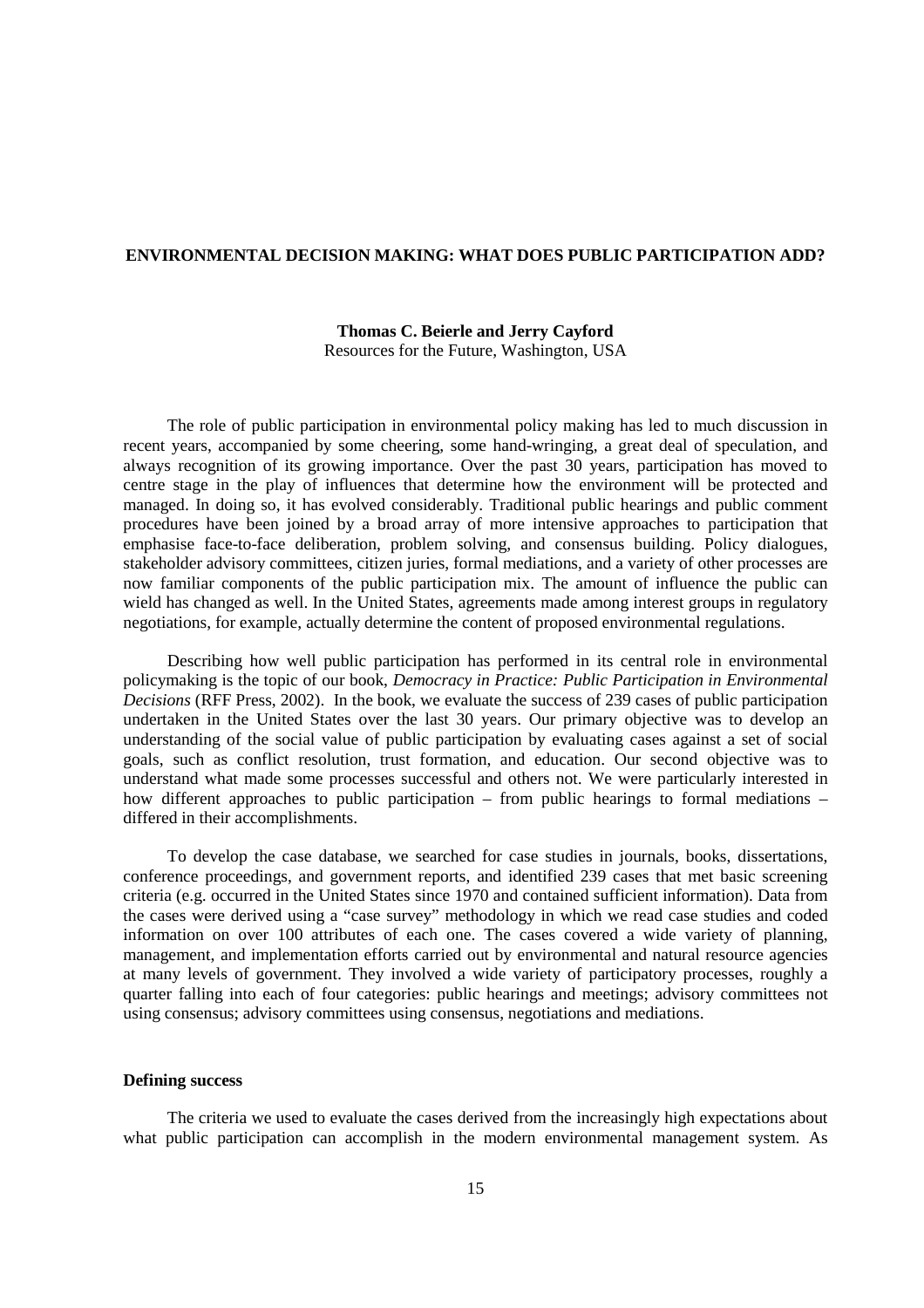## ENVIRONMENTAL DECISION MAKING: WHAT DOES PUBLIC PARTICIPATION ADD?

**Thomas C. Beierle and Jerry Cayford**
Resources for the Future, Washington, USA

The role of public participation in environmental policy making has led to much discussion in recent years, accompanied by some cheering, some hand-wringing, a great deal of speculation, and always recognition of its growing importance. Over the past 30 years, participation has moved to centre stage in the play of influences that determine how the environment will be protected and managed. In doing so, it has evolved considerably. Traditional public hearings and public comment procedures have been joined by a broad array of more intensive approaches to participation that emphasise face-to-face deliberation, problem solving, and consensus building. Policy dialogues, stakeholder advisory committees, citizen juries, formal mediations, and a variety of other processes are now familiar components of the public participation mix. The amount of influence the public can wield has changed as well. In the United States, agreements made among interest groups in regulatory negotiations, for example, actually determine the content of proposed environmental regulations.

Describing how well public participation has performed in its central role in environmental policymaking is the topic of our book, *Democracy in Practice: Public Participation in Environmental Decisions* (RFF Press, 2002). In the book, we evaluate the success of 239 cases of public participation undertaken in the United States over the last 30 years. Our primary objective was to develop an understanding of the social value of public participation by evaluating cases against a set of social goals, such as conflict resolution, trust formation, and education. Our second objective was to understand what made some processes successful and others not. We were particularly interested in how different approaches to public participation – from public hearings to formal mediations – differed in their accomplishments.

To develop the case database, we searched for case studies in journals, books, dissertations, conference proceedings, and government reports, and identified 239 cases that met basic screening criteria (e.g. occurred in the United States since 1970 and contained sufficient information). Data from the cases were derived using a "case survey" methodology in which we read case studies and coded information on over 100 attributes of each one. The cases covered a wide variety of planning, management, and implementation efforts carried out by environmental and natural resource agencies at many levels of government. They involved a wide variety of participatory processes, roughly a quarter falling into each of four categories: public hearings and meetings; advisory committees not using consensus; advisory committees using consensus, negotiations and mediations.

### Defining success

The criteria we used to evaluate the cases derived from the increasingly high expectations about what public participation can accomplish in the modern environmental management system. As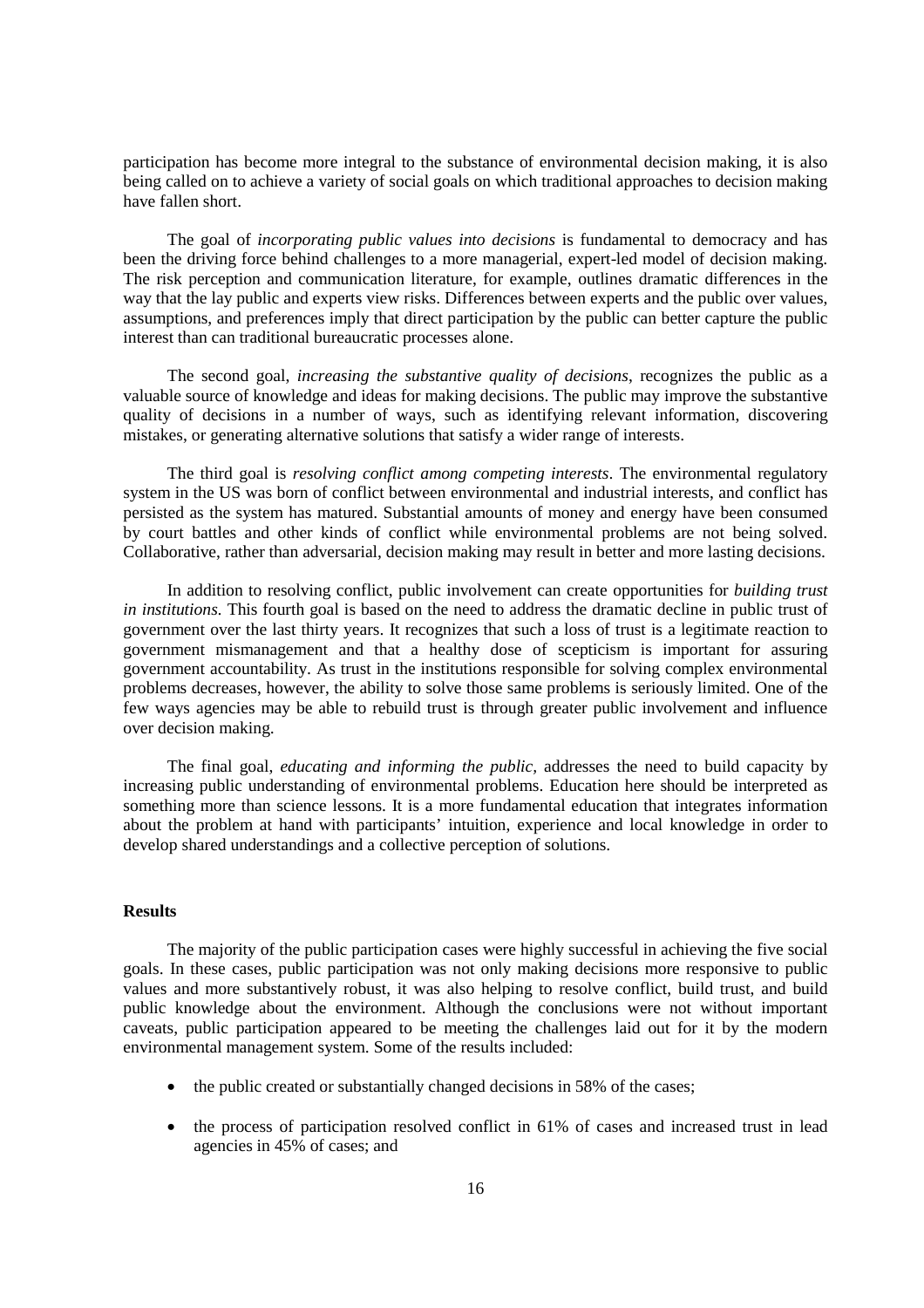participation has become more integral to the substance of environmental decision making, it is also being called on to achieve a variety of social goals on which traditional approaches to decision making have fallen short.

The goal of *incorporating public values into decisions* is fundamental to democracy and has been the driving force behind challenges to a more managerial, expert-led model of decision making. The risk perception and communication literature, for example, outlines dramatic differences in the way that the lay public and experts view risks. Differences between experts and the public over values, assumptions, and preferences imply that direct participation by the public can better capture the public interest than can traditional bureaucratic processes alone.

The second goal, *increasing the substantive quality of decisions*, recognizes the public as a valuable source of knowledge and ideas for making decisions. The public may improve the substantive quality of decisions in a number of ways, such as identifying relevant information, discovering mistakes, or generating alternative solutions that satisfy a wider range of interests.

The third goal is *resolving conflict among competing interests*. The environmental regulatory system in the US was born of conflict between environmental and industrial interests, and conflict has persisted as the system has matured. Substantial amounts of money and energy have been consumed by court battles and other kinds of conflict while environmental problems are not being solved. Collaborative, rather than adversarial, decision making may result in better and more lasting decisions.

In addition to resolving conflict, public involvement can create opportunities for *building trust in institutions*. This fourth goal is based on the need to address the dramatic decline in public trust of government over the last thirty years. It recognizes that such a loss of trust is a legitimate reaction to government mismanagement and that a healthy dose of scepticism is important for assuring government accountability. As trust in the institutions responsible for solving complex environmental problems decreases, however, the ability to solve those same problems is seriously limited. One of the few ways agencies may be able to rebuild trust is through greater public involvement and influence over decision making.

The final goal, *educating and informing the public*, addresses the need to build capacity by increasing public understanding of environmental problems. Education here should be interpreted as something more than science lessons. It is a more fundamental education that integrates information about the problem at hand with participants' intuition, experience and local knowledge in order to develop shared understandings and a collective perception of solutions.

**Results**

The majority of the public participation cases were highly successful in achieving the five social goals. In these cases, public participation was not only making decisions more responsive to public values and more substantively robust, it was also helping to resolve conflict, build trust, and build public knowledge about the environment. Although the conclusions were not without important caveats, public participation appeared to be meeting the challenges laid out for it by the modern environmental management system. Some of the results included:

- the public created or substantially changed decisions in 58% of the cases;
- the process of participation resolved conflict in 61% of cases and increased trust in lead agencies in 45% of cases; and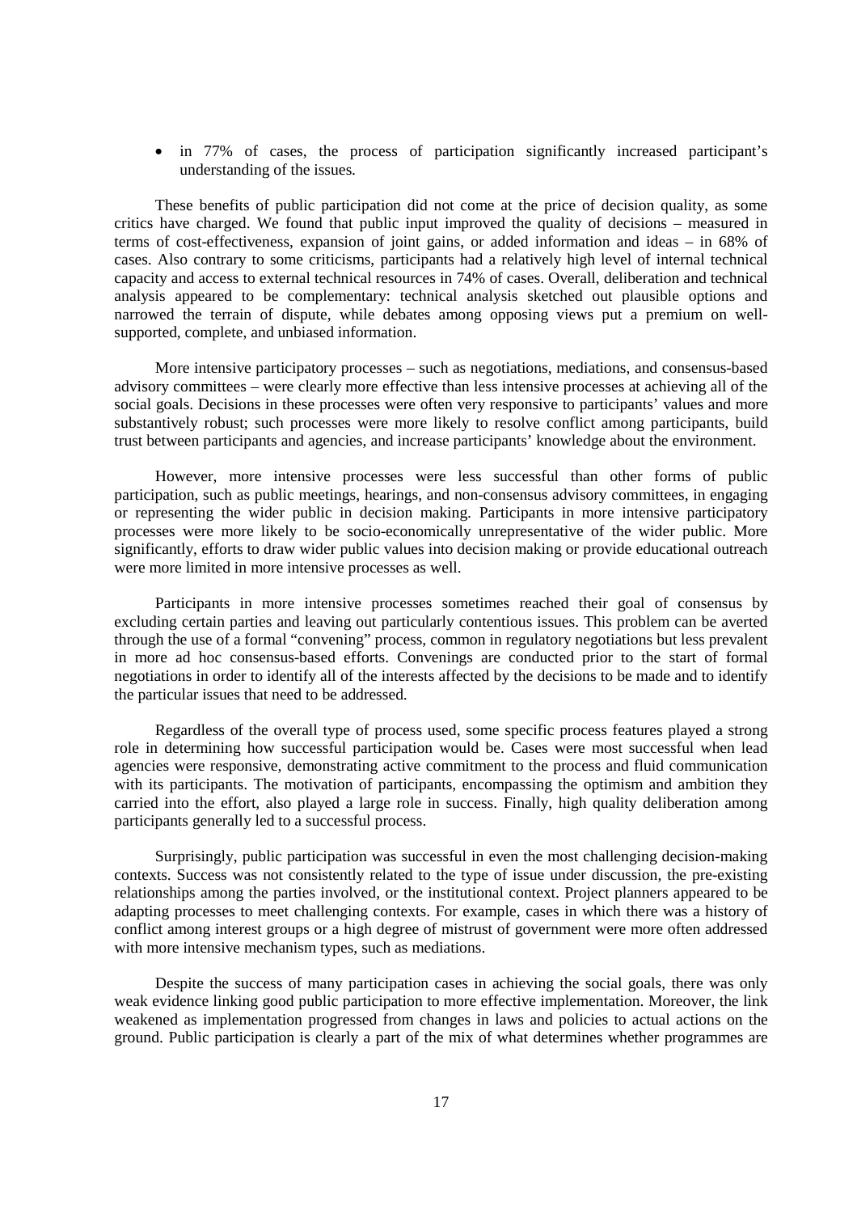- in 77% of cases, the process of participation significantly increased participant's understanding of the issues.

These benefits of public participation did not come at the price of decision quality, as some critics have charged. We found that public input improved the quality of decisions – measured in terms of cost-effectiveness, expansion of joint gains, or added information and ideas – in 68% of cases. Also contrary to some criticisms, participants had a relatively high level of internal technical capacity and access to external technical resources in 74% of cases. Overall, deliberation and technical analysis appeared to be complementary: technical analysis sketched out plausible options and narrowed the terrain of dispute, while debates among opposing views put a premium on well-supported, complete, and unbiased information.

More intensive participatory processes – such as negotiations, mediations, and consensus-based advisory committees – were clearly more effective than less intensive processes at achieving all of the social goals. Decisions in these processes were often very responsive to participants' values and more substantively robust; such processes were more likely to resolve conflict among participants, build trust between participants and agencies, and increase participants' knowledge about the environment.

However, more intensive processes were less successful than other forms of public participation, such as public meetings, hearings, and non-consensus advisory committees, in engaging or representing the wider public in decision making. Participants in more intensive participatory processes were more likely to be socio-economically unrepresentative of the wider public. More significantly, efforts to draw wider public values into decision making or provide educational outreach were more limited in more intensive processes as well.

Participants in more intensive processes sometimes reached their goal of consensus by excluding certain parties and leaving out particularly contentious issues. This problem can be averted through the use of a formal "convening" process, common in regulatory negotiations but less prevalent in more ad hoc consensus-based efforts. Convenings are conducted prior to the start of formal negotiations in order to identify all of the interests affected by the decisions to be made and to identify the particular issues that need to be addressed.

Regardless of the overall type of process used, some specific process features played a strong role in determining how successful participation would be. Cases were most successful when lead agencies were responsive, demonstrating active commitment to the process and fluid communication with its participants. The motivation of participants, encompassing the optimism and ambition they carried into the effort, also played a large role in success. Finally, high quality deliberation among participants generally led to a successful process.

Surprisingly, public participation was successful in even the most challenging decision-making contexts. Success was not consistently related to the type of issue under discussion, the pre-existing relationships among the parties involved, or the institutional context. Project planners appeared to be adapting processes to meet challenging contexts. For example, cases in which there was a history of conflict among interest groups or a high degree of mistrust of government were more often addressed with more intensive mechanism types, such as mediations.

Despite the success of many participation cases in achieving the social goals, there was only weak evidence linking good public participation to more effective implementation. Moreover, the link weakened as implementation progressed from changes in laws and policies to actual actions on the ground. Public participation is clearly a part of the mix of what determines whether programmes are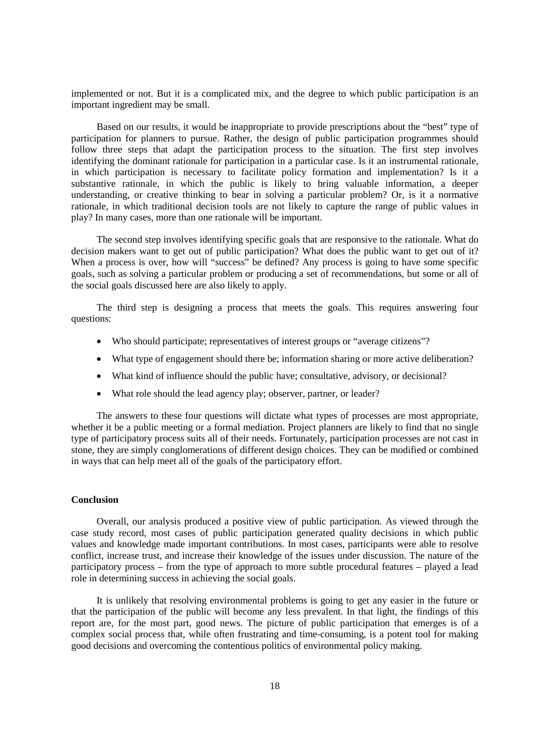implemented or not. But it is a complicated mix, and the degree to which public participation is an important ingredient may be small.

Based on our results, it would be inappropriate to provide prescriptions about the "best" type of participation for planners to pursue. Rather, the design of public participation programmes should follow three steps that adapt the participation process to the situation. The first step involves identifying the dominant rationale for participation in a particular case. Is it an instrumental rationale, in which participation is necessary to facilitate policy formation and implementation? Is it a substantive rationale, in which the public is likely to bring valuable information, a deeper understanding, or creative thinking to bear in solving a particular problem? Or, is it a normative rationale, in which traditional decision tools are not likely to capture the range of public values in play? In many cases, more than one rationale will be important.

The second step involves identifying specific goals that are responsive to the rationale. What do decision makers want to get out of public participation? What does the public want to get out of it? When a process is over, how will "success" be defined? Any process is going to have some specific goals, such as solving a particular problem or producing a set of recommendations, but some or all of the social goals discussed here are also likely to apply.

The third step is designing a process that meets the goals. This requires answering four questions:

- Who should participate; representatives of interest groups or "average citizens"?
- What type of engagement should there be; information sharing or more active deliberation?
- What kind of influence should the public have; consultative, advisory, or decisional?
- What role should the lead agency play; observer, partner, or leader?

The answers to these four questions will dictate what types of processes are most appropriate, whether it be a public meeting or a formal mediation. Project planners are likely to find that no single type of participatory process suits all of their needs. Fortunately, participation processes are not cast in stone, they are simply conglomerations of different design choices. They can be modified or combined in ways that can help meet all of the goals of the participatory effort.

## Conclusion

Overall, our analysis produced a positive view of public participation. As viewed through the case study record, most cases of public participation generated quality decisions in which public values and knowledge made important contributions. In most cases, participants were able to resolve conflict, increase trust, and increase their knowledge of the issues under discussion. The nature of the participatory process – from the type of approach to more subtle procedural features – played a lead role in determining success in achieving the social goals.

It is unlikely that resolving environmental problems is going to get any easier in the future or that the participation of the public will become any less prevalent. In that light, the findings of this report are, for the most part, good news. The picture of public participation that emerges is of a complex social process that, while often frustrating and time-consuming, is a potent tool for making good decisions and overcoming the contentious politics of environmental policy making.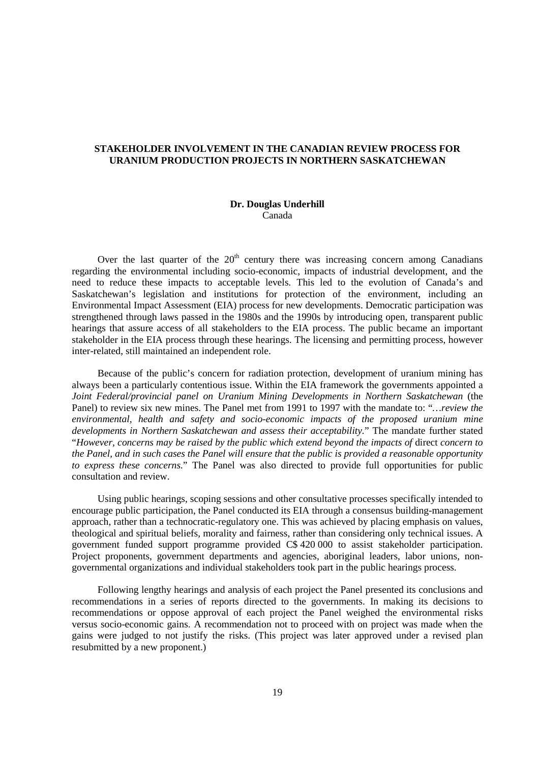# STAKEHOLDER INVOLVEMENT IN THE CANADIAN REVIEW PROCESS FOR URANIUM PRODUCTION PROJECTS IN NORTHERN SASKATCHEWAN

**Dr. Douglas Underhill**
Canada

Over the last quarter of the 20th century there was increasing concern among Canadians regarding the environmental including socio-economic, impacts of industrial development, and the need to reduce these impacts to acceptable levels. This led to the evolution of Canada's and Saskatchewan's legislation and institutions for protection of the environment, including an Environmental Impact Assessment (EIA) process for new developments. Democratic participation was strengthened through laws passed in the 1980s and the 1990s by introducing open, transparent public hearings that assure access of all stakeholders to the EIA process. The public became an important stakeholder in the EIA process through these hearings. The licensing and permitting process, however inter-related, still maintained an independent role.

Because of the public's concern for radiation protection, development of uranium mining has always been a particularly contentious issue. Within the EIA framework the governments appointed a *Joint Federal/provincial panel on Uranium Mining Developments in Northern Saskatchewan* (the Panel) to review six new mines. The Panel met from 1991 to 1997 with the mandate to: "*…review the environmental, health and safety and socio-economic impacts of the proposed uranium mine developments in Northern Saskatchewan and assess their acceptability.*" The mandate further stated "*However, concerns may be raised by the public which extend beyond the impacts of* direct *concern to the Panel, and in such cases the Panel will ensure that the public is provided a reasonable opportunity to express these concerns.*" The Panel was also directed to provide full opportunities for public consultation and review.

Using public hearings, scoping sessions and other consultative processes specifically intended to encourage public participation, the Panel conducted its EIA through a consensus building-management approach, rather than a technocratic-regulatory one. This was achieved by placing emphasis on values, theological and spiritual beliefs, morality and fairness, rather than considering only technical issues. A government funded support programme provided C$ 420 000 to assist stakeholder participation. Project proponents, government departments and agencies, aboriginal leaders, labor unions, non-governmental organizations and individual stakeholders took part in the public hearings process.

Following lengthy hearings and analysis of each project the Panel presented its conclusions and recommendations in a series of reports directed to the governments. In making its decisions to recommendations or oppose approval of each project the Panel weighed the environmental risks versus socio-economic gains. A recommendation not to proceed with on project was made when the gains were judged to not justify the risks. (This project was later approved under a revised plan resubmitted by a new proponent.)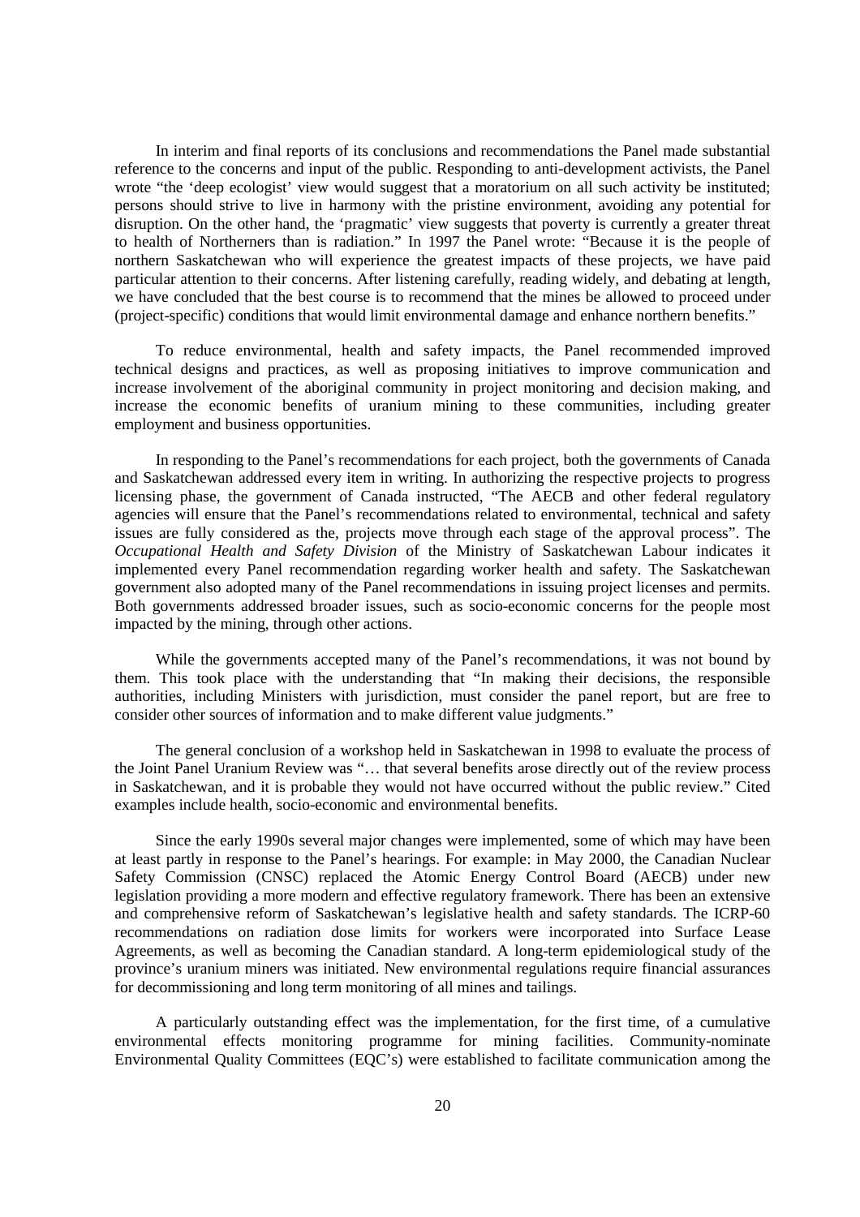In interim and final reports of its conclusions and recommendations the Panel made substantial reference to the concerns and input of the public. Responding to anti-development activists, the Panel wrote "the 'deep ecologist' view would suggest that a moratorium on all such activity be instituted; persons should strive to live in harmony with the pristine environment, avoiding any potential for disruption. On the other hand, the 'pragmatic' view suggests that poverty is currently a greater threat to health of Northerners than is radiation." In 1997 the Panel wrote: "Because it is the people of northern Saskatchewan who will experience the greatest impacts of these projects, we have paid particular attention to their concerns. After listening carefully, reading widely, and debating at length, we have concluded that the best course is to recommend that the mines be allowed to proceed under (project-specific) conditions that would limit environmental damage and enhance northern benefits."

To reduce environmental, health and safety impacts, the Panel recommended improved technical designs and practices, as well as proposing initiatives to improve communication and increase involvement of the aboriginal community in project monitoring and decision making, and increase the economic benefits of uranium mining to these communities, including greater employment and business opportunities.

In responding to the Panel's recommendations for each project, both the governments of Canada and Saskatchewan addressed every item in writing. In authorizing the respective projects to progress licensing phase, the government of Canada instructed, "The AECB and other federal regulatory agencies will ensure that the Panel's recommendations related to environmental, technical and safety issues are fully considered as the, projects move through each stage of the approval process". The *Occupational Health and Safety Division* of the Ministry of Saskatchewan Labour indicates it implemented every Panel recommendation regarding worker health and safety. The Saskatchewan government also adopted many of the Panel recommendations in issuing project licenses and permits. Both governments addressed broader issues, such as socio-economic concerns for the people most impacted by the mining, through other actions.

While the governments accepted many of the Panel's recommendations, it was not bound by them. This took place with the understanding that "In making their decisions, the responsible authorities, including Ministers with jurisdiction, must consider the panel report, but are free to consider other sources of information and to make different value judgments."

The general conclusion of a workshop held in Saskatchewan in 1998 to evaluate the process of the Joint Panel Uranium Review was "… that several benefits arose directly out of the review process in Saskatchewan, and it is probable they would not have occurred without the public review." Cited examples include health, socio-economic and environmental benefits.

Since the early 1990s several major changes were implemented, some of which may have been at least partly in response to the Panel's hearings. For example: in May 2000, the Canadian Nuclear Safety Commission (CNSC) replaced the Atomic Energy Control Board (AECB) under new legislation providing a more modern and effective regulatory framework. There has been an extensive and comprehensive reform of Saskatchewan's legislative health and safety standards. The ICRP-60 recommendations on radiation dose limits for workers were incorporated into Surface Lease Agreements, as well as becoming the Canadian standard. A long-term epidemiological study of the province's uranium miners was initiated. New environmental regulations require financial assurances for decommissioning and long term monitoring of all mines and tailings.

A particularly outstanding effect was the implementation, for the first time, of a cumulative environmental effects monitoring programme for mining facilities. Community-nominate Environmental Quality Committees (EQC's) were established to facilitate communication among the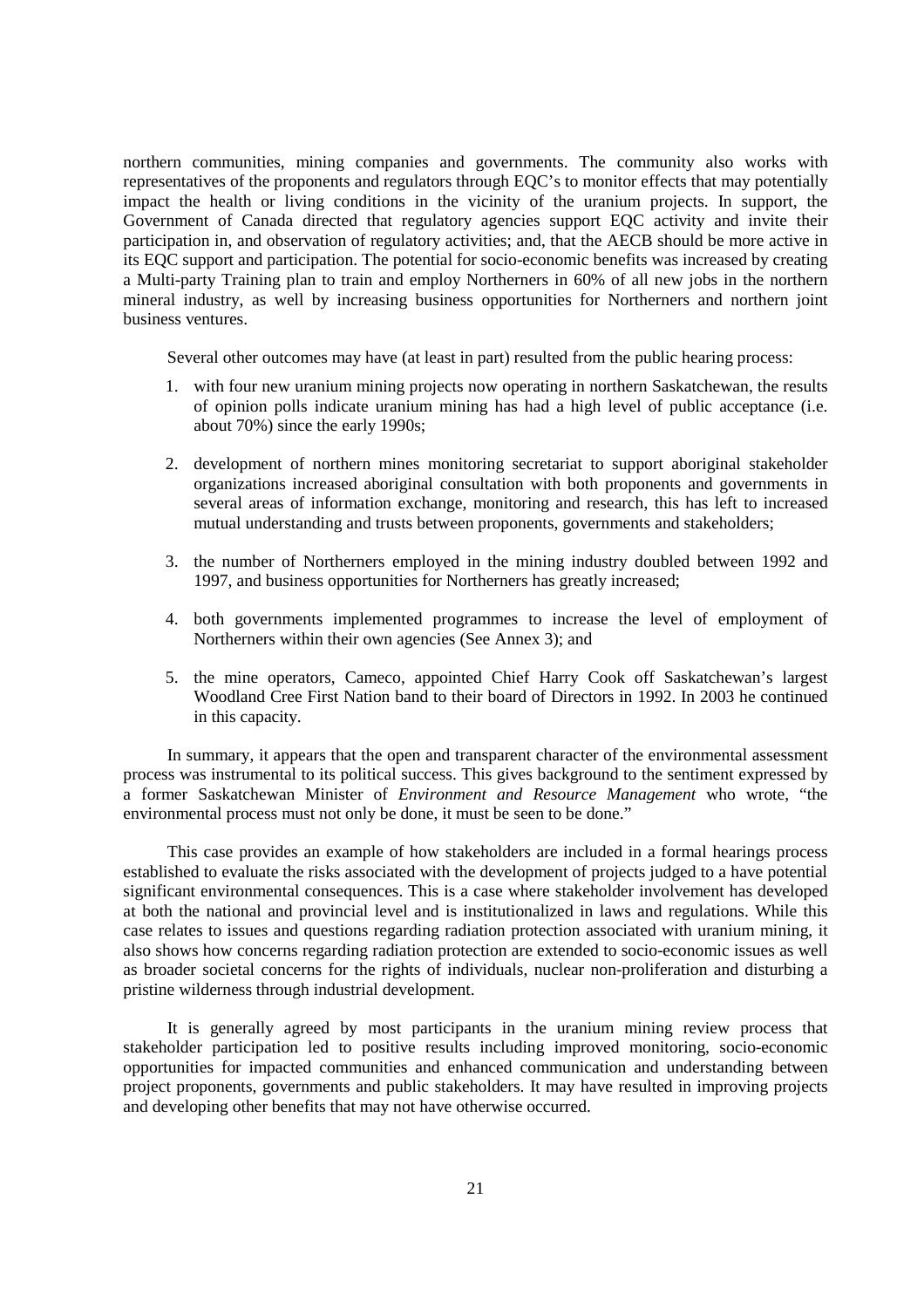northern communities, mining companies and governments. The community also works with representatives of the proponents and regulators through EQC's to monitor effects that may potentially impact the health or living conditions in the vicinity of the uranium projects. In support, the Government of Canada directed that regulatory agencies support EQC activity and invite their participation in, and observation of regulatory activities; and, that the AECB should be more active in its EQC support and participation. The potential for socio-economic benefits was increased by creating a Multi-party Training plan to train and employ Northerners in 60% of all new jobs in the northern mineral industry, as well by increasing business opportunities for Northerners and northern joint business ventures.

Several other outcomes may have (at least in part) resulted from the public hearing process:

1. with four new uranium mining projects now operating in northern Saskatchewan, the results of opinion polls indicate uranium mining has had a high level of public acceptance (i.e. about 70%) since the early 1990s;

2. development of northern mines monitoring secretariat to support aboriginal stakeholder organizations increased aboriginal consultation with both proponents and governments in several areas of information exchange, monitoring and research, this has left to increased mutual understanding and trusts between proponents, governments and stakeholders;

3. the number of Northerners employed in the mining industry doubled between 1992 and 1997, and business opportunities for Northerners has greatly increased;

4. both governments implemented programmes to increase the level of employment of Northerners within their own agencies (See Annex 3); and

5. the mine operators, Cameco, appointed Chief Harry Cook off Saskatchewan's largest Woodland Cree First Nation band to their board of Directors in 1992. In 2003 he continued in this capacity.

In summary, it appears that the open and transparent character of the environmental assessment process was instrumental to its political success. This gives background to the sentiment expressed by a former Saskatchewan Minister of *Environment and Resource Management* who wrote, "the environmental process must not only be done, it must be seen to be done."

This case provides an example of how stakeholders are included in a formal hearings process established to evaluate the risks associated with the development of projects judged to a have potential significant environmental consequences. This is a case where stakeholder involvement has developed at both the national and provincial level and is institutionalized in laws and regulations. While this case relates to issues and questions regarding radiation protection associated with uranium mining, it also shows how concerns regarding radiation protection are extended to socio-economic issues as well as broader societal concerns for the rights of individuals, nuclear non-proliferation and disturbing a pristine wilderness through industrial development.

It is generally agreed by most participants in the uranium mining review process that stakeholder participation led to positive results including improved monitoring, socio-economic opportunities for impacted communities and enhanced communication and understanding between project proponents, governments and public stakeholders. It may have resulted in improving projects and developing other benefits that may not have otherwise occurred.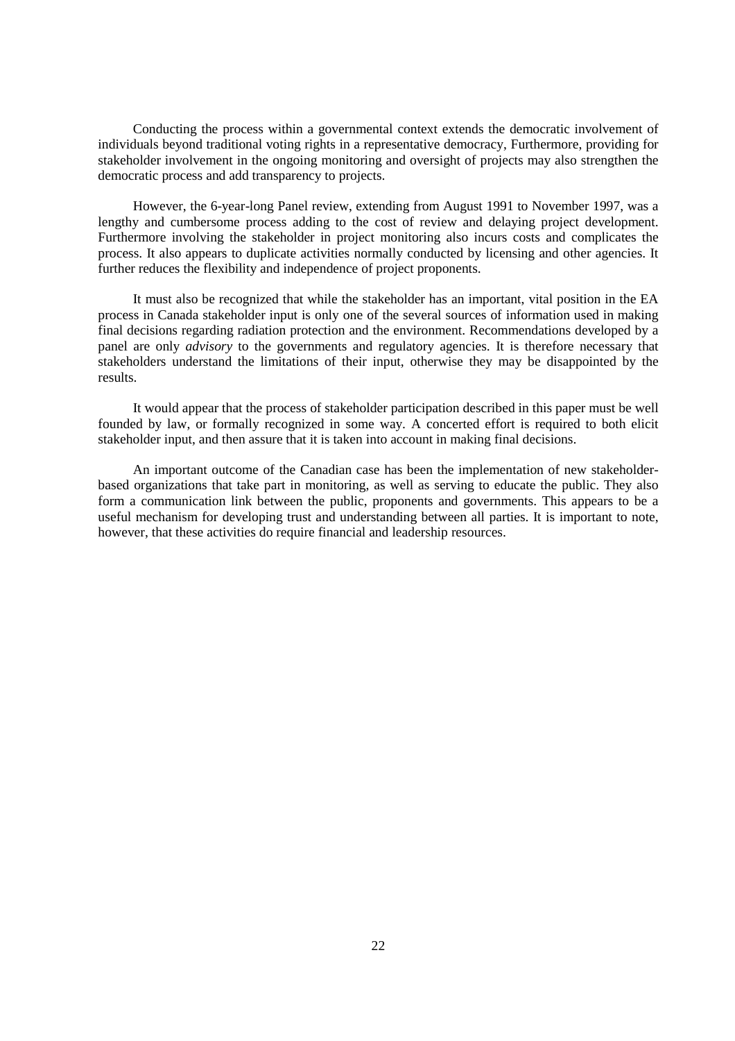Conducting the process within a governmental context extends the democratic involvement of individuals beyond traditional voting rights in a representative democracy, Furthermore, providing for stakeholder involvement in the ongoing monitoring and oversight of projects may also strengthen the democratic process and add transparency to projects.

However, the 6-year-long Panel review, extending from August 1991 to November 1997, was a lengthy and cumbersome process adding to the cost of review and delaying project development. Furthermore involving the stakeholder in project monitoring also incurs costs and complicates the process. It also appears to duplicate activities normally conducted by licensing and other agencies. It further reduces the flexibility and independence of project proponents.

It must also be recognized that while the stakeholder has an important, vital position in the EA process in Canada stakeholder input is only one of the several sources of information used in making final decisions regarding radiation protection and the environment. Recommendations developed by a panel are only *advisory* to the governments and regulatory agencies. It is therefore necessary that stakeholders understand the limitations of their input, otherwise they may be disappointed by the results.

It would appear that the process of stakeholder participation described in this paper must be well founded by law, or formally recognized in some way. A concerted effort is required to both elicit stakeholder input, and then assure that it is taken into account in making final decisions.

An important outcome of the Canadian case has been the implementation of new stakeholder-based organizations that take part in monitoring, as well as serving to educate the public. They also form a communication link between the public, proponents and governments. This appears to be a useful mechanism for developing trust and understanding between all parties. It is important to note, however, that these activities do require financial and leadership resources.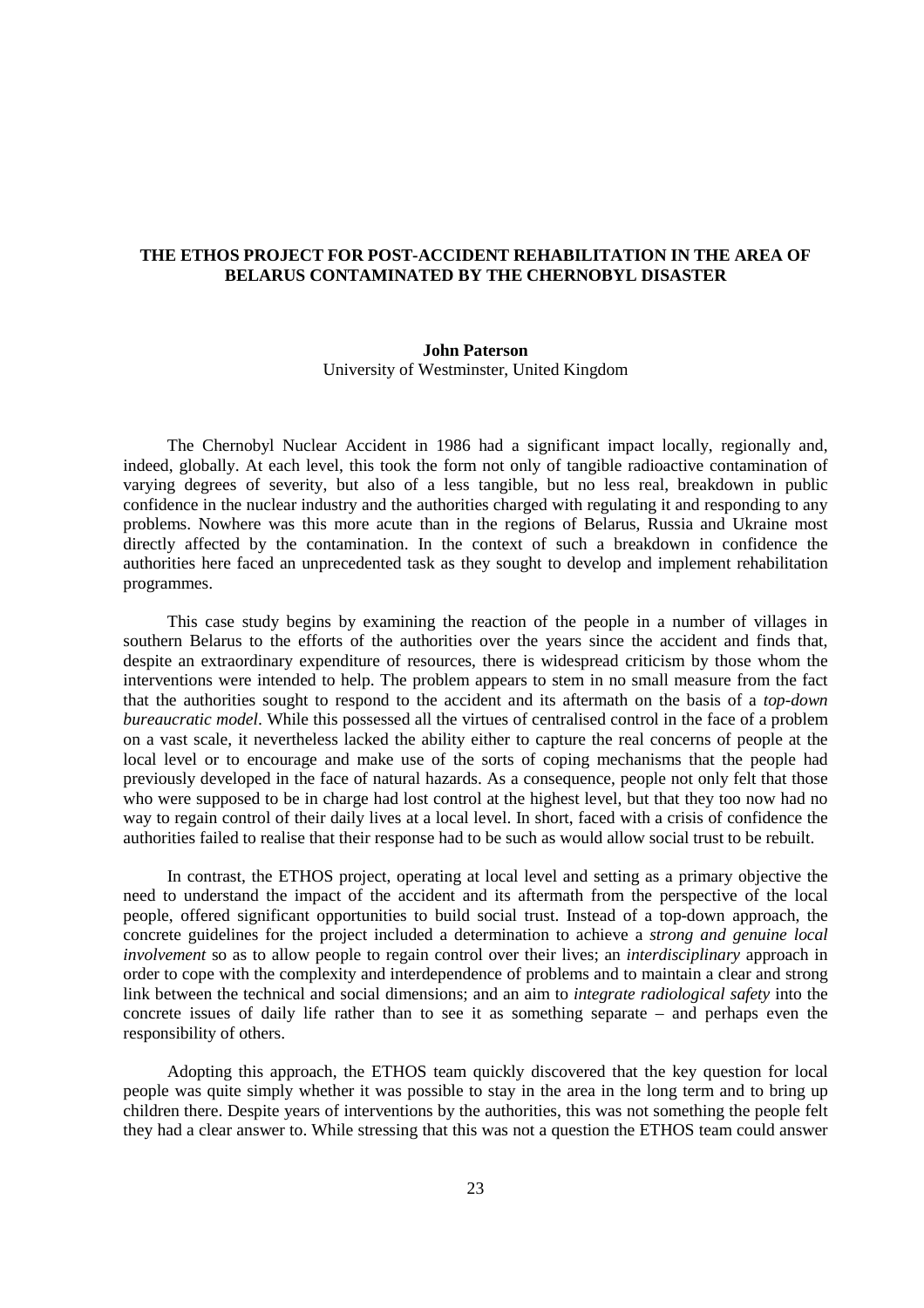## THE ETHOS PROJECT FOR POST-ACCIDENT REHABILITATION IN THE AREA OF BELARUS CONTAMINATED BY THE CHERNOBYL DISASTER

**John Paterson**
University of Westminster, United Kingdom

The Chernobyl Nuclear Accident in 1986 had a significant impact locally, regionally and, indeed, globally. At each level, this took the form not only of tangible radioactive contamination of varying degrees of severity, but also of a less tangible, but no less real, breakdown in public confidence in the nuclear industry and the authorities charged with regulating it and responding to any problems. Nowhere was this more acute than in the regions of Belarus, Russia and Ukraine most directly affected by the contamination. In the context of such a breakdown in confidence the authorities here faced an unprecedented task as they sought to develop and implement rehabilitation programmes.

This case study begins by examining the reaction of the people in a number of villages in southern Belarus to the efforts of the authorities over the years since the accident and finds that, despite an extraordinary expenditure of resources, there is widespread criticism by those whom the interventions were intended to help. The problem appears to stem in no small measure from the fact that the authorities sought to respond to the accident and its aftermath on the basis of a *top-down bureaucratic model*. While this possessed all the virtues of centralised control in the face of a problem on a vast scale, it nevertheless lacked the ability either to capture the real concerns of people at the local level or to encourage and make use of the sorts of coping mechanisms that the people had previously developed in the face of natural hazards. As a consequence, people not only felt that those who were supposed to be in charge had lost control at the highest level, but that they too now had no way to regain control of their daily lives at a local level. In short, faced with a crisis of confidence the authorities failed to realise that their response had to be such as would allow social trust to be rebuilt.

In contrast, the ETHOS project, operating at local level and setting as a primary objective the need to understand the impact of the accident and its aftermath from the perspective of the local people, offered significant opportunities to build social trust. Instead of a top-down approach, the concrete guidelines for the project included a determination to achieve a *strong and genuine local involvement* so as to allow people to regain control over their lives; an *interdisciplinary* approach in order to cope with the complexity and interdependence of problems and to maintain a clear and strong link between the technical and social dimensions; and an aim to *integrate radiological safety* into the concrete issues of daily life rather than to see it as something separate – and perhaps even the responsibility of others.

Adopting this approach, the ETHOS team quickly discovered that the key question for local people was quite simply whether it was possible to stay in the area in the long term and to bring up children there. Despite years of interventions by the authorities, this was not something the people felt they had a clear answer to. While stressing that this was not a question the ETHOS team could answer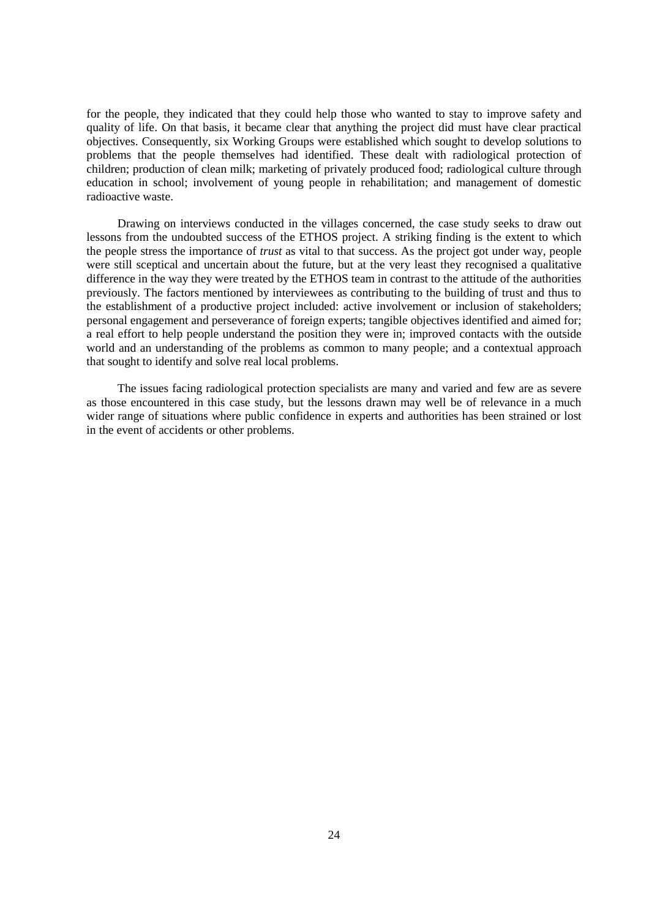for the people, they indicated that they could help those who wanted to stay to improve safety and quality of life. On that basis, it became clear that anything the project did must have clear practical objectives. Consequently, six Working Groups were established which sought to develop solutions to problems that the people themselves had identified. These dealt with radiological protection of children; production of clean milk; marketing of privately produced food; radiological culture through education in school; involvement of young people in rehabilitation; and management of domestic radioactive waste.

Drawing on interviews conducted in the villages concerned, the case study seeks to draw out lessons from the undoubted success of the ETHOS project. A striking finding is the extent to which the people stress the importance of *trust* as vital to that success. As the project got under way, people were still sceptical and uncertain about the future, but at the very least they recognised a qualitative difference in the way they were treated by the ETHOS team in contrast to the attitude of the authorities previously. The factors mentioned by interviewees as contributing to the building of trust and thus to the establishment of a productive project included: active involvement or inclusion of stakeholders; personal engagement and perseverance of foreign experts; tangible objectives identified and aimed for; a real effort to help people understand the position they were in; improved contacts with the outside world and an understanding of the problems as common to many people; and a contextual approach that sought to identify and solve real local problems.

The issues facing radiological protection specialists are many and varied and few are as severe as those encountered in this case study, but the lessons drawn may well be of relevance in a much wider range of situations where public confidence in experts and authorities has been strained or lost in the event of accidents or other problems.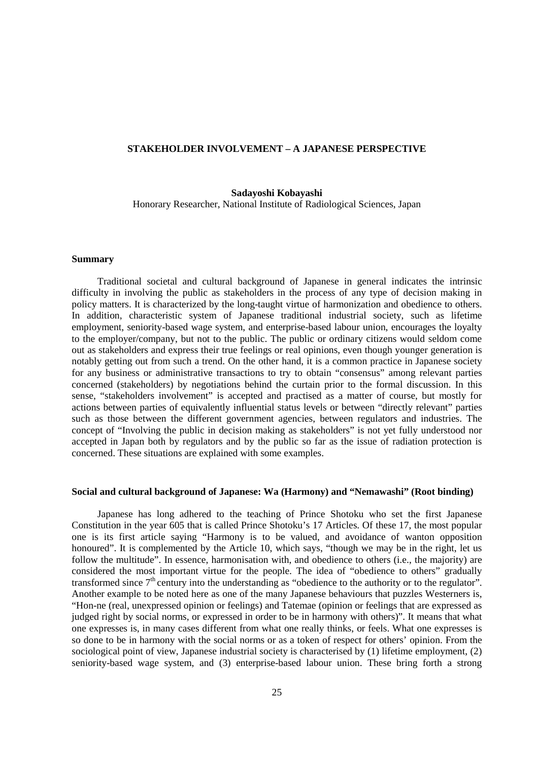# STAKEHOLDER INVOLVEMENT – A JAPANESE PERSPECTIVE

**Sadayoshi Kobayashi**

Honorary Researcher, National Institute of Radiological Sciences, Japan

### Summary

Traditional societal and cultural background of Japanese in general indicates the intrinsic difficulty in involving the public as stakeholders in the process of any type of decision making in policy matters. It is characterized by the long-taught virtue of harmonization and obedience to others. In addition, characteristic system of Japanese traditional industrial society, such as lifetime employment, seniority-based wage system, and enterprise-based labour union, encourages the loyalty to the employer/company, but not to the public. The public or ordinary citizens would seldom come out as stakeholders and express their true feelings or real opinions, even though younger generation is notably getting out from such a trend. On the other hand, it is a common practice in Japanese society for any business or administrative transactions to try to obtain "consensus" among relevant parties concerned (stakeholders) by negotiations behind the curtain prior to the formal discussion. In this sense, "stakeholders involvement" is accepted and practised as a matter of course, but mostly for actions between parties of equivalently influential status levels or between "directly relevant" parties such as those between the different government agencies, between regulators and industries. The concept of "Involving the public in decision making as stakeholders" is not yet fully understood nor accepted in Japan both by regulators and by the public so far as the issue of radiation protection is concerned. These situations are explained with some examples.

### Social and cultural background of Japanese: Wa (Harmony) and "Nemawashi" (Root binding)

Japanese has long adhered to the teaching of Prince Shotoku who set the first Japanese Constitution in the year 605 that is called Prince Shotoku's 17 Articles. Of these 17, the most popular one is its first article saying "Harmony is to be valued, and avoidance of wanton opposition honoured". It is complemented by the Article 10, which says, "though we may be in the right, let us follow the multitude". In essence, harmonisation with, and obedience to others (i.e., the majority) are considered the most important virtue for the people. The idea of "obedience to others" gradually transformed since 7th century into the understanding as "obedience to the authority or to the regulator". Another example to be noted here as one of the many Japanese behaviours that puzzles Westerners is, "Hon-ne (real, unexpressed opinion or feelings) and Tatemae (opinion or feelings that are expressed as judged right by social norms, or expressed in order to be in harmony with others)". It means that what one expresses is, in many cases different from what one really thinks, or feels. What one expresses is so done to be in harmony with the social norms or as a token of respect for others' opinion. From the sociological point of view, Japanese industrial society is characterised by (1) lifetime employment, (2) seniority-based wage system, and (3) enterprise-based labour union. These bring forth a strong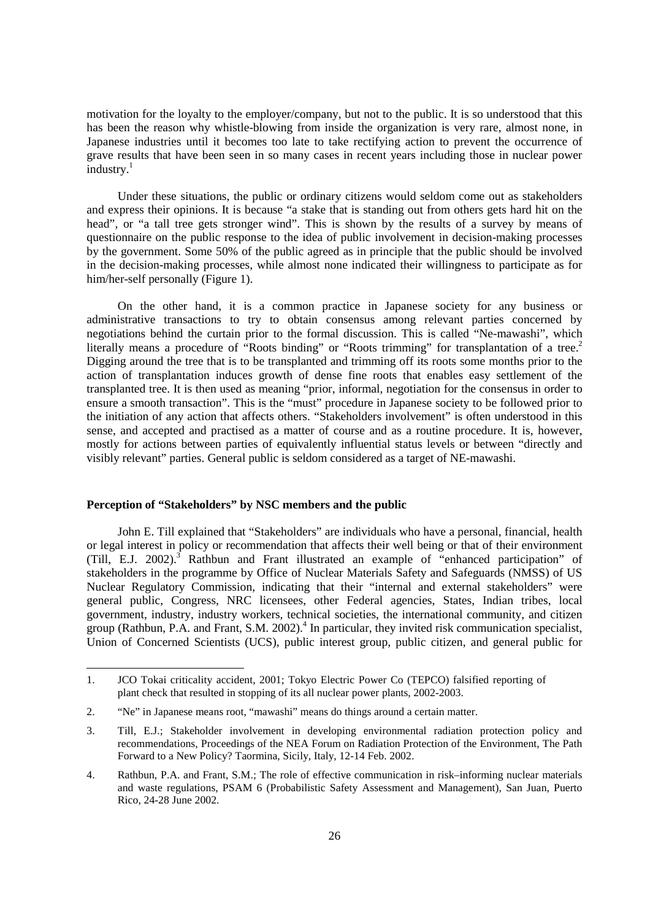motivation for the loyalty to the employer/company, but not to the public. It is so understood that this has been the reason why whistle-blowing from inside the organization is very rare, almost none, in Japanese industries until it becomes too late to take rectifying action to prevent the occurrence of grave results that have been seen in so many cases in recent years including those in nuclear power industry.[1]

Under these situations, the public or ordinary citizens would seldom come out as stakeholders and express their opinions. It is because "a stake that is standing out from others gets hard hit on the head", or "a tall tree gets stronger wind". This is shown by the results of a survey by means of questionnaire on the public response to the idea of public involvement in decision-making processes by the government. Some 50% of the public agreed as in principle that the public should be involved in the decision-making processes, while almost none indicated their willingness to participate as for him/her-self personally (Figure 1).

On the other hand, it is a common practice in Japanese society for any business or administrative transactions to try to obtain consensus among relevant parties concerned by negotiations behind the curtain prior to the formal discussion. This is called "Ne-mawashi", which literally means a procedure of "Roots binding" or "Roots trimming" for transplantation of a tree.[2] Digging around the tree that is to be transplanted and trimming off its roots some months prior to the action of transplantation induces growth of dense fine roots that enables easy settlement of the transplanted tree. It is then used as meaning "prior, informal, negotiation for the consensus in order to ensure a smooth transaction". This is the "must" procedure in Japanese society to be followed prior to the initiation of any action that affects others. "Stakeholders involvement" is often understood in this sense, and accepted and practised as a matter of course and as a routine procedure. It is, however, mostly for actions between parties of equivalently influential status levels or between "directly and visibly relevant" parties. General public is seldom considered as a target of NE-mawashi.

### Perception of "Stakeholders" by NSC members and the public

John E. Till explained that "Stakeholders" are individuals who have a personal, financial, health or legal interest in policy or recommendation that affects their well being or that of their environment (Till, E.J. 2002).[3] Rathbun and Frant illustrated an example of "enhanced participation" of stakeholders in the programme by Office of Nuclear Materials Safety and Safeguards (NMSS) of US Nuclear Regulatory Commission, indicating that their "internal and external stakeholders" were general public, Congress, NRC licensees, other Federal agencies, States, Indian tribes, local government, industry, industry workers, technical societies, the international community, and citizen group (Rathbun, P.A. and Frant, S.M. 2002).[4] In particular, they invited risk communication specialist, Union of Concerned Scientists (UCS), public interest group, public citizen, and general public for

---

1. JCO Tokai criticality accident, 2001; Tokyo Electric Power Co (TEPCO) falsified reporting of plant check that resulted in stopping of its all nuclear power plants, 2002-2003.

2. "Ne" in Japanese means root, "mawashi" means do things around a certain matter.

3. Till, E.J.; Stakeholder involvement in developing environmental radiation protection policy and recommendations, Proceedings of the NEA Forum on Radiation Protection of the Environment, The Path Forward to a New Policy? Taormina, Sicily, Italy, 12-14 Feb. 2002.

4. Rathbun, P.A. and Frant, S.M.; The role of effective communication in risk–informing nuclear materials and waste regulations, PSAM 6 (Probabilistic Safety Assessment and Management), San Juan, Puerto Rico, 24-28 June 2002.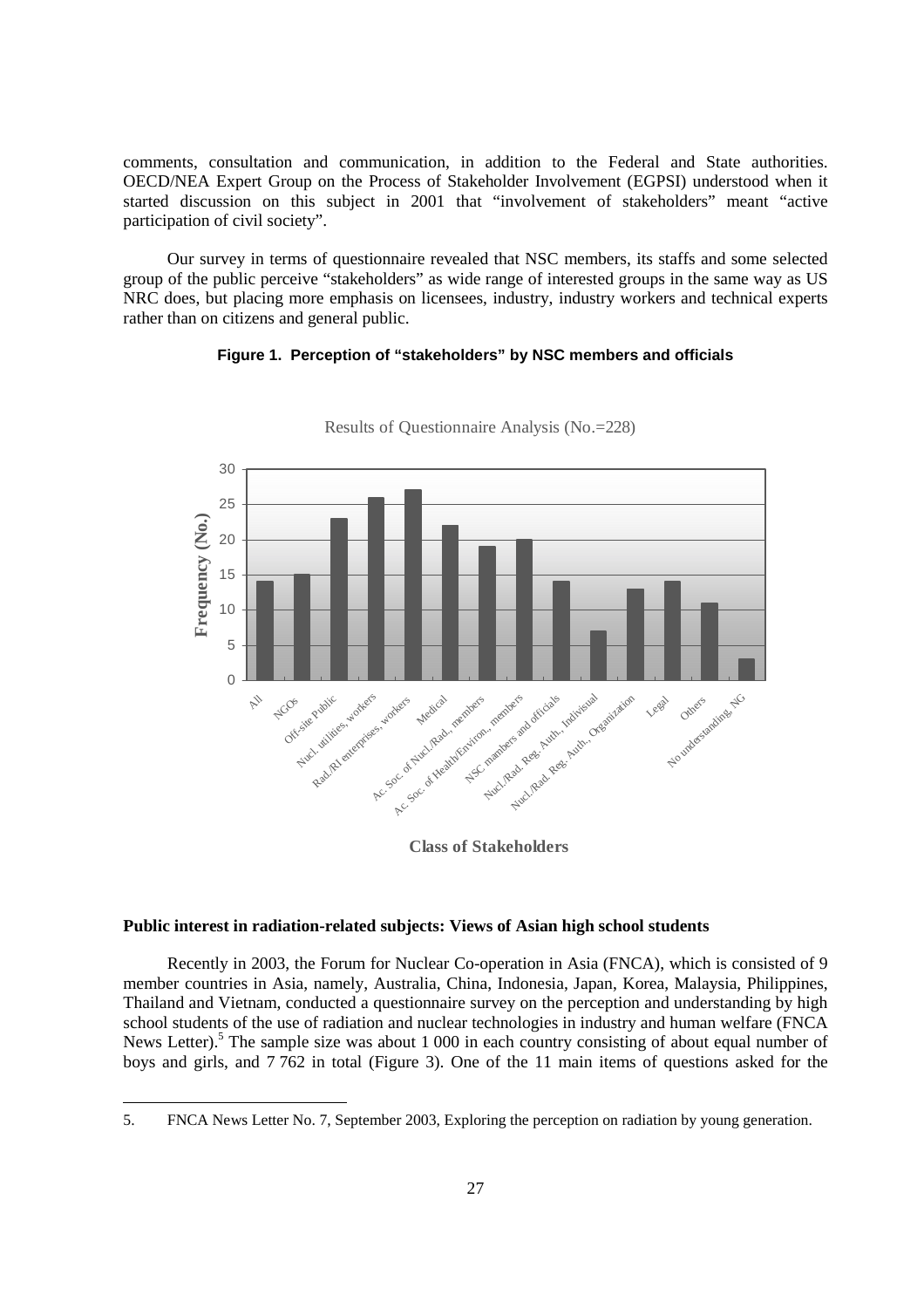comments, consultation and communication, in addition to the Federal and State authorities. OECD/NEA Expert Group on the Process of Stakeholder Involvement (EGPSI) understood when it started discussion on this subject in 2001 that "involvement of stakeholders" meant "active participation of civil society".

Our survey in terms of questionnaire revealed that NSC members, its staffs and some selected group of the public perceive "stakeholders" as wide range of interested groups in the same way as US NRC does, but placing more emphasis on licensees, industry, industry workers and technical experts rather than on citizens and general public.

**Figure 1. Perception of "stakeholders" by NSC members and officials**

Results of Questionnaire Analysis (No.=228)

| Class of Stakeholders | Frequency (No.) |
|---|---|
| All | 14 |
| NGOs | 15 |
| Off-site Public | 23 |
| Nucl. utilities, workers | 26 |
| Rad./RI enterprises, workers | 27 |
| Medical | 22 |
| Ac. Soc. of Nucl./Rad., members | 19 |
| Ac. Soc. of Health/Environ., members | 20 |
| NSC members and officials | 14 |
| Nucl./Rad. Reg. Auth., Individual | 7 |
| Nucl./Rad. Reg. Auth., Organization | 13 |
| Legal | 14 |
| Others | 11 |
| No understanding, NG | 3 |

**Public interest in radiation-related subjects: Views of Asian high school students**

Recently in 2003, the Forum for Nuclear Co-operation in Asia (FNCA), which is consisted of 9 member countries in Asia, namely, Australia, China, Indonesia, Japan, Korea, Malaysia, Philippines, Thailand and Vietnam, conducted a questionnaire survey on the perception and understanding by high school students of the use of radiation and nuclear technologies in industry and human welfare (FNCA News Letter).[5] The sample size was about 1 000 in each country consisting of about equal number of boys and girls, and 7 762 in total (Figure 3). One of the 11 main items of questions asked for the

5. FNCA News Letter No. 7, September 2003, Exploring the perception on radiation by young generation.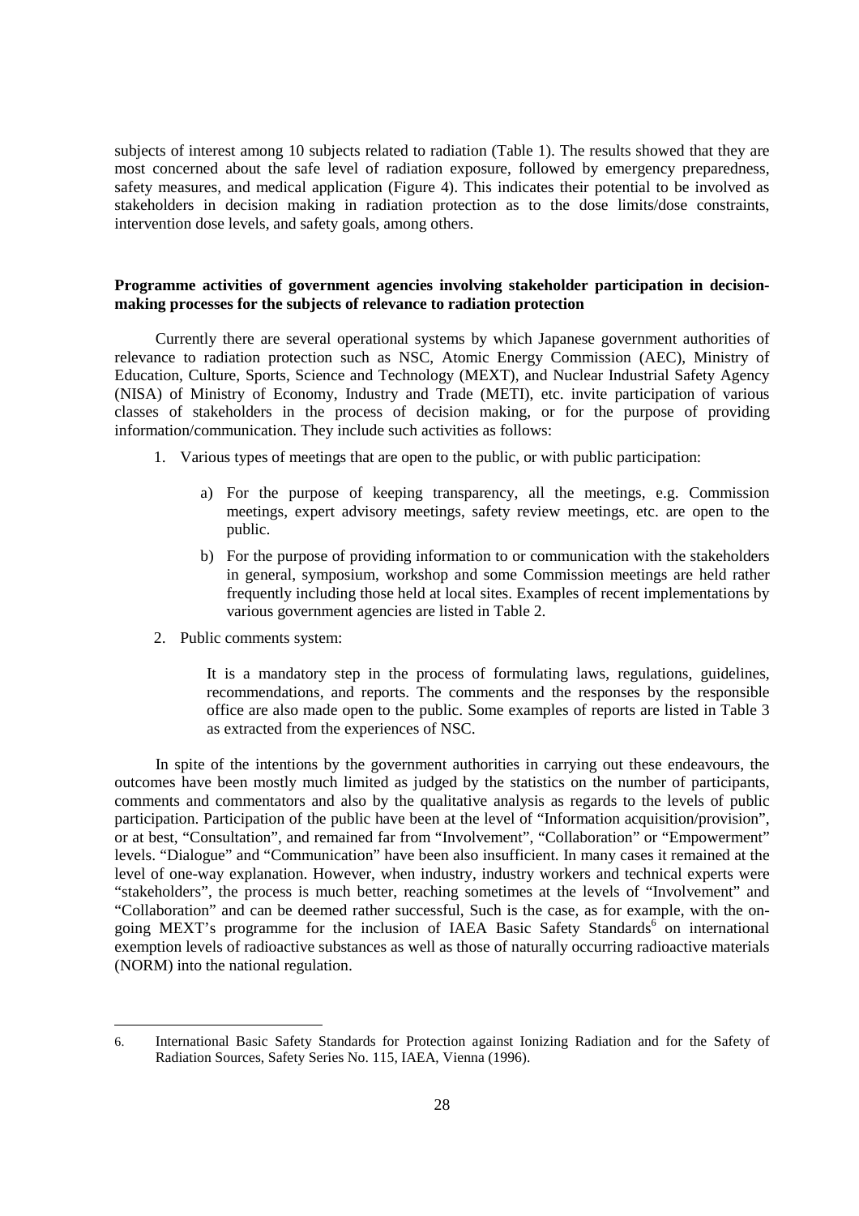subjects of interest among 10 subjects related to radiation (Table 1). The results showed that they are most concerned about the safe level of radiation exposure, followed by emergency preparedness, safety measures, and medical application (Figure 4). This indicates their potential to be involved as stakeholders in decision making in radiation protection as to the dose limits/dose constraints, intervention dose levels, and safety goals, among others.

**Programme activities of government agencies involving stakeholder participation in decision-making processes for the subjects of relevance to radiation protection**

Currently there are several operational systems by which Japanese government authorities of relevance to radiation protection such as NSC, Atomic Energy Commission (AEC), Ministry of Education, Culture, Sports, Science and Technology (MEXT), and Nuclear Industrial Safety Agency (NISA) of Ministry of Economy, Industry and Trade (METI), etc. invite participation of various classes of stakeholders in the process of decision making, or for the purpose of providing information/communication. They include such activities as follows:

1. Various types of meetings that are open to the public, or with public participation:

   a) For the purpose of keeping transparency, all the meetings, e.g. Commission meetings, expert advisory meetings, safety review meetings, etc. are open to the public.

   b) For the purpose of providing information to or communication with the stakeholders in general, symposium, workshop and some Commission meetings are held rather frequently including those held at local sites. Examples of recent implementations by various government agencies are listed in Table 2.

2. Public comments system:

   It is a mandatory step in the process of formulating laws, regulations, guidelines, recommendations, and reports. The comments and the responses by the responsible office are also made open to the public. Some examples of reports are listed in Table 3 as extracted from the experiences of NSC.

In spite of the intentions by the government authorities in carrying out these endeavours, the outcomes have been mostly much limited as judged by the statistics on the number of participants, comments and commentators and also by the qualitative analysis as regards to the levels of public participation. Participation of the public have been at the level of "Information acquisition/provision", or at best, "Consultation", and remained far from "Involvement", "Collaboration" or "Empowerment" levels. "Dialogue" and "Communication" have been also insufficient. In many cases it remained at the level of one-way explanation. However, when industry, industry workers and technical experts were "stakeholders", the process is much better, reaching sometimes at the levels of "Involvement" and "Collaboration" and can be deemed rather successful, Such is the case, as for example, with the on-going MEXT's programme for the inclusion of IAEA Basic Safety Standards[6] on international exemption levels of radioactive substances as well as those of naturally occurring radioactive materials (NORM) into the national regulation.

---

6. International Basic Safety Standards for Protection against Ionizing Radiation and for the Safety of Radiation Sources, Safety Series No. 115, IAEA, Vienna (1996).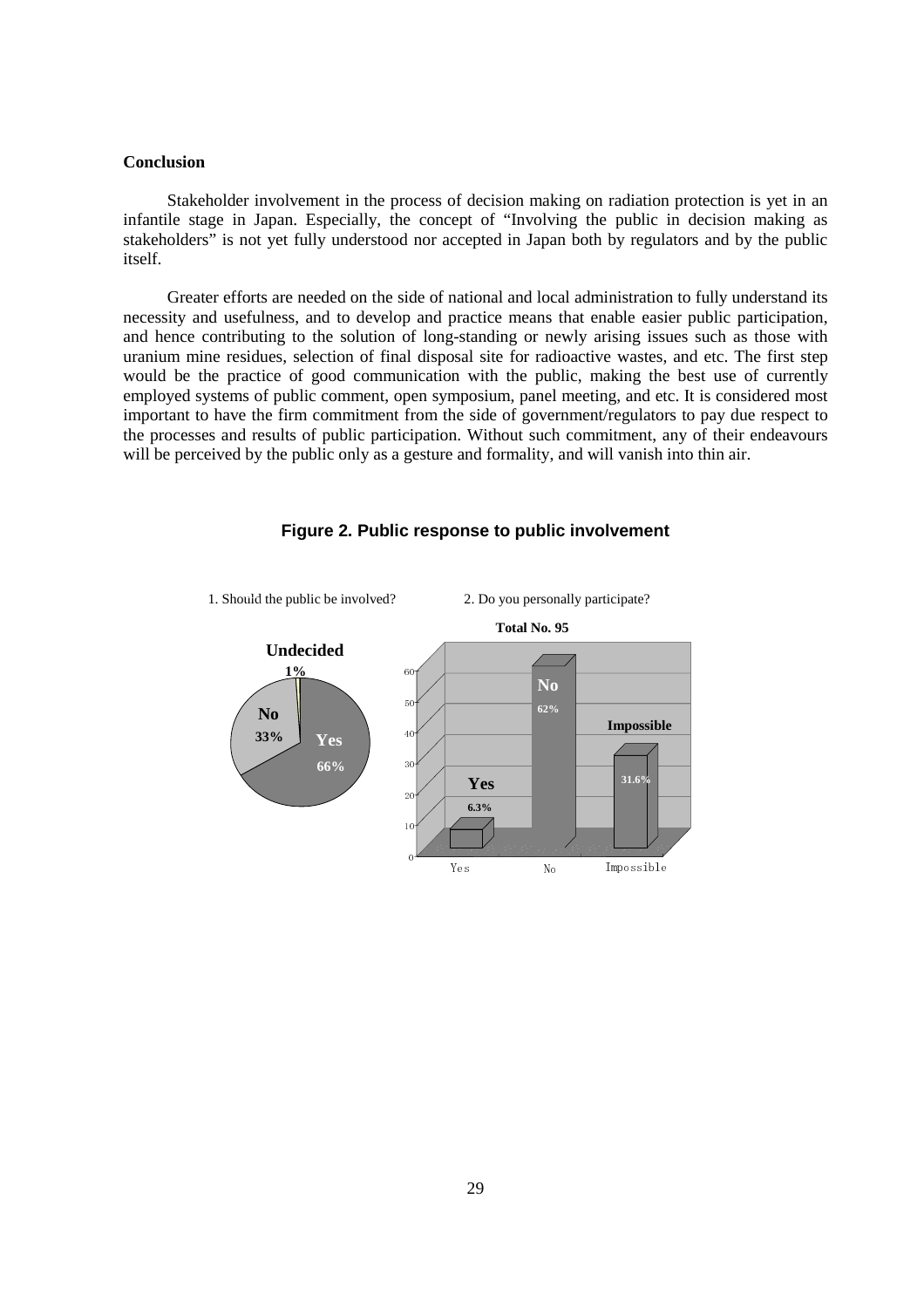**Conclusion**

Stakeholder involvement in the process of decision making on radiation protection is yet in an infantile stage in Japan. Especially, the concept of "Involving the public in decision making as stakeholders" is not yet fully understood nor accepted in Japan both by regulators and by the public itself.

Greater efforts are needed on the side of national and local administration to fully understand its necessity and usefulness, and to develop and practice means that enable easier public participation, and hence contributing to the solution of long-standing or newly arising issues such as those with uranium mine residues, selection of final disposal site for radioactive wastes, and etc. The first step would be the practice of good communication with the public, making the best use of currently employed systems of public comment, open symposium, panel meeting, and etc. It is considered most important to have the firm commitment from the side of government/regulators to pay due respect to the processes and results of public participation. Without such commitment, any of their endeavours will be perceived by the public only as a gesture and formality, and will vanish into thin air.

**Figure 2. Public response to public involvement**

1. Should the public be involved?

- Yes: 66%
- No: 33%
- Undecided: 1%

2. Do you personally participate?

Total No. 95

- Yes: 6.3%
- No: 62%
- Impossible: 31.6%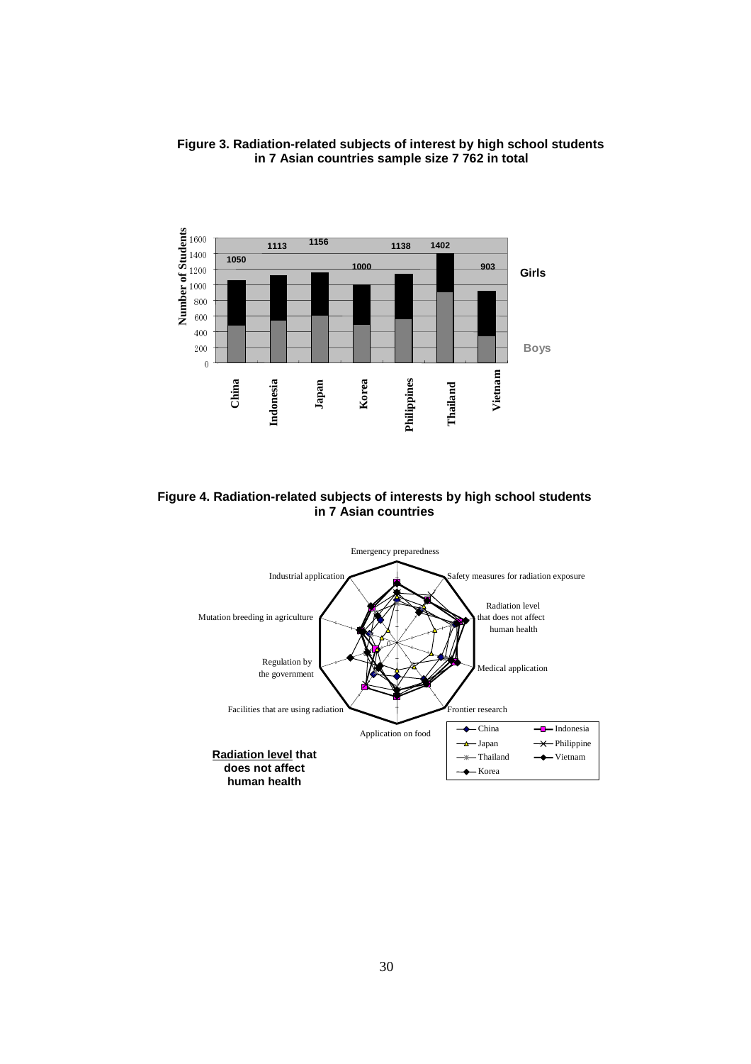**Figure 3. Radiation-related subjects of interest by high school students in 7 Asian countries sample size 7 762 in total**

**Figure 4. Radiation-related subjects of interests by high school students in 7 Asian countries**

**Radiation level that does not affect human health**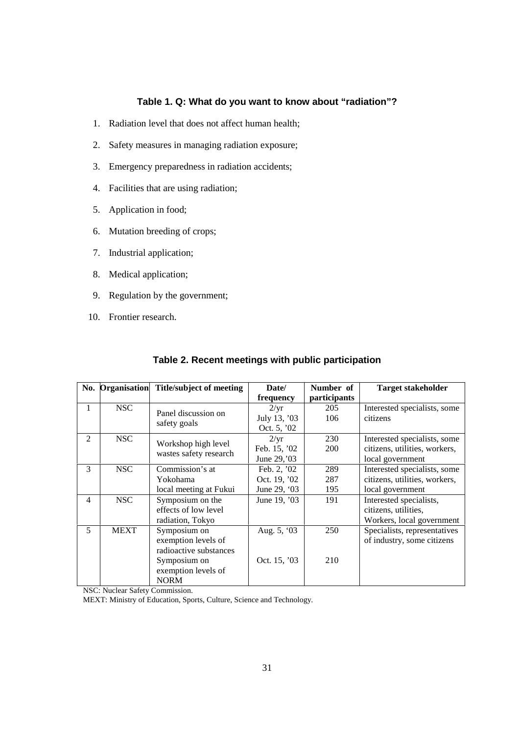**Table 1. Q: What do you want to know about "radiation"?**

1. Radiation level that does not affect human health;
2. Safety measures in managing radiation exposure;
3. Emergency preparedness in radiation accidents;
4. Facilities that are using radiation;
5. Application in food;
6. Mutation breeding of crops;
7. Industrial application;
8. Medical application;
9. Regulation by the government;
10. Frontier research.

**Table 2. Recent meetings with public participation**

| No. | Organisation | Title/subject of meeting | Date/ frequency | Number of participants | Target stakeholder |
|---|---|---|---|---|---|
| 1 | NSC | Panel discussion on safety goals | 2/yr<br>July 13, '03<br>Oct. 5, '02 | <br>205<br>106 | Interested specialists, some citizens |
| 2 | NSC | Workshop high level wastes safety research | 2/yr<br>Feb. 15, '02<br>June 29,'03 | <br>230<br>200 | Interested specialists, some citizens, utilities, workers, local government |
| 3 | NSC | Commission's at Yokohama<br>local meeting at Fukui | Feb. 2, '02<br>Oct. 19, '02<br>June 29, '03 | 289<br>287<br>195 | Interested specialists, some citizens, utilities, workers, local government |
| 4 | NSC | Symposium on the effects of low level radiation, Tokyo | June 19, '03 | 191 | Interested specialists, citizens, utilities, Workers, local government |
| 5 | MEXT | Symposium on exemption levels of radioactive substances<br>Symposium on exemption levels of NORM | Aug. 5, '03<br><br>Oct. 15, '03 | 250<br><br>210 | Specialists, representatives of industry, some citizens |

NSC: Nuclear Safety Commission.
MEXT: Ministry of Education, Sports, Culture, Science and Technology.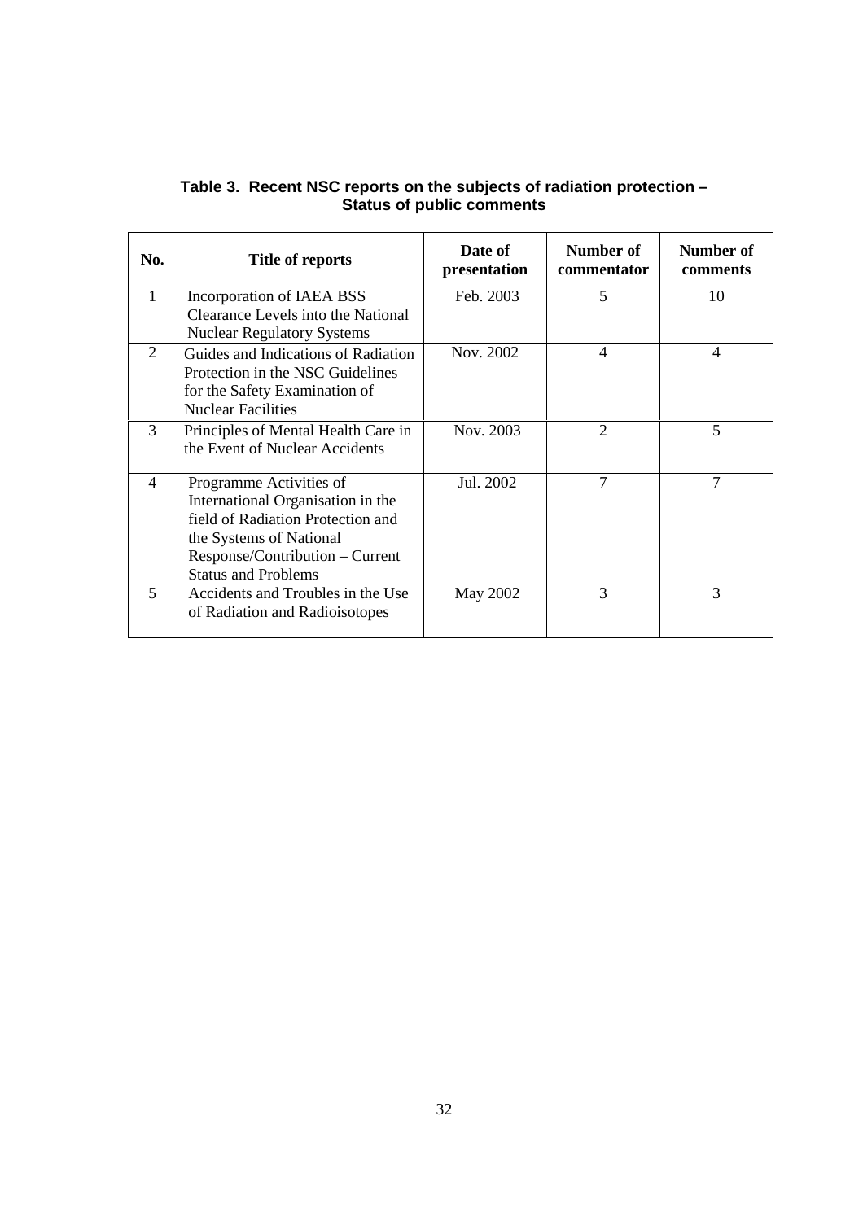**Table 3. Recent NSC reports on the subjects of radiation protection – Status of public comments**

| No. | Title of reports | Date of presentation | Number of commentator | Number of comments |
|---|---|---|---|---|
| 1 | Incorporation of IAEA BSS Clearance Levels into the National Nuclear Regulatory Systems | Feb. 2003 | 5 | 10 |
| 2 | Guides and Indications of Radiation Protection in the NSC Guidelines for the Safety Examination of Nuclear Facilities | Nov. 2002 | 4 | 4 |
| 3 | Principles of Mental Health Care in the Event of Nuclear Accidents | Nov. 2003 | 2 | 5 |
| 4 | Programme Activities of International Organisation in the field of Radiation Protection and the Systems of National Response/Contribution – Current Status and Problems | Jul. 2002 | 7 | 7 |
| 5 | Accidents and Troubles in the Use of Radiation and Radioisotopes | May 2002 | 3 | 3 |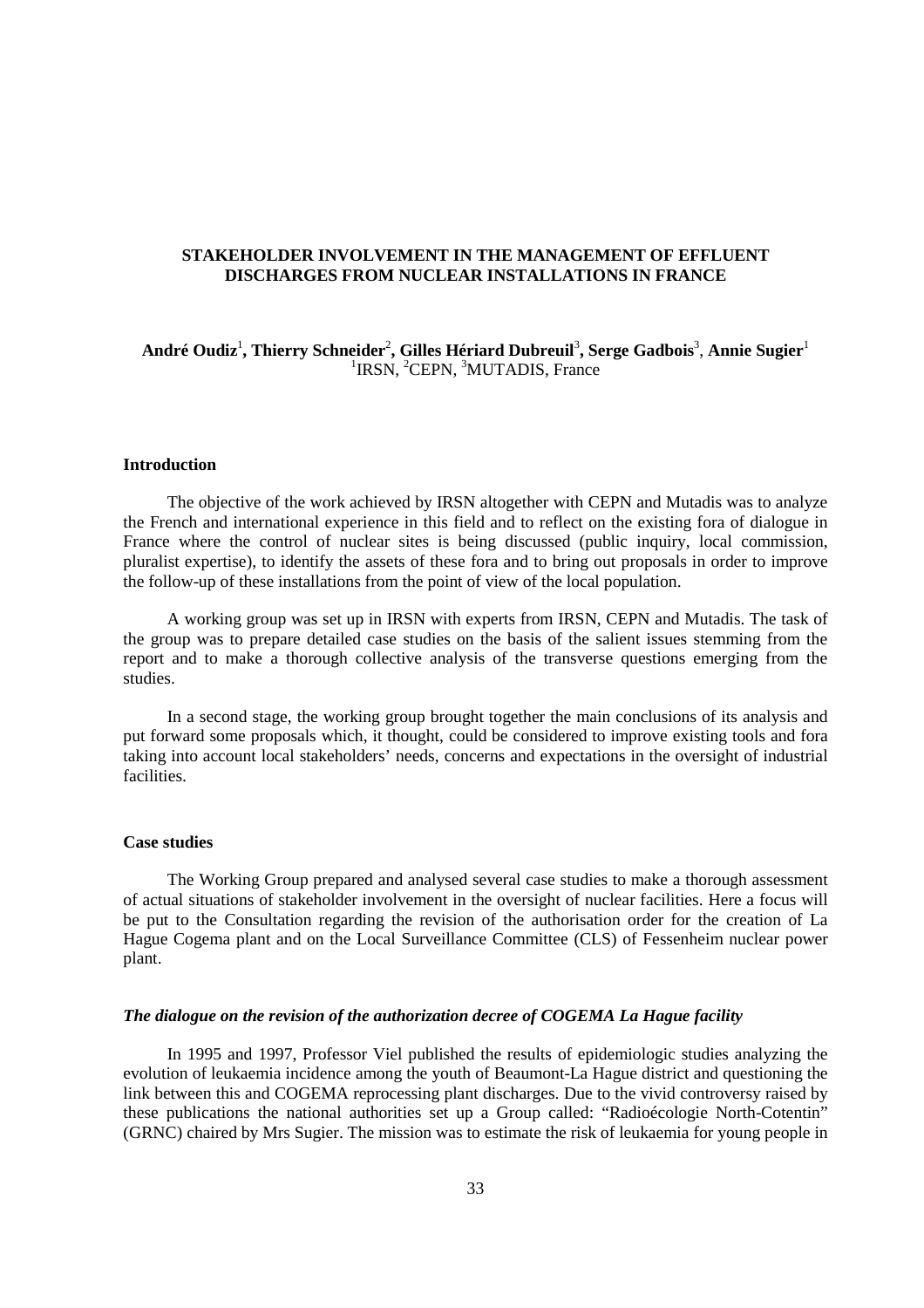# STAKEHOLDER INVOLVEMENT IN THE MANAGEMENT OF EFFLUENT DISCHARGES FROM NUCLEAR INSTALLATIONS IN FRANCE

**André Oudiz**[1]**, Thierry Schneider**[2]**, Gilles Hériard Dubreuil**[3]**, Serge Gadbois**[3], **Annie Sugier**[1]
[1]IRSN, [2]CEPN, [3]MUTADIS, France

## Introduction

The objective of the work achieved by IRSN altogether with CEPN and Mutadis was to analyze the French and international experience in this field and to reflect on the existing fora of dialogue in France where the control of nuclear sites is being discussed (public inquiry, local commission, pluralist expertise), to identify the assets of these fora and to bring out proposals in order to improve the follow-up of these installations from the point of view of the local population.

A working group was set up in IRSN with experts from IRSN, CEPN and Mutadis. The task of the group was to prepare detailed case studies on the basis of the salient issues stemming from the report and to make a thorough collective analysis of the transverse questions emerging from the studies.

In a second stage, the working group brought together the main conclusions of its analysis and put forward some proposals which, it thought, could be considered to improve existing tools and fora taking into account local stakeholders' needs, concerns and expectations in the oversight of industrial facilities.

## Case studies

The Working Group prepared and analysed several case studies to make a thorough assessment of actual situations of stakeholder involvement in the oversight of nuclear facilities. Here a focus will be put to the Consultation regarding the revision of the authorisation order for the creation of La Hague Cogema plant and on the Local Surveillance Committee (CLS) of Fessenheim nuclear power plant.

### *The dialogue on the revision of the authorization decree of COGEMA La Hague facility*

In 1995 and 1997, Professor Viel published the results of epidemiologic studies analyzing the evolution of leukaemia incidence among the youth of Beaumont-La Hague district and questioning the link between this and COGEMA reprocessing plant discharges. Due to the vivid controversy raised by these publications the national authorities set up a Group called: "Radioécologie North-Cotentin" (GRNC) chaired by Mrs Sugier. The mission was to estimate the risk of leukaemia for young people in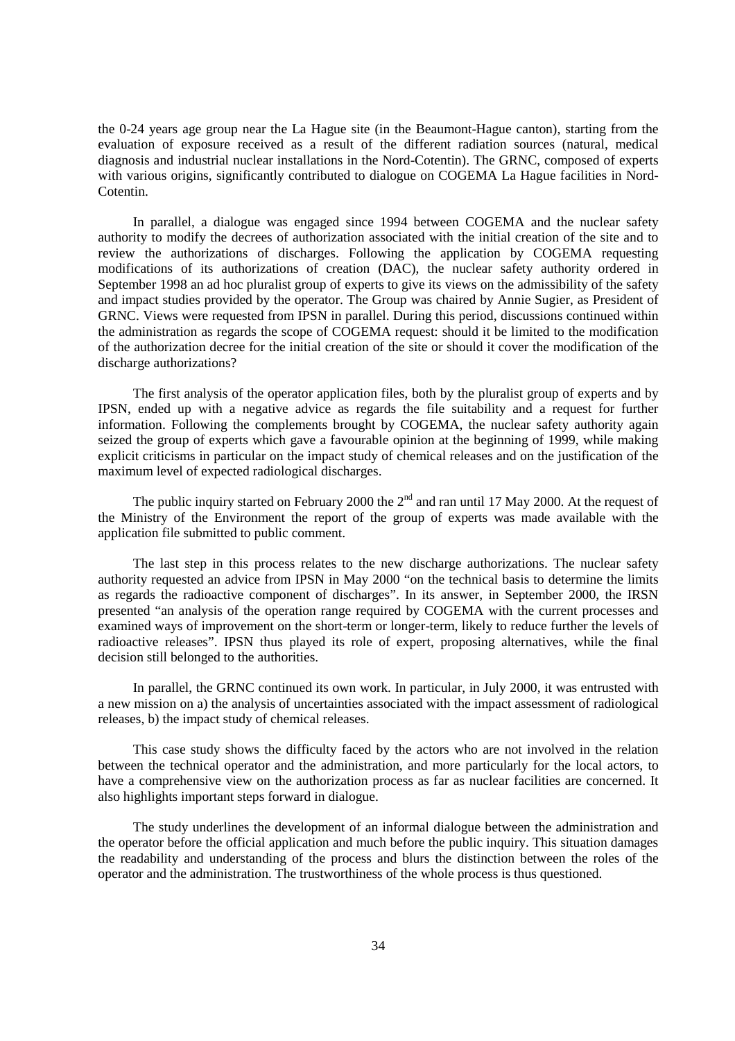the 0-24 years age group near the La Hague site (in the Beaumont-Hague canton), starting from the evaluation of exposure received as a result of the different radiation sources (natural, medical diagnosis and industrial nuclear installations in the Nord-Cotentin). The GRNC, composed of experts with various origins, significantly contributed to dialogue on COGEMA La Hague facilities in Nord-Cotentin.

In parallel, a dialogue was engaged since 1994 between COGEMA and the nuclear safety authority to modify the decrees of authorization associated with the initial creation of the site and to review the authorizations of discharges. Following the application by COGEMA requesting modifications of its authorizations of creation (DAC), the nuclear safety authority ordered in September 1998 an ad hoc pluralist group of experts to give its views on the admissibility of the safety and impact studies provided by the operator. The Group was chaired by Annie Sugier, as President of GRNC. Views were requested from IPSN in parallel. During this period, discussions continued within the administration as regards the scope of COGEMA request: should it be limited to the modification of the authorization decree for the initial creation of the site or should it cover the modification of the discharge authorizations?

The first analysis of the operator application files, both by the pluralist group of experts and by IPSN, ended up with a negative advice as regards the file suitability and a request for further information. Following the complements brought by COGEMA, the nuclear safety authority again seized the group of experts which gave a favourable opinion at the beginning of 1999, while making explicit criticisms in particular on the impact study of chemical releases and on the justification of the maximum level of expected radiological discharges.

The public inquiry started on February 2000 the 2nd and ran until 17 May 2000. At the request of the Ministry of the Environment the report of the group of experts was made available with the application file submitted to public comment.

The last step in this process relates to the new discharge authorizations. The nuclear safety authority requested an advice from IPSN in May 2000 "on the technical basis to determine the limits as regards the radioactive component of discharges". In its answer, in September 2000, the IRSN presented "an analysis of the operation range required by COGEMA with the current processes and examined ways of improvement on the short-term or longer-term, likely to reduce further the levels of radioactive releases". IPSN thus played its role of expert, proposing alternatives, while the final decision still belonged to the authorities.

In parallel, the GRNC continued its own work. In particular, in July 2000, it was entrusted with a new mission on a) the analysis of uncertainties associated with the impact assessment of radiological releases, b) the impact study of chemical releases.

This case study shows the difficulty faced by the actors who are not involved in the relation between the technical operator and the administration, and more particularly for the local actors, to have a comprehensive view on the authorization process as far as nuclear facilities are concerned. It also highlights important steps forward in dialogue.

The study underlines the development of an informal dialogue between the administration and the operator before the official application and much before the public inquiry. This situation damages the readability and understanding of the process and blurs the distinction between the roles of the operator and the administration. The trustworthiness of the whole process is thus questioned.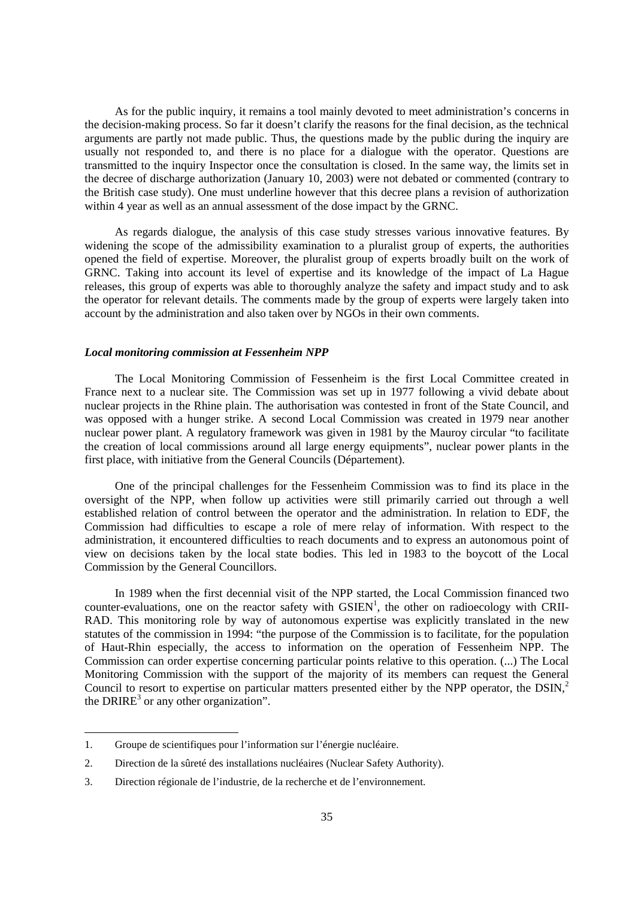As for the public inquiry, it remains a tool mainly devoted to meet administration's concerns in the decision-making process. So far it doesn't clarify the reasons for the final decision, as the technical arguments are partly not made public. Thus, the questions made by the public during the inquiry are usually not responded to, and there is no place for a dialogue with the operator. Questions are transmitted to the inquiry Inspector once the consultation is closed. In the same way, the limits set in the decree of discharge authorization (January 10, 2003) were not debated or commented (contrary to the British case study). One must underline however that this decree plans a revision of authorization within 4 year as well as an annual assessment of the dose impact by the GRNC.

As regards dialogue, the analysis of this case study stresses various innovative features. By widening the scope of the admissibility examination to a pluralist group of experts, the authorities opened the field of expertise. Moreover, the pluralist group of experts broadly built on the work of GRNC. Taking into account its level of expertise and its knowledge of the impact of La Hague releases, this group of experts was able to thoroughly analyze the safety and impact study and to ask the operator for relevant details. The comments made by the group of experts were largely taken into account by the administration and also taken over by NGOs in their own comments.

### *Local monitoring commission at Fessenheim NPP*

The Local Monitoring Commission of Fessenheim is the first Local Committee created in France next to a nuclear site. The Commission was set up in 1977 following a vivid debate about nuclear projects in the Rhine plain. The authorisation was contested in front of the State Council, and was opposed with a hunger strike. A second Local Commission was created in 1979 near another nuclear power plant. A regulatory framework was given in 1981 by the Mauroy circular "to facilitate the creation of local commissions around all large energy equipments", nuclear power plants in the first place, with initiative from the General Councils (Département).

One of the principal challenges for the Fessenheim Commission was to find its place in the oversight of the NPP, when follow up activities were still primarily carried out through a well established relation of control between the operator and the administration. In relation to EDF, the Commission had difficulties to escape a role of mere relay of information. With respect to the administration, it encountered difficulties to reach documents and to express an autonomous point of view on decisions taken by the local state bodies. This led in 1983 to the boycott of the Local Commission by the General Councillors.

In 1989 when the first decennial visit of the NPP started, the Local Commission financed two counter-evaluations, one on the reactor safety with GSIEN[1], the other on radioecology with CRII-RAD. This monitoring role by way of autonomous expertise was explicitly translated in the new statutes of the commission in 1994: "the purpose of the Commission is to facilitate, for the population of Haut-Rhin especially, the access to information on the operation of Fessenheim NPP. The Commission can order expertise concerning particular points relative to this operation. (...) The Local Monitoring Commission with the support of the majority of its members can request the General Council to resort to expertise on particular matters presented either by the NPP operator, the DSIN,[2] the DRIRE[3] or any other organization".

---

1. Groupe de scientifiques pour l'information sur l'énergie nucléaire.
2. Direction de la sûreté des installations nucléaires (Nuclear Safety Authority).
3. Direction régionale de l'industrie, de la recherche et de l'environnement.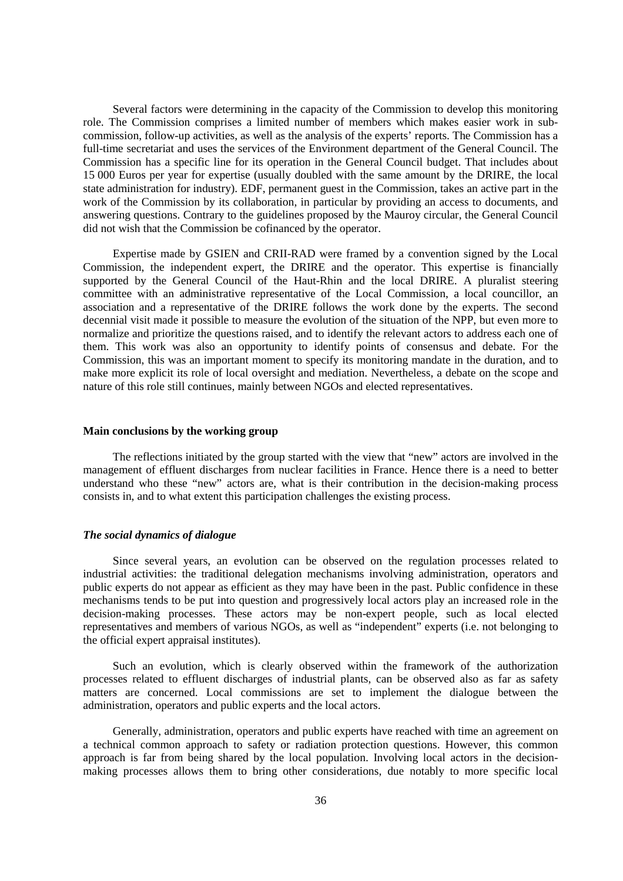Several factors were determining in the capacity of the Commission to develop this monitoring role. The Commission comprises a limited number of members which makes easier work in sub-commission, follow-up activities, as well as the analysis of the experts' reports. The Commission has a full-time secretariat and uses the services of the Environment department of the General Council. The Commission has a specific line for its operation in the General Council budget. That includes about 15 000 Euros per year for expertise (usually doubled with the same amount by the DRIRE, the local state administration for industry). EDF, permanent guest in the Commission, takes an active part in the work of the Commission by its collaboration, in particular by providing an access to documents, and answering questions. Contrary to the guidelines proposed by the Mauroy circular, the General Council did not wish that the Commission be cofinanced by the operator.

Expertise made by GSIEN and CRII-RAD were framed by a convention signed by the Local Commission, the independent expert, the DRIRE and the operator. This expertise is financially supported by the General Council of the Haut-Rhin and the local DRIRE. A pluralist steering committee with an administrative representative of the Local Commission, a local councillor, an association and a representative of the DRIRE follows the work done by the experts. The second decennial visit made it possible to measure the evolution of the situation of the NPP, but even more to normalize and prioritize the questions raised, and to identify the relevant actors to address each one of them. This work was also an opportunity to identify points of consensus and debate. For the Commission, this was an important moment to specify its monitoring mandate in the duration, and to make more explicit its role of local oversight and mediation. Nevertheless, a debate on the scope and nature of this role still continues, mainly between NGOs and elected representatives.

**Main conclusions by the working group**

The reflections initiated by the group started with the view that "new" actors are involved in the management of effluent discharges from nuclear facilities in France. Hence there is a need to better understand who these "new" actors are, what is their contribution in the decision-making process consists in, and to what extent this participation challenges the existing process.

***The social dynamics of dialogue***

Since several years, an evolution can be observed on the regulation processes related to industrial activities: the traditional delegation mechanisms involving administration, operators and public experts do not appear as efficient as they may have been in the past. Public confidence in these mechanisms tends to be put into question and progressively local actors play an increased role in the decision-making processes. These actors may be non-expert people, such as local elected representatives and members of various NGOs, as well as "independent" experts (i.e. not belonging to the official expert appraisal institutes).

Such an evolution, which is clearly observed within the framework of the authorization processes related to effluent discharges of industrial plants, can be observed also as far as safety matters are concerned. Local commissions are set to implement the dialogue between the administration, operators and public experts and the local actors.

Generally, administration, operators and public experts have reached with time an agreement on a technical common approach to safety or radiation protection questions. However, this common approach is far from being shared by the local population. Involving local actors in the decision-making processes allows them to bring other considerations, due notably to more specific local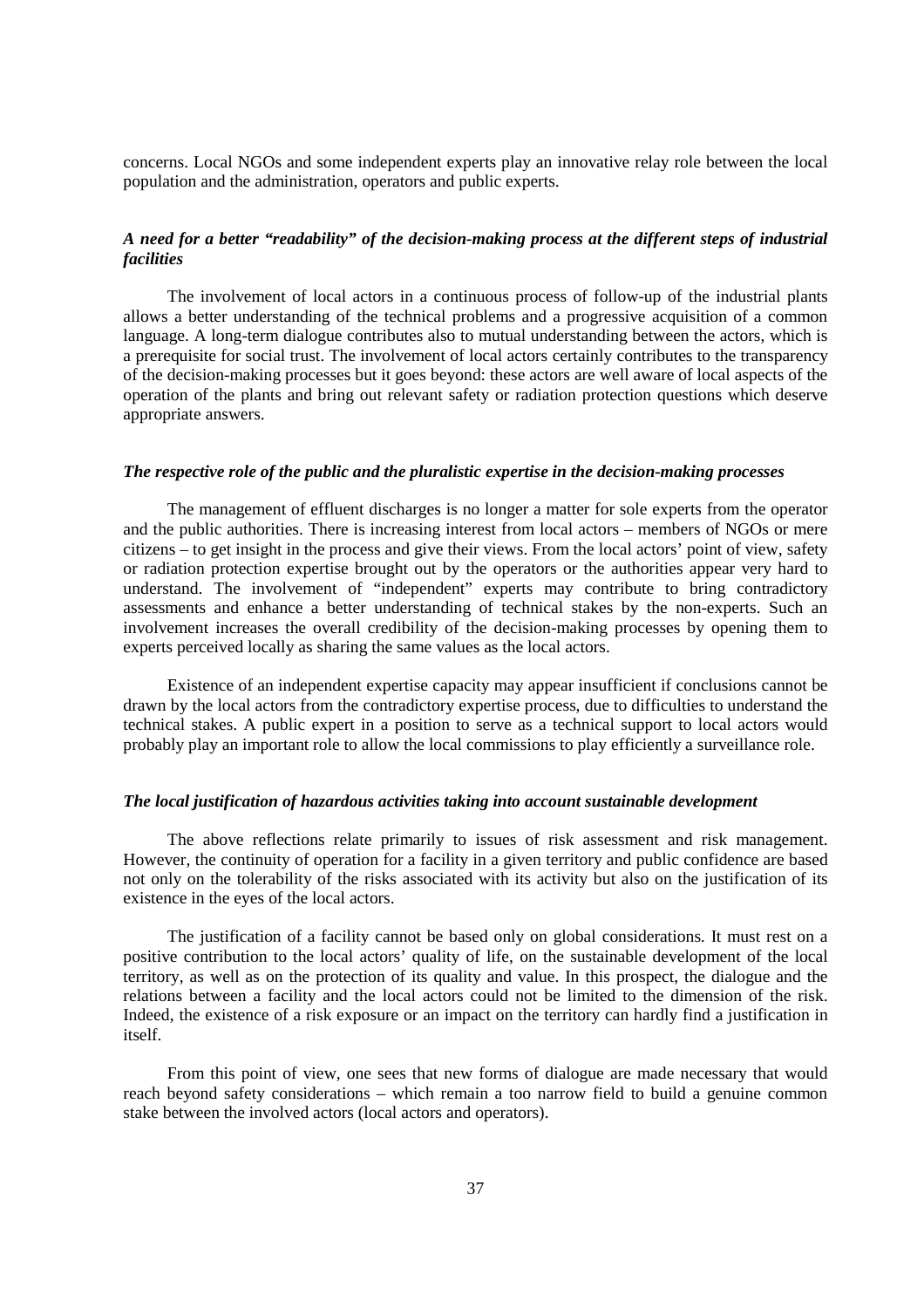concerns. Local NGOs and some independent experts play an innovative relay role between the local population and the administration, operators and public experts.

### *A need for a better "readability" of the decision-making process at the different steps of industrial facilities*

The involvement of local actors in a continuous process of follow-up of the industrial plants allows a better understanding of the technical problems and a progressive acquisition of a common language. A long-term dialogue contributes also to mutual understanding between the actors, which is a prerequisite for social trust. The involvement of local actors certainly contributes to the transparency of the decision-making processes but it goes beyond: these actors are well aware of local aspects of the operation of the plants and bring out relevant safety or radiation protection questions which deserve appropriate answers.

### *The respective role of the public and the pluralistic expertise in the decision-making processes*

The management of effluent discharges is no longer a matter for sole experts from the operator and the public authorities. There is increasing interest from local actors – members of NGOs or mere citizens – to get insight in the process and give their views. From the local actors' point of view, safety or radiation protection expertise brought out by the operators or the authorities appear very hard to understand. The involvement of "independent" experts may contribute to bring contradictory assessments and enhance a better understanding of technical stakes by the non-experts. Such an involvement increases the overall credibility of the decision-making processes by opening them to experts perceived locally as sharing the same values as the local actors.

Existence of an independent expertise capacity may appear insufficient if conclusions cannot be drawn by the local actors from the contradictory expertise process, due to difficulties to understand the technical stakes. A public expert in a position to serve as a technical support to local actors would probably play an important role to allow the local commissions to play efficiently a surveillance role.

### *The local justification of hazardous activities taking into account sustainable development*

The above reflections relate primarily to issues of risk assessment and risk management. However, the continuity of operation for a facility in a given territory and public confidence are based not only on the tolerability of the risks associated with its activity but also on the justification of its existence in the eyes of the local actors.

The justification of a facility cannot be based only on global considerations. It must rest on a positive contribution to the local actors' quality of life, on the sustainable development of the local territory, as well as on the protection of its quality and value. In this prospect, the dialogue and the relations between a facility and the local actors could not be limited to the dimension of the risk. Indeed, the existence of a risk exposure or an impact on the territory can hardly find a justification in itself.

From this point of view, one sees that new forms of dialogue are made necessary that would reach beyond safety considerations – which remain a too narrow field to build a genuine common stake between the involved actors (local actors and operators).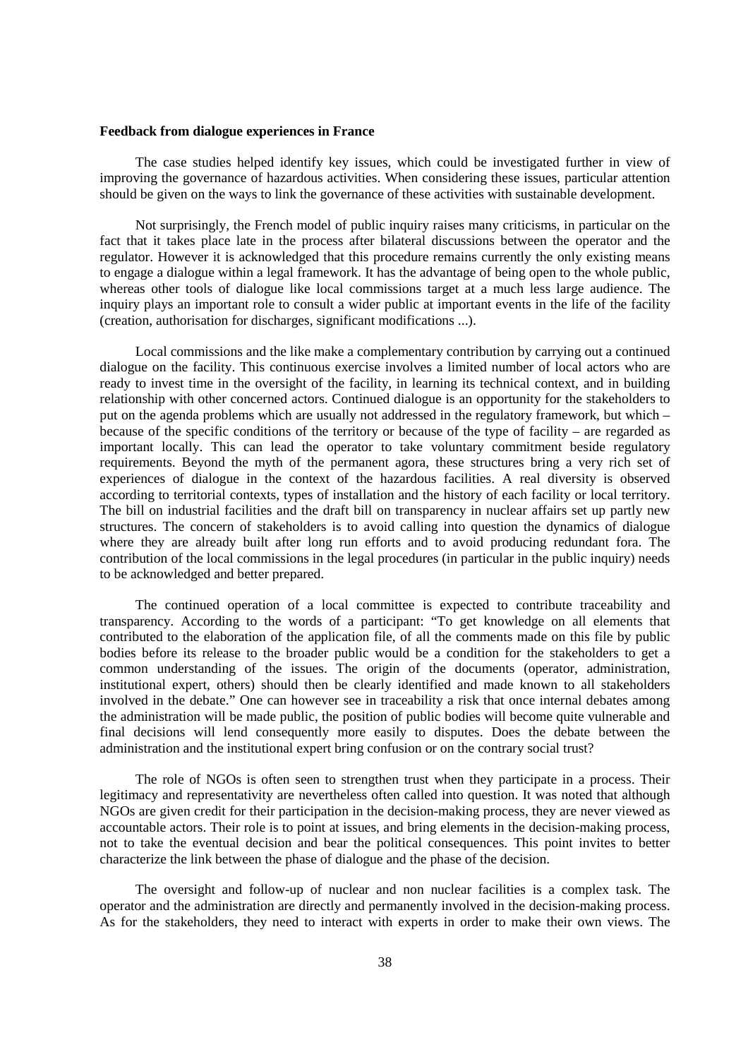**Feedback from dialogue experiences in France**

The case studies helped identify key issues, which could be investigated further in view of improving the governance of hazardous activities. When considering these issues, particular attention should be given on the ways to link the governance of these activities with sustainable development.

Not surprisingly, the French model of public inquiry raises many criticisms, in particular on the fact that it takes place late in the process after bilateral discussions between the operator and the regulator. However it is acknowledged that this procedure remains currently the only existing means to engage a dialogue within a legal framework. It has the advantage of being open to the whole public, whereas other tools of dialogue like local commissions target at a much less large audience. The inquiry plays an important role to consult a wider public at important events in the life of the facility (creation, authorisation for discharges, significant modifications ...).

Local commissions and the like make a complementary contribution by carrying out a continued dialogue on the facility. This continuous exercise involves a limited number of local actors who are ready to invest time in the oversight of the facility, in learning its technical context, and in building relationship with other concerned actors. Continued dialogue is an opportunity for the stakeholders to put on the agenda problems which are usually not addressed in the regulatory framework, but which – because of the specific conditions of the territory or because of the type of facility – are regarded as important locally. This can lead the operator to take voluntary commitment beside regulatory requirements. Beyond the myth of the permanent agora, these structures bring a very rich set of experiences of dialogue in the context of the hazardous facilities. A real diversity is observed according to territorial contexts, types of installation and the history of each facility or local territory. The bill on industrial facilities and the draft bill on transparency in nuclear affairs set up partly new structures. The concern of stakeholders is to avoid calling into question the dynamics of dialogue where they are already built after long run efforts and to avoid producing redundant fora. The contribution of the local commissions in the legal procedures (in particular in the public inquiry) needs to be acknowledged and better prepared.

The continued operation of a local committee is expected to contribute traceability and transparency. According to the words of a participant: "To get knowledge on all elements that contributed to the elaboration of the application file, of all the comments made on this file by public bodies before its release to the broader public would be a condition for the stakeholders to get a common understanding of the issues. The origin of the documents (operator, administration, institutional expert, others) should then be clearly identified and made known to all stakeholders involved in the debate." One can however see in traceability a risk that once internal debates among the administration will be made public, the position of public bodies will become quite vulnerable and final decisions will lend consequently more easily to disputes. Does the debate between the administration and the institutional expert bring confusion or on the contrary social trust?

The role of NGOs is often seen to strengthen trust when they participate in a process. Their legitimacy and representativity are nevertheless often called into question. It was noted that although NGOs are given credit for their participation in the decision-making process, they are never viewed as accountable actors. Their role is to point at issues, and bring elements in the decision-making process, not to take the eventual decision and bear the political consequences. This point invites to better characterize the link between the phase of dialogue and the phase of the decision.

The oversight and follow-up of nuclear and non nuclear facilities is a complex task. The operator and the administration are directly and permanently involved in the decision-making process. As for the stakeholders, they need to interact with experts in order to make their own views. The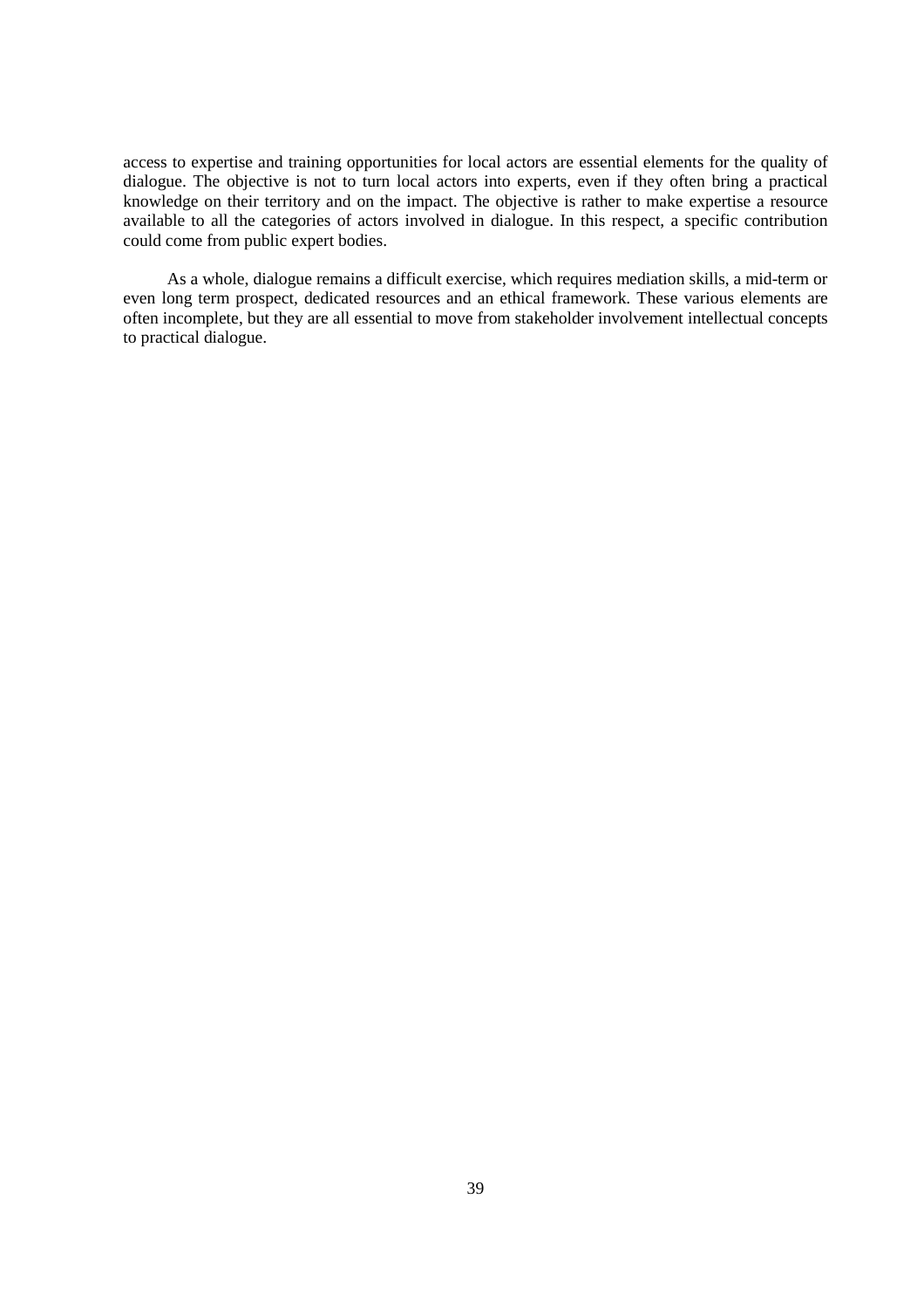access to expertise and training opportunities for local actors are essential elements for the quality of dialogue. The objective is not to turn local actors into experts, even if they often bring a practical knowledge on their territory and on the impact. The objective is rather to make expertise a resource available to all the categories of actors involved in dialogue. In this respect, a specific contribution could come from public expert bodies.

As a whole, dialogue remains a difficult exercise, which requires mediation skills, a mid-term or even long term prospect, dedicated resources and an ethical framework. These various elements are often incomplete, but they are all essential to move from stakeholder involvement intellectual concepts to practical dialogue.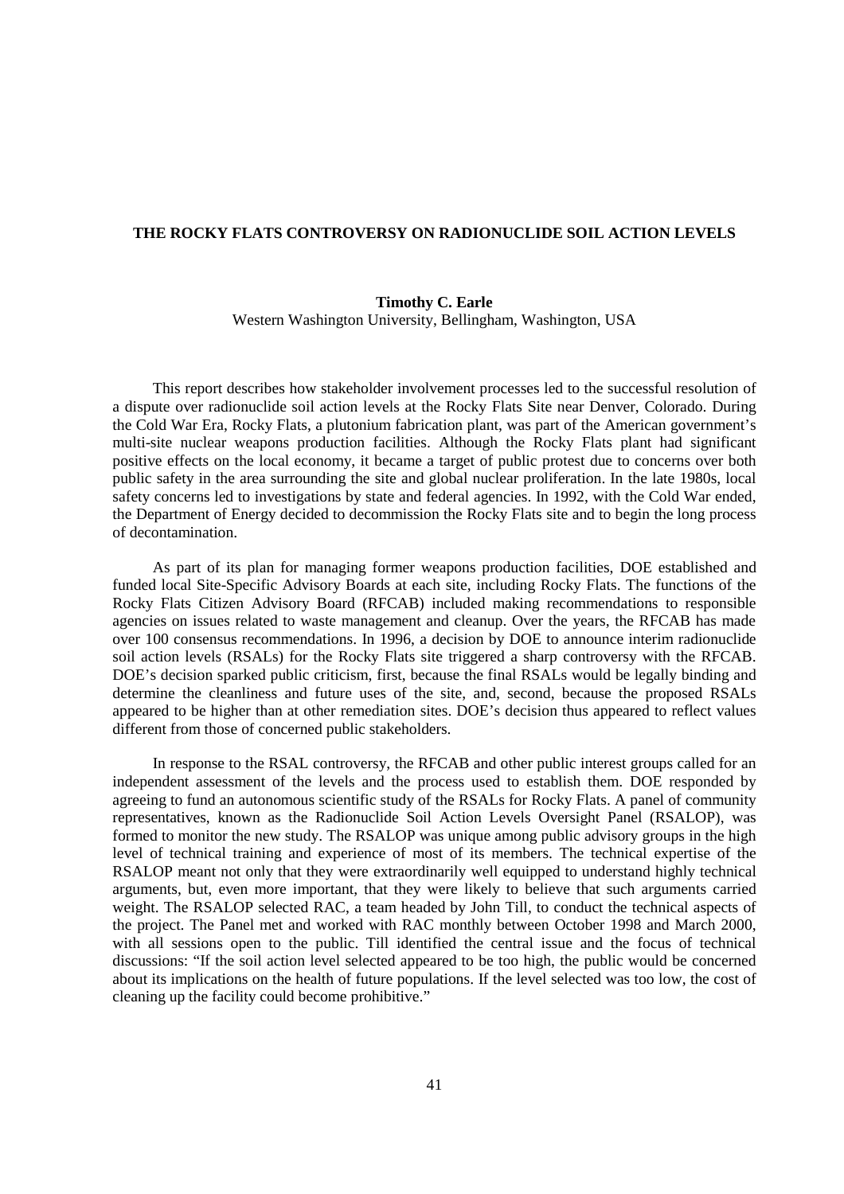## THE ROCKY FLATS CONTROVERSY ON RADIONUCLIDE SOIL ACTION LEVELS

**Timothy C. Earle**
Western Washington University, Bellingham, Washington, USA

This report describes how stakeholder involvement processes led to the successful resolution of a dispute over radionuclide soil action levels at the Rocky Flats Site near Denver, Colorado. During the Cold War Era, Rocky Flats, a plutonium fabrication plant, was part of the American government's multi-site nuclear weapons production facilities. Although the Rocky Flats plant had significant positive effects on the local economy, it became a target of public protest due to concerns over both public safety in the area surrounding the site and global nuclear proliferation. In the late 1980s, local safety concerns led to investigations by state and federal agencies. In 1992, with the Cold War ended, the Department of Energy decided to decommission the Rocky Flats site and to begin the long process of decontamination.

As part of its plan for managing former weapons production facilities, DOE established and funded local Site-Specific Advisory Boards at each site, including Rocky Flats. The functions of the Rocky Flats Citizen Advisory Board (RFCAB) included making recommendations to responsible agencies on issues related to waste management and cleanup. Over the years, the RFCAB has made over 100 consensus recommendations. In 1996, a decision by DOE to announce interim radionuclide soil action levels (RSALs) for the Rocky Flats site triggered a sharp controversy with the RFCAB. DOE's decision sparked public criticism, first, because the final RSALs would be legally binding and determine the cleanliness and future uses of the site, and, second, because the proposed RSALs appeared to be higher than at other remediation sites. DOE's decision thus appeared to reflect values different from those of concerned public stakeholders.

In response to the RSAL controversy, the RFCAB and other public interest groups called for an independent assessment of the levels and the process used to establish them. DOE responded by agreeing to fund an autonomous scientific study of the RSALs for Rocky Flats. A panel of community representatives, known as the Radionuclide Soil Action Levels Oversight Panel (RSALOP), was formed to monitor the new study. The RSALOP was unique among public advisory groups in the high level of technical training and experience of most of its members. The technical expertise of the RSALOP meant not only that they were extraordinarily well equipped to understand highly technical arguments, but, even more important, that they were likely to believe that such arguments carried weight. The RSALOP selected RAC, a team headed by John Till, to conduct the technical aspects of the project. The Panel met and worked with RAC monthly between October 1998 and March 2000, with all sessions open to the public. Till identified the central issue and the focus of technical discussions: "If the soil action level selected appeared to be too high, the public would be concerned about its implications on the health of future populations. If the level selected was too low, the cost of cleaning up the facility could become prohibitive."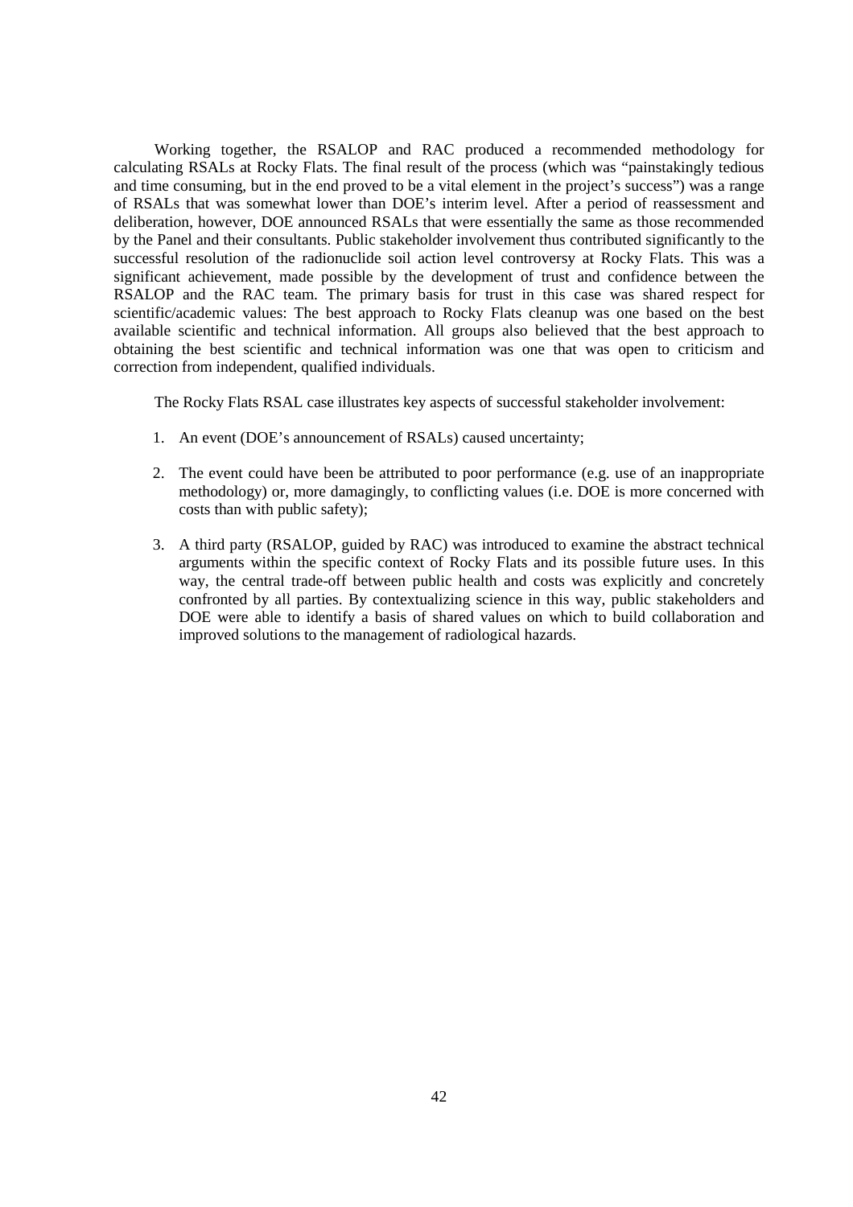Working together, the RSALOP and RAC produced a recommended methodology for calculating RSALs at Rocky Flats. The final result of the process (which was "painstakingly tedious and time consuming, but in the end proved to be a vital element in the project's success") was a range of RSALs that was somewhat lower than DOE's interim level. After a period of reassessment and deliberation, however, DOE announced RSALs that were essentially the same as those recommended by the Panel and their consultants. Public stakeholder involvement thus contributed significantly to the successful resolution of the radionuclide soil action level controversy at Rocky Flats. This was a significant achievement, made possible by the development of trust and confidence between the RSALOP and the RAC team. The primary basis for trust in this case was shared respect for scientific/academic values: The best approach to Rocky Flats cleanup was one based on the best available scientific and technical information. All groups also believed that the best approach to obtaining the best scientific and technical information was one that was open to criticism and correction from independent, qualified individuals.

The Rocky Flats RSAL case illustrates key aspects of successful stakeholder involvement:

1. An event (DOE's announcement of RSALs) caused uncertainty;

2. The event could have been be attributed to poor performance (e.g. use of an inappropriate methodology) or, more damagingly, to conflicting values (i.e. DOE is more concerned with costs than with public safety);

3. A third party (RSALOP, guided by RAC) was introduced to examine the abstract technical arguments within the specific context of Rocky Flats and its possible future uses. In this way, the central trade-off between public health and costs was explicitly and concretely confronted by all parties. By contextualizing science in this way, public stakeholders and DOE were able to identify a basis of shared values on which to build collaboration and improved solutions to the management of radiological hazards.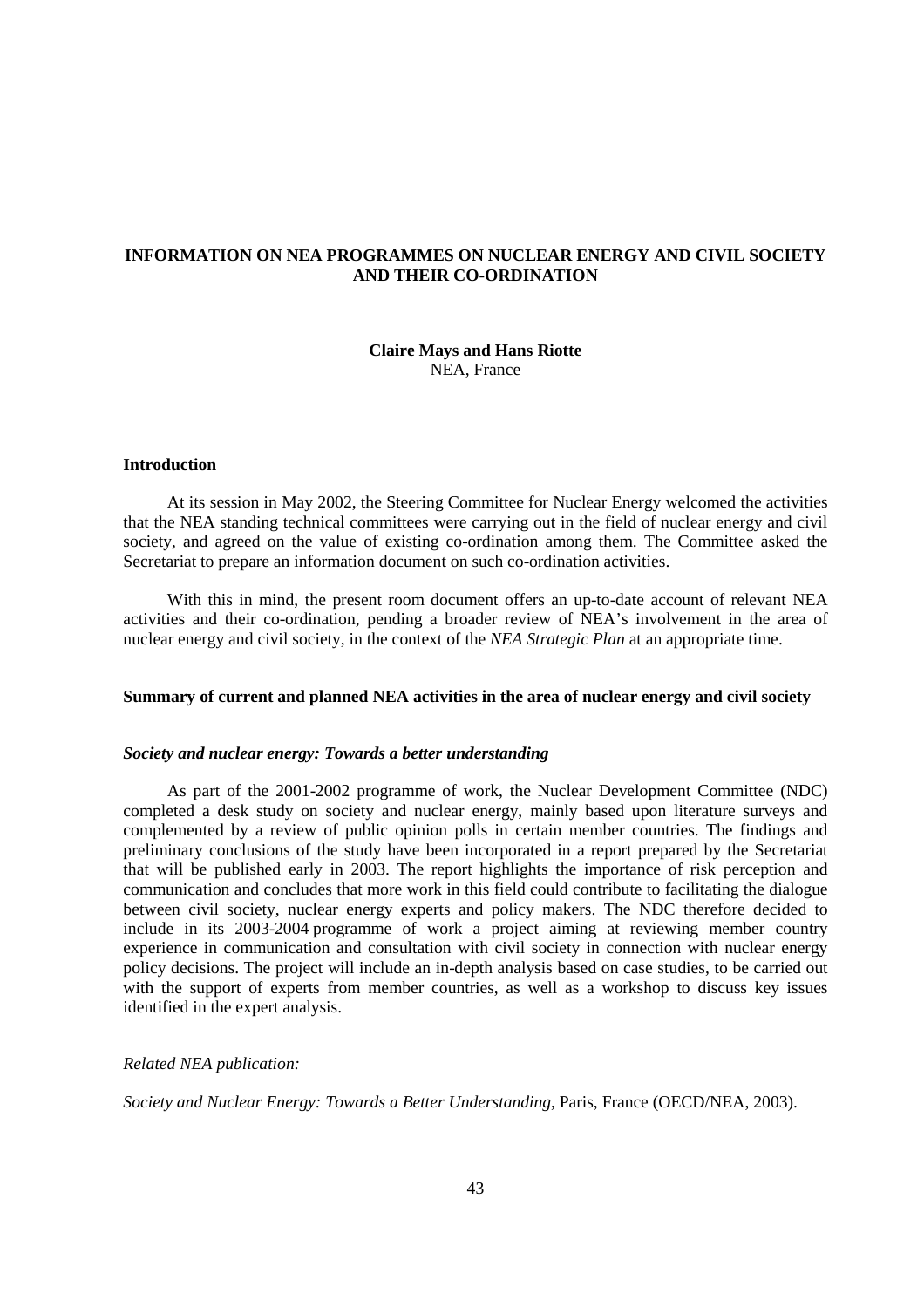# INFORMATION ON NEA PROGRAMMES ON NUCLEAR ENERGY AND CIVIL SOCIETY AND THEIR CO-ORDINATION

**Claire Mays and Hans Riotte**
NEA, France

## Introduction

At its session in May 2002, the Steering Committee for Nuclear Energy welcomed the activities that the NEA standing technical committees were carrying out in the field of nuclear energy and civil society, and agreed on the value of existing co-ordination among them. The Committee asked the Secretariat to prepare an information document on such co-ordination activities.

With this in mind, the present room document offers an up-to-date account of relevant NEA activities and their co-ordination, pending a broader review of NEA's involvement in the area of nuclear energy and civil society, in the context of the *NEA Strategic Plan* at an appropriate time.

## Summary of current and planned NEA activities in the area of nuclear energy and civil society

### *Society and nuclear energy: Towards a better understanding*

As part of the 2001-2002 programme of work, the Nuclear Development Committee (NDC) completed a desk study on society and nuclear energy, mainly based upon literature surveys and complemented by a review of public opinion polls in certain member countries. The findings and preliminary conclusions of the study have been incorporated in a report prepared by the Secretariat that will be published early in 2003. The report highlights the importance of risk perception and communication and concludes that more work in this field could contribute to facilitating the dialogue between civil society, nuclear energy experts and policy makers. The NDC therefore decided to include in its 2003-2004 programme of work a project aiming at reviewing member country experience in communication and consultation with civil society in connection with nuclear energy policy decisions. The project will include an in-depth analysis based on case studies, to be carried out with the support of experts from member countries, as well as a workshop to discuss key issues identified in the expert analysis.

*Related NEA publication:*

*Society and Nuclear Energy: Towards a Better Understanding*, Paris, France (OECD/NEA, 2003).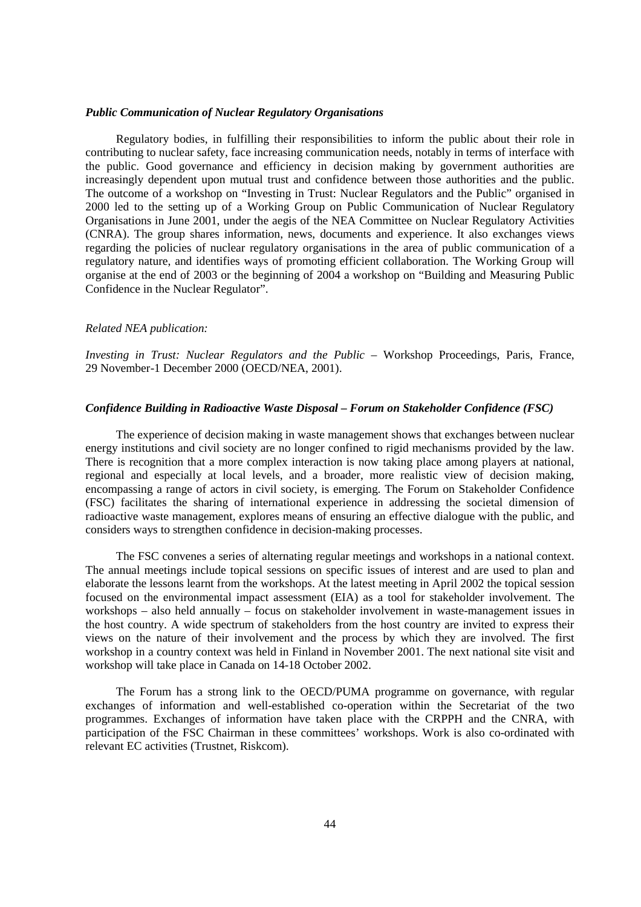### *Public Communication of Nuclear Regulatory Organisations*

Regulatory bodies, in fulfilling their responsibilities to inform the public about their role in contributing to nuclear safety, face increasing communication needs, notably in terms of interface with the public. Good governance and efficiency in decision making by government authorities are increasingly dependent upon mutual trust and confidence between those authorities and the public. The outcome of a workshop on "Investing in Trust: Nuclear Regulators and the Public" organised in 2000 led to the setting up of a Working Group on Public Communication of Nuclear Regulatory Organisations in June 2001, under the aegis of the NEA Committee on Nuclear Regulatory Activities (CNRA). The group shares information, news, documents and experience. It also exchanges views regarding the policies of nuclear regulatory organisations in the area of public communication of a regulatory nature, and identifies ways of promoting efficient collaboration. The Working Group will organise at the end of 2003 or the beginning of 2004 a workshop on "Building and Measuring Public Confidence in the Nuclear Regulator".

*Related NEA publication:*

*Investing in Trust: Nuclear Regulators and the Public* – Workshop Proceedings, Paris, France, 29 November-1 December 2000 (OECD/NEA, 2001).

### *Confidence Building in Radioactive Waste Disposal – Forum on Stakeholder Confidence (FSC)*

The experience of decision making in waste management shows that exchanges between nuclear energy institutions and civil society are no longer confined to rigid mechanisms provided by the law. There is recognition that a more complex interaction is now taking place among players at national, regional and especially at local levels, and a broader, more realistic view of decision making, encompassing a range of actors in civil society, is emerging. The Forum on Stakeholder Confidence (FSC) facilitates the sharing of international experience in addressing the societal dimension of radioactive waste management, explores means of ensuring an effective dialogue with the public, and considers ways to strengthen confidence in decision-making processes.

The FSC convenes a series of alternating regular meetings and workshops in a national context. The annual meetings include topical sessions on specific issues of interest and are used to plan and elaborate the lessons learnt from the workshops. At the latest meeting in April 2002 the topical session focused on the environmental impact assessment (EIA) as a tool for stakeholder involvement. The workshops – also held annually – focus on stakeholder involvement in waste-management issues in the host country. A wide spectrum of stakeholders from the host country are invited to express their views on the nature of their involvement and the process by which they are involved. The first workshop in a country context was held in Finland in November 2001. The next national site visit and workshop will take place in Canada on 14-18 October 2002.

The Forum has a strong link to the OECD/PUMA programme on governance, with regular exchanges of information and well-established co-operation within the Secretariat of the two programmes. Exchanges of information have taken place with the CRPPH and the CNRA, with participation of the FSC Chairman in these committees' workshops. Work is also co-ordinated with relevant EC activities (Trustnet, Riskcom).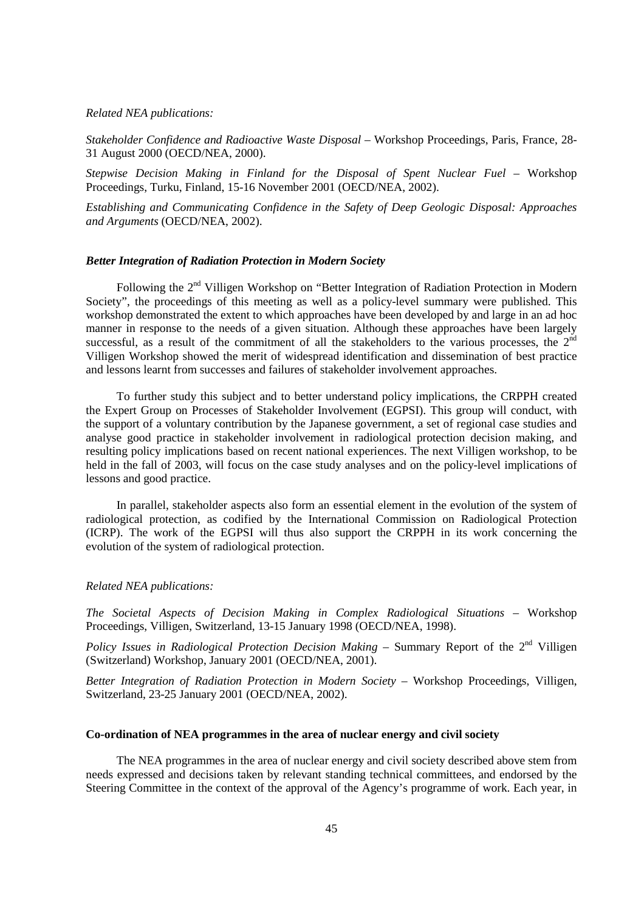*Related NEA publications:*

*Stakeholder Confidence and Radioactive Waste Disposal* – Workshop Proceedings, Paris, France, 28-31 August 2000 (OECD/NEA, 2000).

*Stepwise Decision Making in Finland for the Disposal of Spent Nuclear Fuel* – Workshop Proceedings, Turku, Finland, 15-16 November 2001 (OECD/NEA, 2002).

*Establishing and Communicating Confidence in the Safety of Deep Geologic Disposal: Approaches and Arguments* (OECD/NEA, 2002).

### *Better Integration of Radiation Protection in Modern Society*

Following the 2nd Villigen Workshop on "Better Integration of Radiation Protection in Modern Society", the proceedings of this meeting as well as a policy-level summary were published. This workshop demonstrated the extent to which approaches have been developed by and large in an ad hoc manner in response to the needs of a given situation. Although these approaches have been largely successful, as a result of the commitment of all the stakeholders to the various processes, the 2nd Villigen Workshop showed the merit of widespread identification and dissemination of best practice and lessons learnt from successes and failures of stakeholder involvement approaches.

To further study this subject and to better understand policy implications, the CRPPH created the Expert Group on Processes of Stakeholder Involvement (EGPSI). This group will conduct, with the support of a voluntary contribution by the Japanese government, a set of regional case studies and analyse good practice in stakeholder involvement in radiological protection decision making, and resulting policy implications based on recent national experiences. The next Villigen workshop, to be held in the fall of 2003, will focus on the case study analyses and on the policy-level implications of lessons and good practice.

In parallel, stakeholder aspects also form an essential element in the evolution of the system of radiological protection, as codified by the International Commission on Radiological Protection (ICRP). The work of the EGPSI will thus also support the CRPPH in its work concerning the evolution of the system of radiological protection.

*Related NEA publications:*

*The Societal Aspects of Decision Making in Complex Radiological Situations* – Workshop Proceedings, Villigen, Switzerland, 13-15 January 1998 (OECD/NEA, 1998).

*Policy Issues in Radiological Protection Decision Making* – Summary Report of the 2nd Villigen (Switzerland) Workshop, January 2001 (OECD/NEA, 2001).

*Better Integration of Radiation Protection in Modern Society* – Workshop Proceedings, Villigen, Switzerland, 23-25 January 2001 (OECD/NEA, 2002).

### Co-ordination of NEA programmes in the area of nuclear energy and civil society

The NEA programmes in the area of nuclear energy and civil society described above stem from needs expressed and decisions taken by relevant standing technical committees, and endorsed by the Steering Committee in the context of the approval of the Agency's programme of work. Each year, in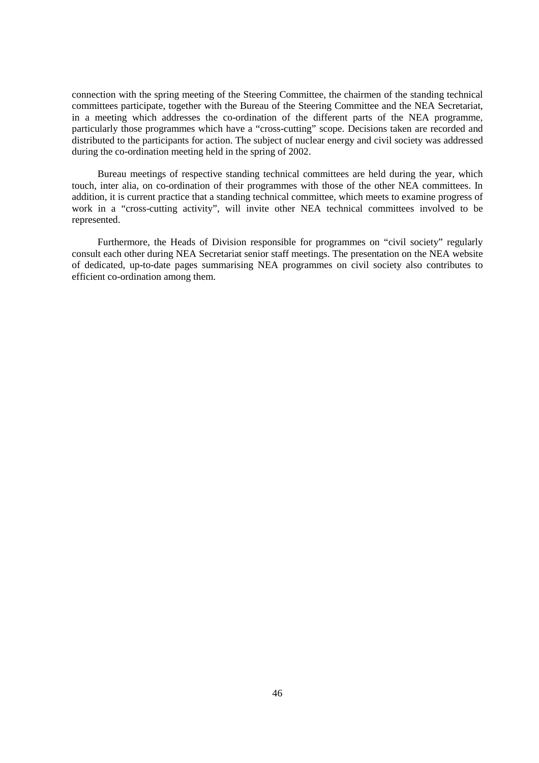connection with the spring meeting of the Steering Committee, the chairmen of the standing technical committees participate, together with the Bureau of the Steering Committee and the NEA Secretariat, in a meeting which addresses the co-ordination of the different parts of the NEA programme, particularly those programmes which have a "cross-cutting" scope. Decisions taken are recorded and distributed to the participants for action. The subject of nuclear energy and civil society was addressed during the co-ordination meeting held in the spring of 2002.

Bureau meetings of respective standing technical committees are held during the year, which touch, inter alia, on co-ordination of their programmes with those of the other NEA committees. In addition, it is current practice that a standing technical committee, which meets to examine progress of work in a "cross-cutting activity", will invite other NEA technical committees involved to be represented.

Furthermore, the Heads of Division responsible for programmes on "civil society" regularly consult each other during NEA Secretariat senior staff meetings. The presentation on the NEA website of dedicated, up-to-date pages summarising NEA programmes on civil society also contributes to efficient co-ordination among them.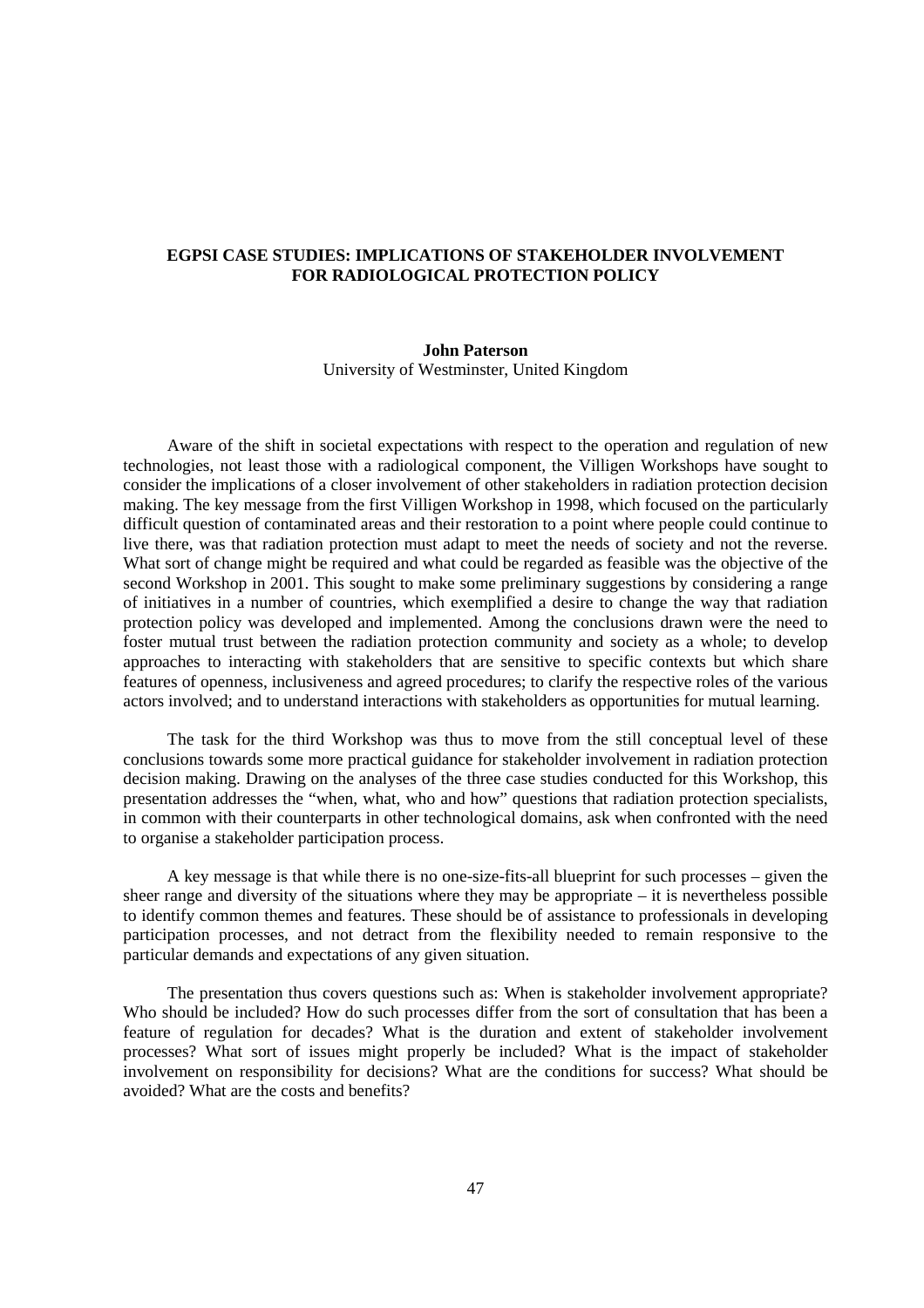## EGPSI CASE STUDIES: IMPLICATIONS OF STAKEHOLDER INVOLVEMENT FOR RADIOLOGICAL PROTECTION POLICY

**John Paterson**
University of Westminster, United Kingdom

Aware of the shift in societal expectations with respect to the operation and regulation of new technologies, not least those with a radiological component, the Villigen Workshops have sought to consider the implications of a closer involvement of other stakeholders in radiation protection decision making. The key message from the first Villigen Workshop in 1998, which focused on the particularly difficult question of contaminated areas and their restoration to a point where people could continue to live there, was that radiation protection must adapt to meet the needs of society and not the reverse. What sort of change might be required and what could be regarded as feasible was the objective of the second Workshop in 2001. This sought to make some preliminary suggestions by considering a range of initiatives in a number of countries, which exemplified a desire to change the way that radiation protection policy was developed and implemented. Among the conclusions drawn were the need to foster mutual trust between the radiation protection community and society as a whole; to develop approaches to interacting with stakeholders that are sensitive to specific contexts but which share features of openness, inclusiveness and agreed procedures; to clarify the respective roles of the various actors involved; and to understand interactions with stakeholders as opportunities for mutual learning.

The task for the third Workshop was thus to move from the still conceptual level of these conclusions towards some more practical guidance for stakeholder involvement in radiation protection decision making. Drawing on the analyses of the three case studies conducted for this Workshop, this presentation addresses the "when, what, who and how" questions that radiation protection specialists, in common with their counterparts in other technological domains, ask when confronted with the need to organise a stakeholder participation process.

A key message is that while there is no one-size-fits-all blueprint for such processes – given the sheer range and diversity of the situations where they may be appropriate – it is nevertheless possible to identify common themes and features. These should be of assistance to professionals in developing participation processes, and not detract from the flexibility needed to remain responsive to the particular demands and expectations of any given situation.

The presentation thus covers questions such as: When is stakeholder involvement appropriate? Who should be included? How do such processes differ from the sort of consultation that has been a feature of regulation for decades? What is the duration and extent of stakeholder involvement processes? What sort of issues might properly be included? What is the impact of stakeholder involvement on responsibility for decisions? What are the conditions for success? What should be avoided? What are the costs and benefits?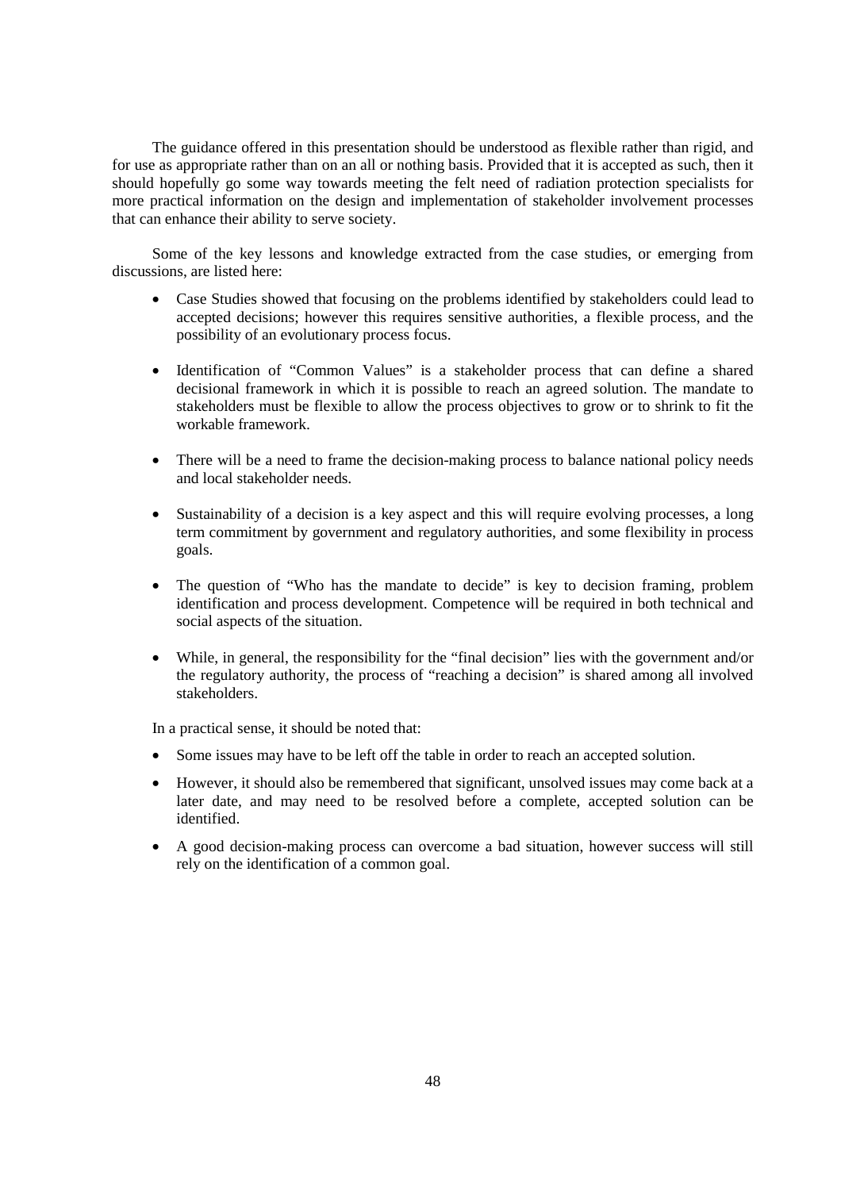The guidance offered in this presentation should be understood as flexible rather than rigid, and for use as appropriate rather than on an all or nothing basis. Provided that it is accepted as such, then it should hopefully go some way towards meeting the felt need of radiation protection specialists for more practical information on the design and implementation of stakeholder involvement processes that can enhance their ability to serve society.

Some of the key lessons and knowledge extracted from the case studies, or emerging from discussions, are listed here:

- Case Studies showed that focusing on the problems identified by stakeholders could lead to accepted decisions; however this requires sensitive authorities, a flexible process, and the possibility of an evolutionary process focus.
- Identification of "Common Values" is a stakeholder process that can define a shared decisional framework in which it is possible to reach an agreed solution. The mandate to stakeholders must be flexible to allow the process objectives to grow or to shrink to fit the workable framework.
- There will be a need to frame the decision-making process to balance national policy needs and local stakeholder needs.
- Sustainability of a decision is a key aspect and this will require evolving processes, a long term commitment by government and regulatory authorities, and some flexibility in process goals.
- The question of "Who has the mandate to decide" is key to decision framing, problem identification and process development. Competence will be required in both technical and social aspects of the situation.
- While, in general, the responsibility for the "final decision" lies with the government and/or the regulatory authority, the process of "reaching a decision" is shared among all involved stakeholders.

In a practical sense, it should be noted that:

- Some issues may have to be left off the table in order to reach an accepted solution.
- However, it should also be remembered that significant, unsolved issues may come back at a later date, and may need to be resolved before a complete, accepted solution can be identified.
- A good decision-making process can overcome a bad situation, however success will still rely on the identification of a common goal.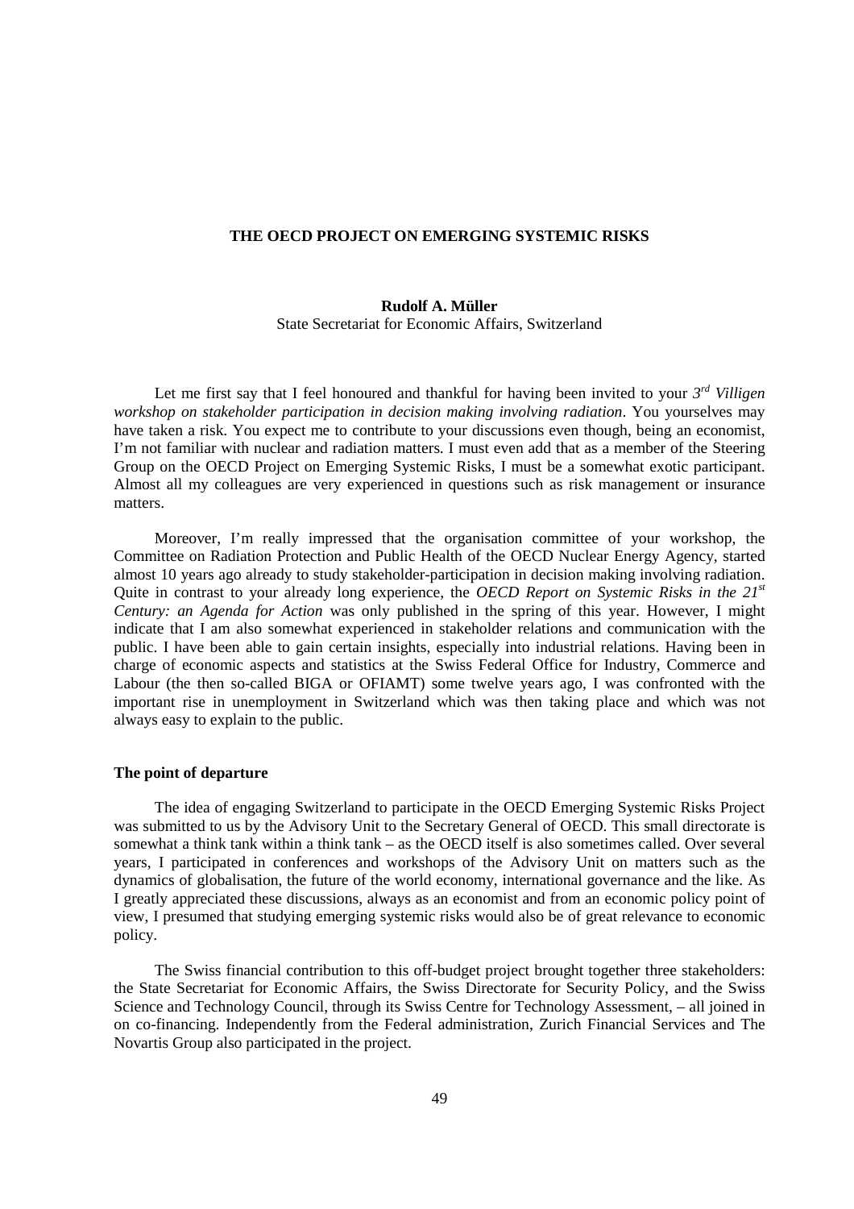# THE OECD PROJECT ON EMERGING SYSTEMIC RISKS

**Rudolf A. Müller**
State Secretariat for Economic Affairs, Switzerland

Let me first say that I feel honoured and thankful for having been invited to your *3rd Villigen workshop on stakeholder participation in decision making involving radiation*. You yourselves may have taken a risk. You expect me to contribute to your discussions even though, being an economist, I'm not familiar with nuclear and radiation matters. I must even add that as a member of the Steering Group on the OECD Project on Emerging Systemic Risks, I must be a somewhat exotic participant. Almost all my colleagues are very experienced in questions such as risk management or insurance matters.

Moreover, I'm really impressed that the organisation committee of your workshop, the Committee on Radiation Protection and Public Health of the OECD Nuclear Energy Agency, started almost 10 years ago already to study stakeholder-participation in decision making involving radiation. Quite in contrast to your already long experience, the *OECD Report on Systemic Risks in the 21st Century: an Agenda for Action* was only published in the spring of this year. However, I might indicate that I am also somewhat experienced in stakeholder relations and communication with the public. I have been able to gain certain insights, especially into industrial relations. Having been in charge of economic aspects and statistics at the Swiss Federal Office for Industry, Commerce and Labour (the then so-called BIGA or OFIAMT) some twelve years ago, I was confronted with the important rise in unemployment in Switzerland which was then taking place and which was not always easy to explain to the public.

## The point of departure

The idea of engaging Switzerland to participate in the OECD Emerging Systemic Risks Project was submitted to us by the Advisory Unit to the Secretary General of OECD. This small directorate is somewhat a think tank within a think tank – as the OECD itself is also sometimes called. Over several years, I participated in conferences and workshops of the Advisory Unit on matters such as the dynamics of globalisation, the future of the world economy, international governance and the like. As I greatly appreciated these discussions, always as an economist and from an economic policy point of view, I presumed that studying emerging systemic risks would also be of great relevance to economic policy.

The Swiss financial contribution to this off-budget project brought together three stakeholders: the State Secretariat for Economic Affairs, the Swiss Directorate for Security Policy, and the Swiss Science and Technology Council, through its Swiss Centre for Technology Assessment, – all joined in on co-financing. Independently from the Federal administration, Zurich Financial Services and The Novartis Group also participated in the project.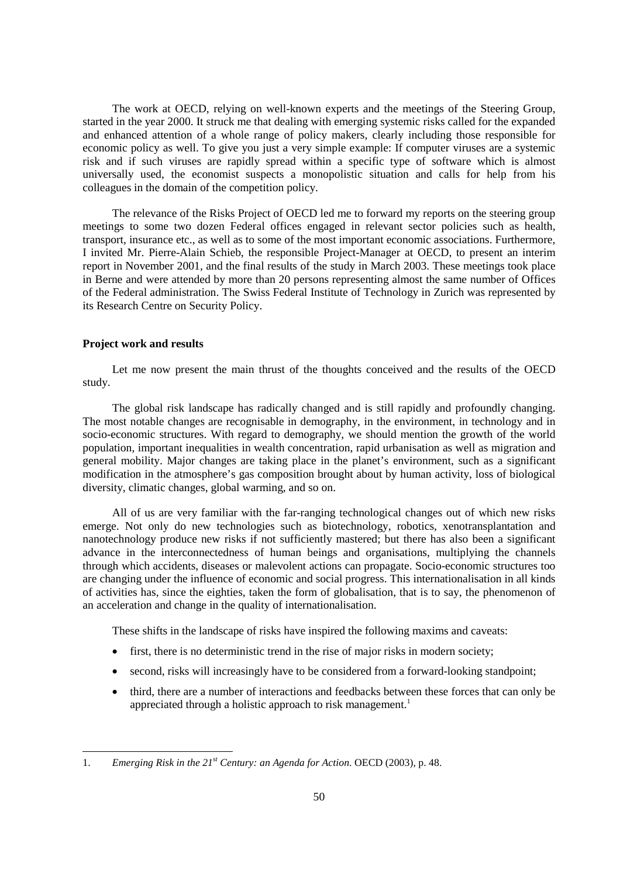The work at OECD, relying on well-known experts and the meetings of the Steering Group, started in the year 2000. It struck me that dealing with emerging systemic risks called for the expanded and enhanced attention of a whole range of policy makers, clearly including those responsible for economic policy as well. To give you just a very simple example: If computer viruses are a systemic risk and if such viruses are rapidly spread within a specific type of software which is almost universally used, the economist suspects a monopolistic situation and calls for help from his colleagues in the domain of the competition policy.

The relevance of the Risks Project of OECD led me to forward my reports on the steering group meetings to some two dozen Federal offices engaged in relevant sector policies such as health, transport, insurance etc., as well as to some of the most important economic associations. Furthermore, I invited Mr. Pierre-Alain Schieb, the responsible Project-Manager at OECD, to present an interim report in November 2001, and the final results of the study in March 2003. These meetings took place in Berne and were attended by more than 20 persons representing almost the same number of Offices of the Federal administration. The Swiss Federal Institute of Technology in Zurich was represented by its Research Centre on Security Policy.

**Project work and results**

Let me now present the main thrust of the thoughts conceived and the results of the OECD study.

The global risk landscape has radically changed and is still rapidly and profoundly changing. The most notable changes are recognisable in demography, in the environment, in technology and in socio-economic structures. With regard to demography, we should mention the growth of the world population, important inequalities in wealth concentration, rapid urbanisation as well as migration and general mobility. Major changes are taking place in the planet's environment, such as a significant modification in the atmosphere's gas composition brought about by human activity, loss of biological diversity, climatic changes, global warming, and so on.

All of us are very familiar with the far-ranging technological changes out of which new risks emerge. Not only do new technologies such as biotechnology, robotics, xenotransplantation and nanotechnology produce new risks if not sufficiently mastered; but there has also been a significant advance in the interconnectedness of human beings and organisations, multiplying the channels through which accidents, diseases or malevolent actions can propagate. Socio-economic structures too are changing under the influence of economic and social progress. This internationalisation in all kinds of activities has, since the eighties, taken the form of globalisation, that is to say, the phenomenon of an acceleration and change in the quality of internationalisation.

These shifts in the landscape of risks have inspired the following maxims and caveats:

- first, there is no deterministic trend in the rise of major risks in modern society;
- second, risks will increasingly have to be considered from a forward-looking standpoint;
- third, there are a number of interactions and feedbacks between these forces that can only be appreciated through a holistic approach to risk management.[1]

---

1. *Emerging Risk in the 21st Century: an Agenda for Action*. OECD (2003), p. 48.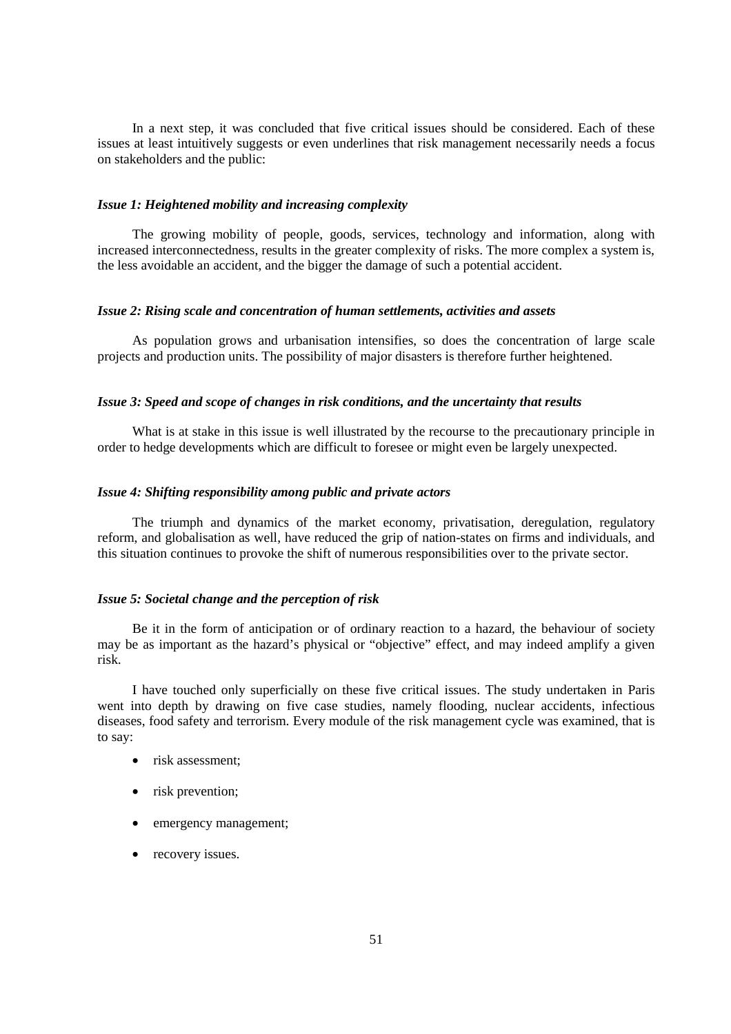In a next step, it was concluded that five critical issues should be considered. Each of these issues at least intuitively suggests or even underlines that risk management necessarily needs a focus on stakeholders and the public:

### *Issue 1: Heightened mobility and increasing complexity*

The growing mobility of people, goods, services, technology and information, along with increased interconnectedness, results in the greater complexity of risks. The more complex a system is, the less avoidable an accident, and the bigger the damage of such a potential accident.

### *Issue 2: Rising scale and concentration of human settlements, activities and assets*

As population grows and urbanisation intensifies, so does the concentration of large scale projects and production units. The possibility of major disasters is therefore further heightened.

### *Issue 3: Speed and scope of changes in risk conditions, and the uncertainty that results*

What is at stake in this issue is well illustrated by the recourse to the precautionary principle in order to hedge developments which are difficult to foresee or might even be largely unexpected.

### *Issue 4: Shifting responsibility among public and private actors*

The triumph and dynamics of the market economy, privatisation, deregulation, regulatory reform, and globalisation as well, have reduced the grip of nation-states on firms and individuals, and this situation continues to provoke the shift of numerous responsibilities over to the private sector.

### *Issue 5: Societal change and the perception of risk*

Be it in the form of anticipation or of ordinary reaction to a hazard, the behaviour of society may be as important as the hazard's physical or "objective" effect, and may indeed amplify a given risk.

I have touched only superficially on these five critical issues. The study undertaken in Paris went into depth by drawing on five case studies, namely flooding, nuclear accidents, infectious diseases, food safety and terrorism. Every module of the risk management cycle was examined, that is to say:

- risk assessment;
- risk prevention;
- emergency management;
- recovery issues.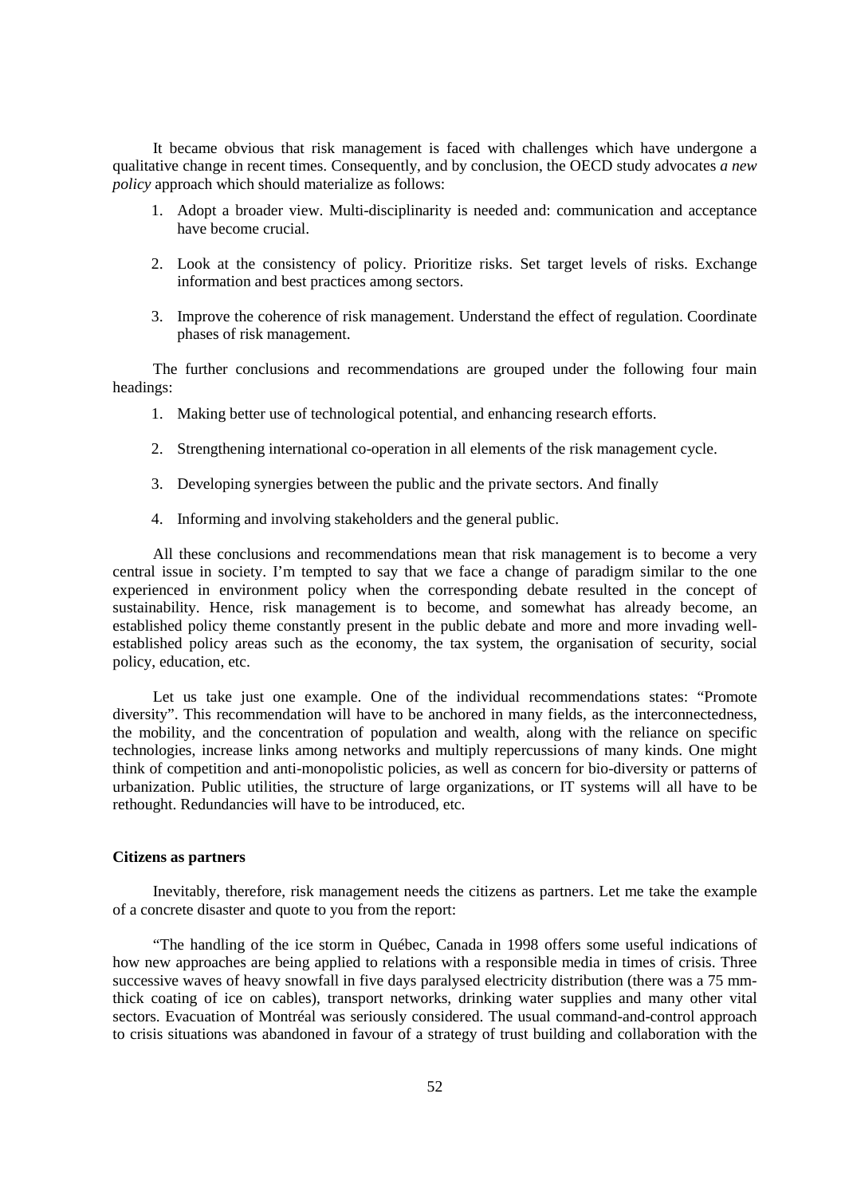It became obvious that risk management is faced with challenges which have undergone a qualitative change in recent times. Consequently, and by conclusion, the OECD study advocates *a new policy* approach which should materialize as follows:

1. Adopt a broader view. Multi-disciplinarity is needed and: communication and acceptance have become crucial.

2. Look at the consistency of policy. Prioritize risks. Set target levels of risks. Exchange information and best practices among sectors.

3. Improve the coherence of risk management. Understand the effect of regulation. Coordinate phases of risk management.

The further conclusions and recommendations are grouped under the following four main headings:

1. Making better use of technological potential, and enhancing research efforts.

2. Strengthening international co-operation in all elements of the risk management cycle.

3. Developing synergies between the public and the private sectors. And finally

4. Informing and involving stakeholders and the general public.

All these conclusions and recommendations mean that risk management is to become a very central issue in society. I'm tempted to say that we face a change of paradigm similar to the one experienced in environment policy when the corresponding debate resulted in the concept of sustainability. Hence, risk management is to become, and somewhat has already become, an established policy theme constantly present in the public debate and more and more invading well-established policy areas such as the economy, the tax system, the organisation of security, social policy, education, etc.

Let us take just one example. One of the individual recommendations states: "Promote diversity". This recommendation will have to be anchored in many fields, as the interconnectedness, the mobility, and the concentration of population and wealth, along with the reliance on specific technologies, increase links among networks and multiply repercussions of many kinds. One might think of competition and anti-monopolistic policies, as well as concern for bio-diversity or patterns of urbanization. Public utilities, the structure of large organizations, or IT systems will all have to be rethought. Redundancies will have to be introduced, etc.

**Citizens as partners**

Inevitably, therefore, risk management needs the citizens as partners. Let me take the example of a concrete disaster and quote to you from the report:

"The handling of the ice storm in Québec, Canada in 1998 offers some useful indications of how new approaches are being applied to relations with a responsible media in times of crisis. Three successive waves of heavy snowfall in five days paralysed electricity distribution (there was a 75 mm-thick coating of ice on cables), transport networks, drinking water supplies and many other vital sectors. Evacuation of Montréal was seriously considered. The usual command-and-control approach to crisis situations was abandoned in favour of a strategy of trust building and collaboration with the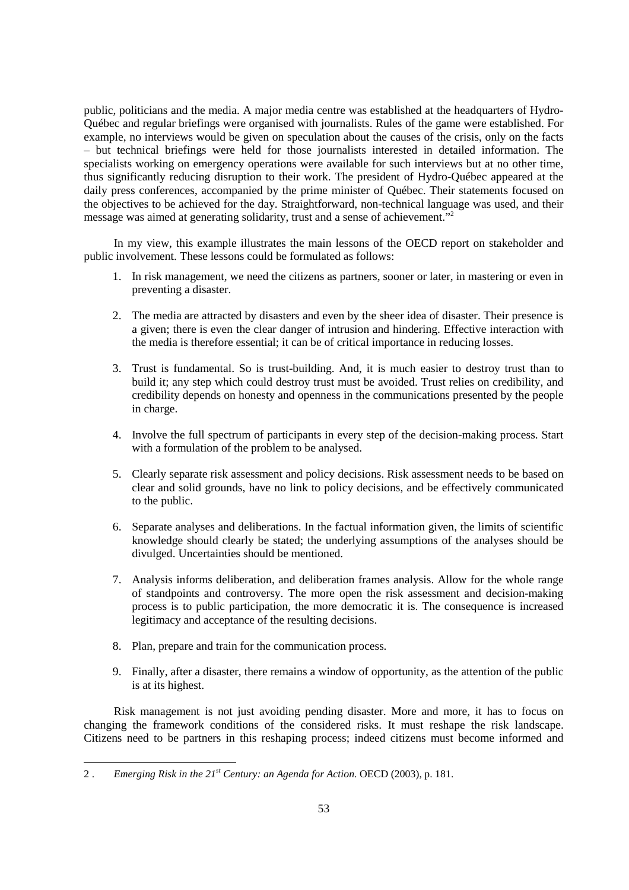public, politicians and the media. A major media centre was established at the headquarters of Hydro-Québec and regular briefings were organised with journalists. Rules of the game were established. For example, no interviews would be given on speculation about the causes of the crisis, only on the facts – but technical briefings were held for those journalists interested in detailed information. The specialists working on emergency operations were available for such interviews but at no other time, thus significantly reducing disruption to their work. The president of Hydro-Québec appeared at the daily press conferences, accompanied by the prime minister of Québec. Their statements focused on the objectives to be achieved for the day. Straightforward, non-technical language was used, and their message was aimed at generating solidarity, trust and a sense of achievement."[2]

In my view, this example illustrates the main lessons of the OECD report on stakeholder and public involvement. These lessons could be formulated as follows:

1. In risk management, we need the citizens as partners, sooner or later, in mastering or even in preventing a disaster.

2. The media are attracted by disasters and even by the sheer idea of disaster. Their presence is a given; there is even the clear danger of intrusion and hindering. Effective interaction with the media is therefore essential; it can be of critical importance in reducing losses.

3. Trust is fundamental. So is trust-building. And, it is much easier to destroy trust than to build it; any step which could destroy trust must be avoided. Trust relies on credibility, and credibility depends on honesty and openness in the communications presented by the people in charge.

4. Involve the full spectrum of participants in every step of the decision-making process. Start with a formulation of the problem to be analysed.

5. Clearly separate risk assessment and policy decisions. Risk assessment needs to be based on clear and solid grounds, have no link to policy decisions, and be effectively communicated to the public.

6. Separate analyses and deliberations. In the factual information given, the limits of scientific knowledge should clearly be stated; the underlying assumptions of the analyses should be divulged. Uncertainties should be mentioned.

7. Analysis informs deliberation, and deliberation frames analysis. Allow for the whole range of standpoints and controversy. The more open the risk assessment and decision-making process is to public participation, the more democratic it is. The consequence is increased legitimacy and acceptance of the resulting decisions.

8. Plan, prepare and train for the communication process.

9. Finally, after a disaster, there remains a window of opportunity, as the attention of the public is at its highest.

Risk management is not just avoiding pending disaster. More and more, it has to focus on changing the framework conditions of the considered risks. It must reshape the risk landscape. Citizens need to be partners in this reshaping process; indeed citizens must become informed and

---

2 . *Emerging Risk in the 21st Century: an Agenda for Action*. OECD (2003), p. 181.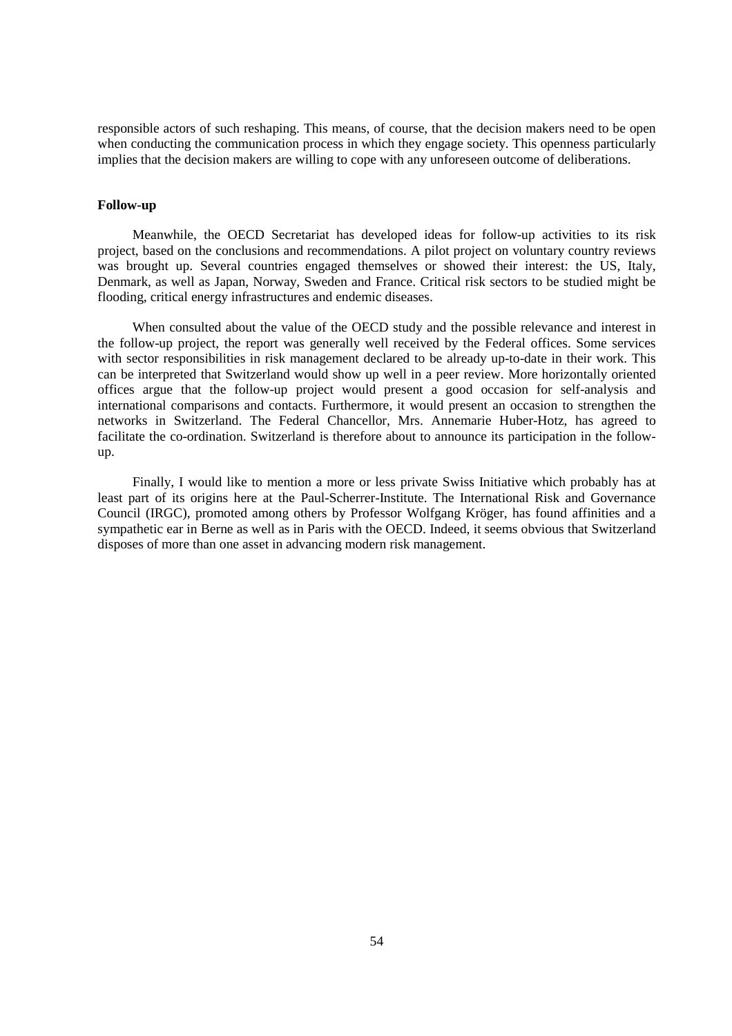responsible actors of such reshaping. This means, of course, that the decision makers need to be open when conducting the communication process in which they engage society. This openness particularly implies that the decision makers are willing to cope with any unforeseen outcome of deliberations.

**Follow-up**

Meanwhile, the OECD Secretariat has developed ideas for follow-up activities to its risk project, based on the conclusions and recommendations. A pilot project on voluntary country reviews was brought up. Several countries engaged themselves or showed their interest: the US, Italy, Denmark, as well as Japan, Norway, Sweden and France. Critical risk sectors to be studied might be flooding, critical energy infrastructures and endemic diseases.

When consulted about the value of the OECD study and the possible relevance and interest in the follow-up project, the report was generally well received by the Federal offices. Some services with sector responsibilities in risk management declared to be already up-to-date in their work. This can be interpreted that Switzerland would show up well in a peer review. More horizontally oriented offices argue that the follow-up project would present a good occasion for self-analysis and international comparisons and contacts. Furthermore, it would present an occasion to strengthen the networks in Switzerland. The Federal Chancellor, Mrs. Annemarie Huber-Hotz, has agreed to facilitate the co-ordination. Switzerland is therefore about to announce its participation in the follow-up.

Finally, I would like to mention a more or less private Swiss Initiative which probably has at least part of its origins here at the Paul-Scherrer-Institute. The International Risk and Governance Council (IRGC), promoted among others by Professor Wolfgang Kröger, has found affinities and a sympathetic ear in Berne as well as in Paris with the OECD. Indeed, it seems obvious that Switzerland disposes of more than one asset in advancing modern risk management.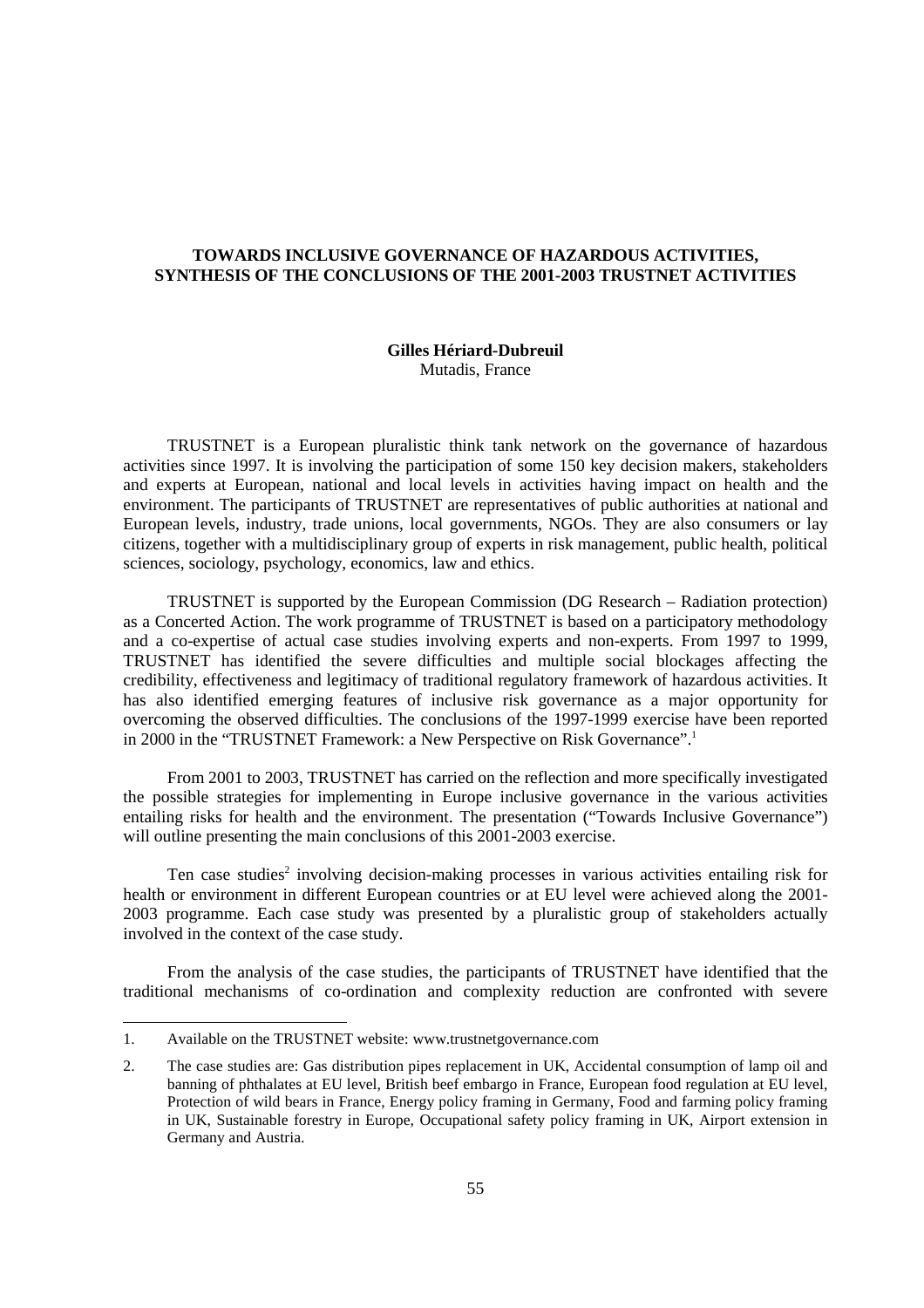**TOWARDS INCLUSIVE GOVERNANCE OF HAZARDOUS ACTIVITIES, SYNTHESIS OF THE CONCLUSIONS OF THE 2001-2003 TRUSTNET ACTIVITIES**

**Gilles Hériard-Dubreuil**
Mutadis, France

TRUSTNET is a European pluralistic think tank network on the governance of hazardous activities since 1997. It is involving the participation of some 150 key decision makers, stakeholders and experts at European, national and local levels in activities having impact on health and the environment. The participants of TRUSTNET are representatives of public authorities at national and European levels, industry, trade unions, local governments, NGOs. They are also consumers or lay citizens, together with a multidisciplinary group of experts in risk management, public health, political sciences, sociology, psychology, economics, law and ethics.

TRUSTNET is supported by the European Commission (DG Research – Radiation protection) as a Concerted Action. The work programme of TRUSTNET is based on a participatory methodology and a co-expertise of actual case studies involving experts and non-experts. From 1997 to 1999, TRUSTNET has identified the severe difficulties and multiple social blockages affecting the credibility, effectiveness and legitimacy of traditional regulatory framework of hazardous activities. It has also identified emerging features of inclusive risk governance as a major opportunity for overcoming the observed difficulties. The conclusions of the 1997-1999 exercise have been reported in 2000 in the "TRUSTNET Framework: a New Perspective on Risk Governance".[1]

From 2001 to 2003, TRUSTNET has carried on the reflection and more specifically investigated the possible strategies for implementing in Europe inclusive governance in the various activities entailing risks for health and the environment. The presentation ("Towards Inclusive Governance") will outline presenting the main conclusions of this 2001-2003 exercise.

Ten case studies[2] involving decision-making processes in various activities entailing risk for health or environment in different European countries or at EU level were achieved along the 2001-2003 programme. Each case study was presented by a pluralistic group of stakeholders actually involved in the context of the case study.

From the analysis of the case studies, the participants of TRUSTNET have identified that the traditional mechanisms of co-ordination and complexity reduction are confronted with severe

---

1. Available on the TRUSTNET website: www.trustnetgovernance.com

2. The case studies are: Gas distribution pipes replacement in UK, Accidental consumption of lamp oil and banning of phthalates at EU level, British beef embargo in France, European food regulation at EU level, Protection of wild bears in France, Energy policy framing in Germany, Food and farming policy framing in UK, Sustainable forestry in Europe, Occupational safety policy framing in UK, Airport extension in Germany and Austria.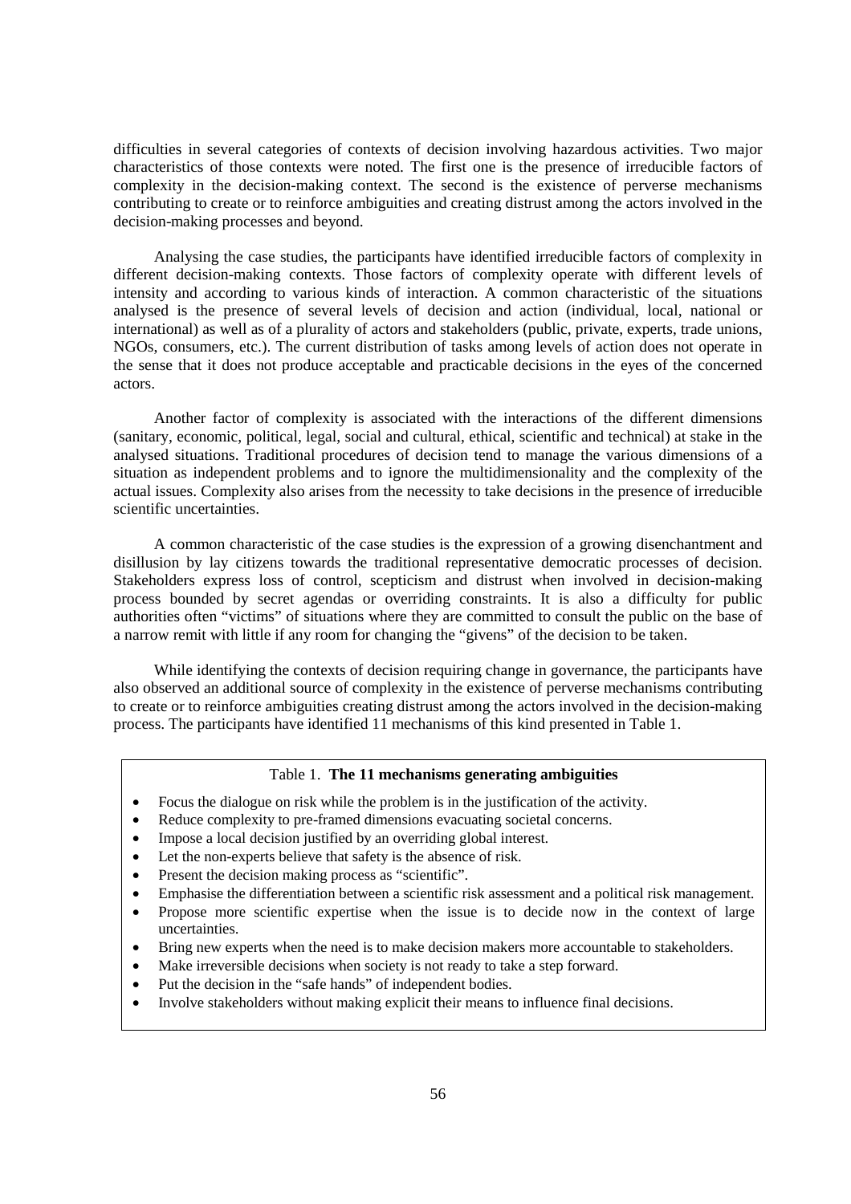difficulties in several categories of contexts of decision involving hazardous activities. Two major characteristics of those contexts were noted. The first one is the presence of irreducible factors of complexity in the decision-making context. The second is the existence of perverse mechanisms contributing to create or to reinforce ambiguities and creating distrust among the actors involved in the decision-making processes and beyond.

Analysing the case studies, the participants have identified irreducible factors of complexity in different decision-making contexts. Those factors of complexity operate with different levels of intensity and according to various kinds of interaction. A common characteristic of the situations analysed is the presence of several levels of decision and action (individual, local, national or international) as well as of a plurality of actors and stakeholders (public, private, experts, trade unions, NGOs, consumers, etc.). The current distribution of tasks among levels of action does not operate in the sense that it does not produce acceptable and practicable decisions in the eyes of the concerned actors.

Another factor of complexity is associated with the interactions of the different dimensions (sanitary, economic, political, legal, social and cultural, ethical, scientific and technical) at stake in the analysed situations. Traditional procedures of decision tend to manage the various dimensions of a situation as independent problems and to ignore the multidimensionality and the complexity of the actual issues. Complexity also arises from the necessity to take decisions in the presence of irreducible scientific uncertainties.

A common characteristic of the case studies is the expression of a growing disenchantment and disillusion by lay citizens towards the traditional representative democratic processes of decision. Stakeholders express loss of control, scepticism and distrust when involved in decision-making process bounded by secret agendas or overriding constraints. It is also a difficulty for public authorities often "victims" of situations where they are committed to consult the public on the base of a narrow remit with little if any room for changing the "givens" of the decision to be taken.

While identifying the contexts of decision requiring change in governance, the participants have also observed an additional source of complexity in the existence of perverse mechanisms contributing to create or to reinforce ambiguities creating distrust among the actors involved in the decision-making process. The participants have identified 11 mechanisms of this kind presented in Table 1.

Table 1. **The 11 mechanisms generating ambiguities**

- Focus the dialogue on risk while the problem is in the justification of the activity.
- Reduce complexity to pre-framed dimensions evacuating societal concerns.
- Impose a local decision justified by an overriding global interest.
- Let the non-experts believe that safety is the absence of risk.
- Present the decision making process as "scientific".
- Emphasise the differentiation between a scientific risk assessment and a political risk management.
- Propose more scientific expertise when the issue is to decide now in the context of large uncertainties.
- Bring new experts when the need is to make decision makers more accountable to stakeholders.
- Make irreversible decisions when society is not ready to take a step forward.
- Put the decision in the "safe hands" of independent bodies.
- Involve stakeholders without making explicit their means to influence final decisions.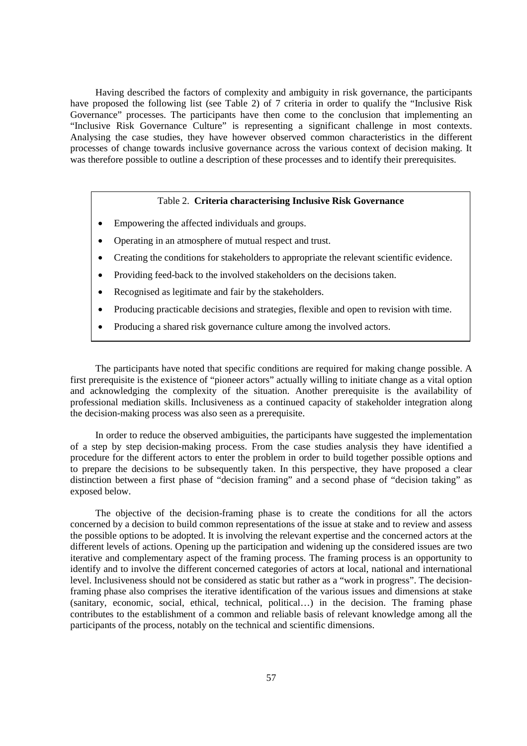Having described the factors of complexity and ambiguity in risk governance, the participants have proposed the following list (see Table 2) of 7 criteria in order to qualify the "Inclusive Risk Governance" processes. The participants have then come to the conclusion that implementing an "Inclusive Risk Governance Culture" is representing a significant challenge in most contexts. Analysing the case studies, they have however observed common characteristics in the different processes of change towards inclusive governance across the various context of decision making. It was therefore possible to outline a description of these processes and to identify their prerequisites.

Table 2. **Criteria characterising Inclusive Risk Governance**

- Empowering the affected individuals and groups.
- Operating in an atmosphere of mutual respect and trust.
- Creating the conditions for stakeholders to appropriate the relevant scientific evidence.
- Providing feed-back to the involved stakeholders on the decisions taken.
- Recognised as legitimate and fair by the stakeholders.
- Producing practicable decisions and strategies, flexible and open to revision with time.
- Producing a shared risk governance culture among the involved actors.

The participants have noted that specific conditions are required for making change possible. A first prerequisite is the existence of "pioneer actors" actually willing to initiate change as a vital option and acknowledging the complexity of the situation. Another prerequisite is the availability of professional mediation skills. Inclusiveness as a continued capacity of stakeholder integration along the decision-making process was also seen as a prerequisite.

In order to reduce the observed ambiguities, the participants have suggested the implementation of a step by step decision-making process. From the case studies analysis they have identified a procedure for the different actors to enter the problem in order to build together possible options and to prepare the decisions to be subsequently taken. In this perspective, they have proposed a clear distinction between a first phase of "decision framing" and a second phase of "decision taking" as exposed below.

The objective of the decision-framing phase is to create the conditions for all the actors concerned by a decision to build common representations of the issue at stake and to review and assess the possible options to be adopted. It is involving the relevant expertise and the concerned actors at the different levels of actions. Opening up the participation and widening up the considered issues are two iterative and complementary aspect of the framing process. The framing process is an opportunity to identify and to involve the different concerned categories of actors at local, national and international level. Inclusiveness should not be considered as static but rather as a "work in progress". The decision-framing phase also comprises the iterative identification of the various issues and dimensions at stake (sanitary, economic, social, ethical, technical, political…) in the decision. The framing phase contributes to the establishment of a common and reliable basis of relevant knowledge among all the participants of the process, notably on the technical and scientific dimensions.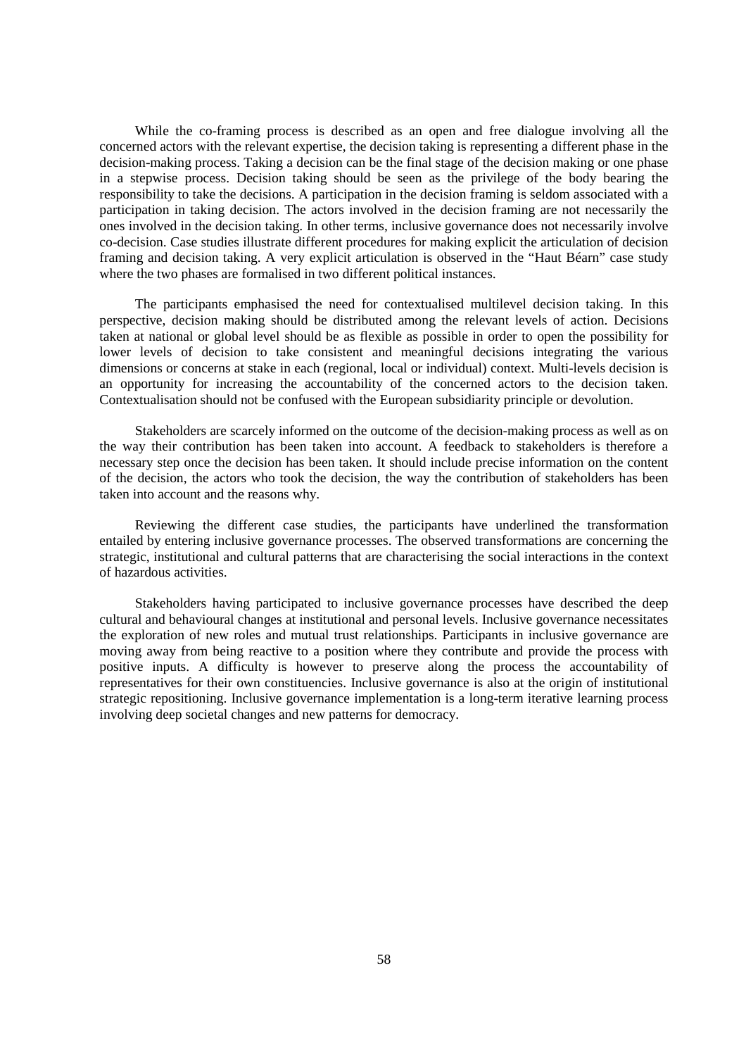While the co-framing process is described as an open and free dialogue involving all the concerned actors with the relevant expertise, the decision taking is representing a different phase in the decision-making process. Taking a decision can be the final stage of the decision making or one phase in a stepwise process. Decision taking should be seen as the privilege of the body bearing the responsibility to take the decisions. A participation in the decision framing is seldom associated with a participation in taking decision. The actors involved in the decision framing are not necessarily the ones involved in the decision taking. In other terms, inclusive governance does not necessarily involve co-decision. Case studies illustrate different procedures for making explicit the articulation of decision framing and decision taking. A very explicit articulation is observed in the "Haut Béarn" case study where the two phases are formalised in two different political instances.

The participants emphasised the need for contextualised multilevel decision taking. In this perspective, decision making should be distributed among the relevant levels of action. Decisions taken at national or global level should be as flexible as possible in order to open the possibility for lower levels of decision to take consistent and meaningful decisions integrating the various dimensions or concerns at stake in each (regional, local or individual) context. Multi-levels decision is an opportunity for increasing the accountability of the concerned actors to the decision taken. Contextualisation should not be confused with the European subsidiarity principle or devolution.

Stakeholders are scarcely informed on the outcome of the decision-making process as well as on the way their contribution has been taken into account. A feedback to stakeholders is therefore a necessary step once the decision has been taken. It should include precise information on the content of the decision, the actors who took the decision, the way the contribution of stakeholders has been taken into account and the reasons why.

Reviewing the different case studies, the participants have underlined the transformation entailed by entering inclusive governance processes. The observed transformations are concerning the strategic, institutional and cultural patterns that are characterising the social interactions in the context of hazardous activities.

Stakeholders having participated to inclusive governance processes have described the deep cultural and behavioural changes at institutional and personal levels. Inclusive governance necessitates the exploration of new roles and mutual trust relationships. Participants in inclusive governance are moving away from being reactive to a position where they contribute and provide the process with positive inputs. A difficulty is however to preserve along the process the accountability of representatives for their own constituencies. Inclusive governance is also at the origin of institutional strategic repositioning. Inclusive governance implementation is a long-term iterative learning process involving deep societal changes and new patterns for democracy.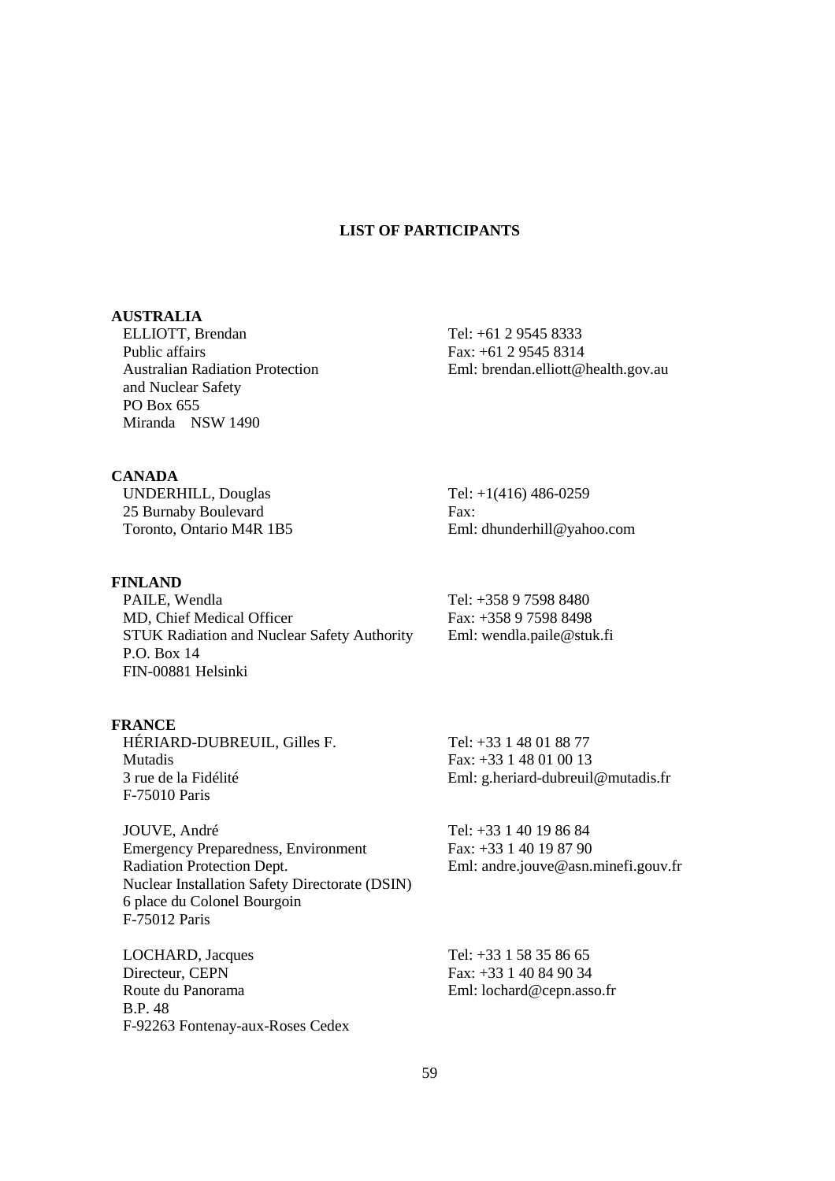## LIST OF PARTICIPANTS

**AUSTRALIA**

ELLIOTT, Brendan
Public affairs
Australian Radiation Protection and Nuclear Safety
PO Box 655
Miranda NSW 1490

Tel: +61 2 9545 8333
Fax: +61 2 9545 8314
Eml: brendan.elliott@health.gov.au

**CANADA**

UNDERHILL, Douglas
25 Burnaby Boulevard
Toronto, Ontario M4R 1B5

Tel: +1(416) 486-0259
Fax:
Eml: dhunderhill@yahoo.com

**FINLAND**

PAILE, Wendla
MD, Chief Medical Officer
STUK Radiation and Nuclear Safety Authority
P.O. Box 14
FIN-00881 Helsinki

Tel: +358 9 7598 8480
Fax: +358 9 7598 8498
Eml: wendla.paile@stuk.fi

**FRANCE**

HÉRIARD-DUBREUIL, Gilles F.
Mutadis
3 rue de la Fidélité
F-75010 Paris

Tel: +33 1 48 01 88 77
Fax: +33 1 48 01 00 13
Eml: g.heriard-dubreuil@mutadis.fr

JOUVE, André
Emergency Preparedness, Environment Radiation Protection Dept.
Nuclear Installation Safety Directorate (DSIN)
6 place du Colonel Bourgoin
F-75012 Paris

Tel: +33 1 40 19 86 84
Fax: +33 1 40 19 87 90
Eml: andre.jouve@asn.minefi.gouv.fr

LOCHARD, Jacques
Directeur, CEPN
Route du Panorama
B.P. 48
F-92263 Fontenay-aux-Roses Cedex

Tel: +33 1 58 35 86 65
Fax: +33 1 40 84 90 34
Eml: lochard@cepn.asso.fr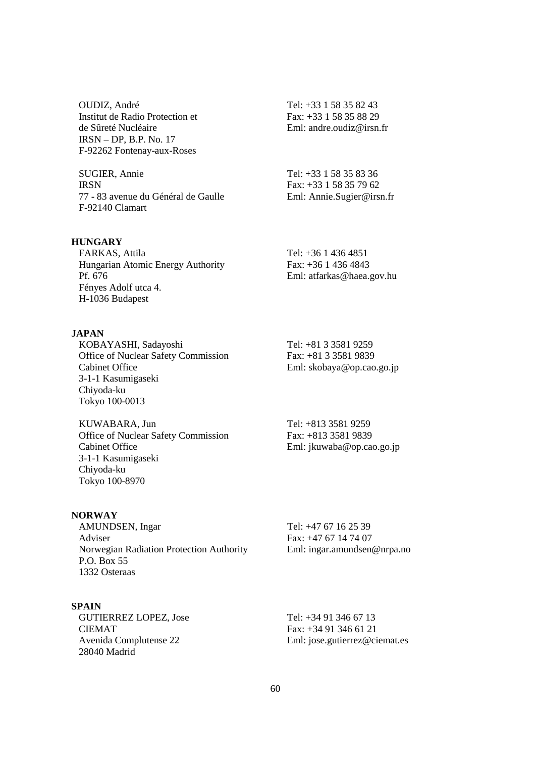OUDIZ, André
Institut de Radio Protection et
de Sûreté Nucléaire
IRSN – DP, B.P. No. 17
F-92262 Fontenay-aux-Roses

Tel: +33 1 58 35 82 43
Fax: +33 1 58 35 88 29
Eml: andre.oudiz@irsn.fr

SUGIER, Annie
IRSN
77 - 83 avenue du Général de Gaulle
F-92140 Clamart

Tel: +33 1 58 35 83 36
Fax: +33 1 58 35 79 62
Eml: Annie.Sugier@irsn.fr

**HUNGARY**

FARKAS, Attila
Hungarian Atomic Energy Authority
Pf. 676
Fényes Adolf utca 4.
H-1036 Budapest

Tel: +36 1 436 4851
Fax: +36 1 436 4843
Eml: atfarkas@haea.gov.hu

**JAPAN**

KOBAYASHI, Sadayoshi
Office of Nuclear Safety Commission
Cabinet Office
3-1-1 Kasumigaseki
Chiyoda-ku
Tokyo 100-0013

Tel: +81 3 3581 9259
Fax: +81 3 3581 9839
Eml: skobaya@op.cao.go.jp

KUWABARA, Jun
Office of Nuclear Safety Commission
Cabinet Office
3-1-1 Kasumigaseki
Chiyoda-ku
Tokyo 100-8970

Tel: +813 3581 9259
Fax: +813 3581 9839
Eml: jkuwaba@op.cao.go.jp

**NORWAY**

AMUNDSEN, Ingar
Adviser
Norwegian Radiation Protection Authority
P.O. Box 55
1332 Osteraas

Tel: +47 67 16 25 39
Fax: +47 67 14 74 07
Eml: ingar.amundsen@nrpa.no

**SPAIN**

GUTIERREZ LOPEZ, Jose
CIEMAT
Avenida Complutense 22
28040 Madrid

Tel: +34 91 346 67 13
Fax: +34 91 346 61 21
Eml: jose.gutierrez@ciemat.es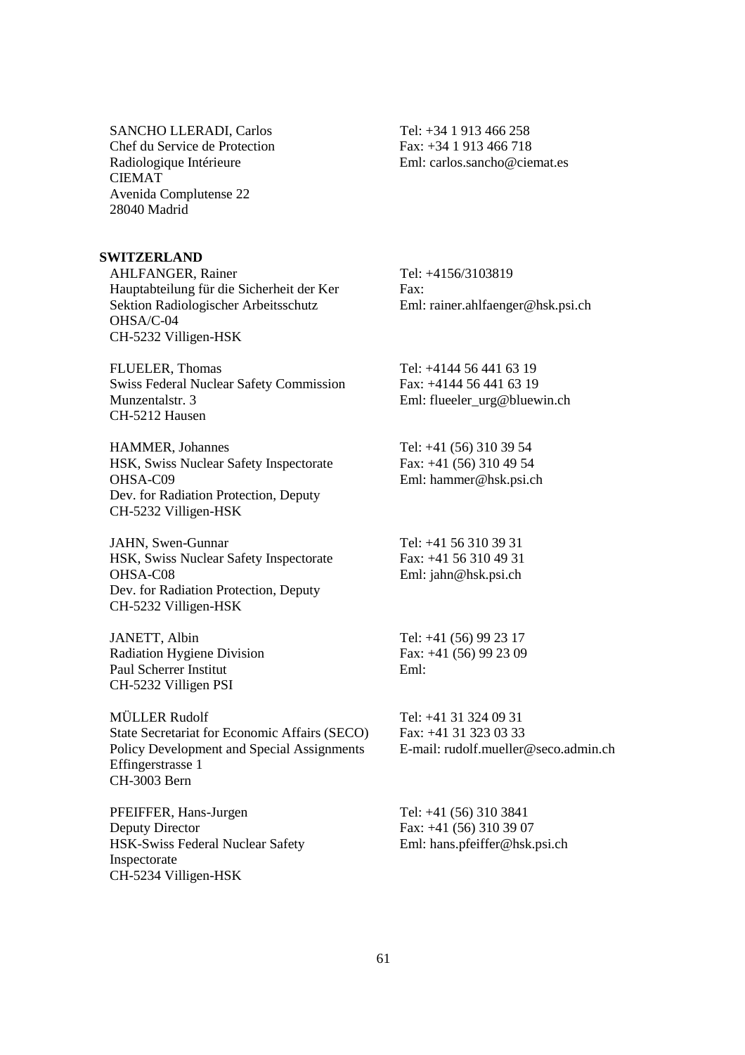SANCHO LLERADI, Carlos
Chef du Service de Protection Radiologique Intérieure
CIEMAT
Avenida Complutense 22
28040 Madrid

Tel: +34 1 913 466 258
Fax: +34 1 913 466 718
Eml: carlos.sancho@ciemat.es

**SWITZERLAND**

AHLFANGER, Rainer
Hauptabteilung für die Sicherheit der Ker
Sektion Radiologischer Arbeitsschutz
OHSA/C-04
CH-5232 Villigen-HSK

Tel: +4156/3103819
Fax:
Eml: rainer.ahlfaenger@hsk.psi.ch

FLUELER, Thomas
Swiss Federal Nuclear Safety Commission
Munzentalstr. 3
CH-5212 Hausen

Tel: +4144 56 441 63 19
Fax: +4144 56 441 63 19
Eml: flueeler_urg@bluewin.ch

HAMMER, Johannes
HSK, Swiss Nuclear Safety Inspectorate
OHSA-C09
Dev. for Radiation Protection, Deputy
CH-5232 Villigen-HSK

Tel: +41 (56) 310 39 54
Fax: +41 (56) 310 49 54
Eml: hammer@hsk.psi.ch

JAHN, Swen-Gunnar
HSK, Swiss Nuclear Safety Inspectorate
OHSA-C08
Dev. for Radiation Protection, Deputy
CH-5232 Villigen-HSK

Tel: +41 56 310 39 31
Fax: +41 56 310 49 31
Eml: jahn@hsk.psi.ch

JANETT, Albin
Radiation Hygiene Division
Paul Scherrer Institut
CH-5232 Villigen PSI

Tel: +41 (56) 99 23 17
Fax: +41 (56) 99 23 09
Eml:

MÜLLER Rudolf
State Secretariat for Economic Affairs (SECO)
Policy Development and Special Assignments
Effingerstrasse 1
CH-3003 Bern

Tel: +41 31 324 09 31
Fax: +41 31 323 03 33
E-mail: rudolf.mueller@seco.admin.ch

PFEIFFER, Hans-Jurgen
Deputy Director
HSK-Swiss Federal Nuclear Safety Inspectorate
CH-5234 Villigen-HSK

Tel: +41 (56) 310 3841
Fax: +41 (56) 310 39 07
Eml: hans.pfeiffer@hsk.psi.ch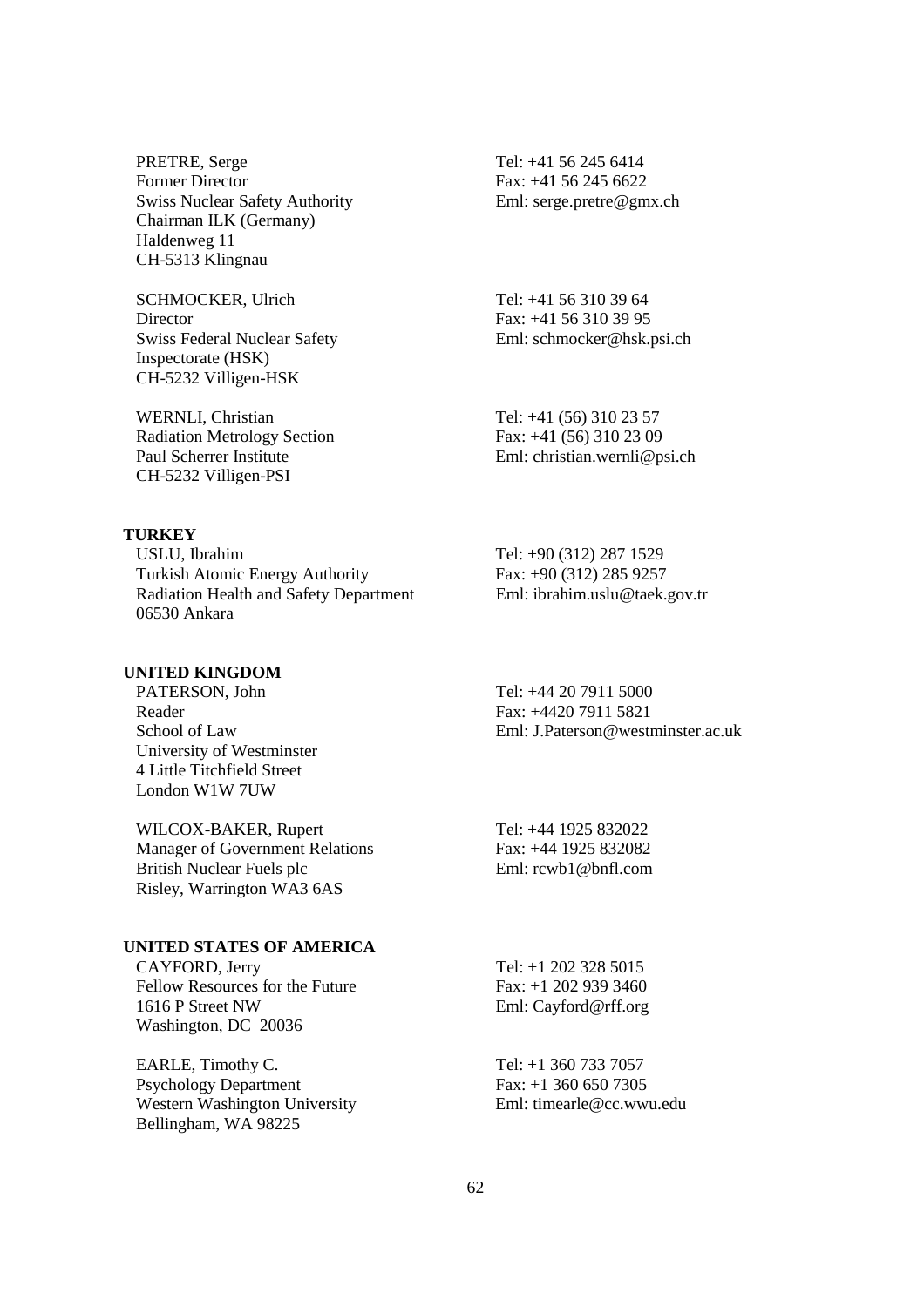PRETRE, Serge
Former Director
Swiss Nuclear Safety Authority
Chairman ILK (Germany)
Haldenweg 11
CH-5313 Klingnau

Tel: +41 56 245 6414
Fax: +41 56 245 6622
Eml: serge.pretre@gmx.ch

SCHMOCKER, Ulrich
Director
Swiss Federal Nuclear Safety Inspectorate (HSK)
CH-5232 Villigen-HSK

Tel: +41 56 310 39 64
Fax: +41 56 310 39 95
Eml: schmocker@hsk.psi.ch

WERNLI, Christian
Radiation Metrology Section
Paul Scherrer Institute
CH-5232 Villigen-PSI

Tel: +41 (56) 310 23 57
Fax: +41 (56) 310 23 09
Eml: christian.wernli@psi.ch

**TURKEY**

USLU, Ibrahim
Turkish Atomic Energy Authority
Radiation Health and Safety Department
06530 Ankara

Tel: +90 (312) 287 1529
Fax: +90 (312) 285 9257
Eml: ibrahim.uslu@taek.gov.tr

**UNITED KINGDOM**

PATERSON, John
Reader
School of Law
University of Westminster
4 Little Titchfield Street
London W1W 7UW

Tel: +44 20 7911 5000
Fax: +4420 7911 5821
Eml: J.Paterson@westminster.ac.uk

WILCOX-BAKER, Rupert
Manager of Government Relations
British Nuclear Fuels plc
Risley, Warrington WA3 6AS

Tel: +44 1925 832022
Fax: +44 1925 832082
Eml: rcwb1@bnfl.com

**UNITED STATES OF AMERICA**

CAYFORD, Jerry
Fellow Resources for the Future
1616 P Street NW
Washington, DC 20036

Tel: +1 202 328 5015
Fax: +1 202 939 3460
Eml: Cayford@rff.org

EARLE, Timothy C.
Psychology Department
Western Washington University
Bellingham, WA 98225

Tel: +1 360 733 7057
Fax: +1 360 650 7305
Eml: timearle@cc.wwu.edu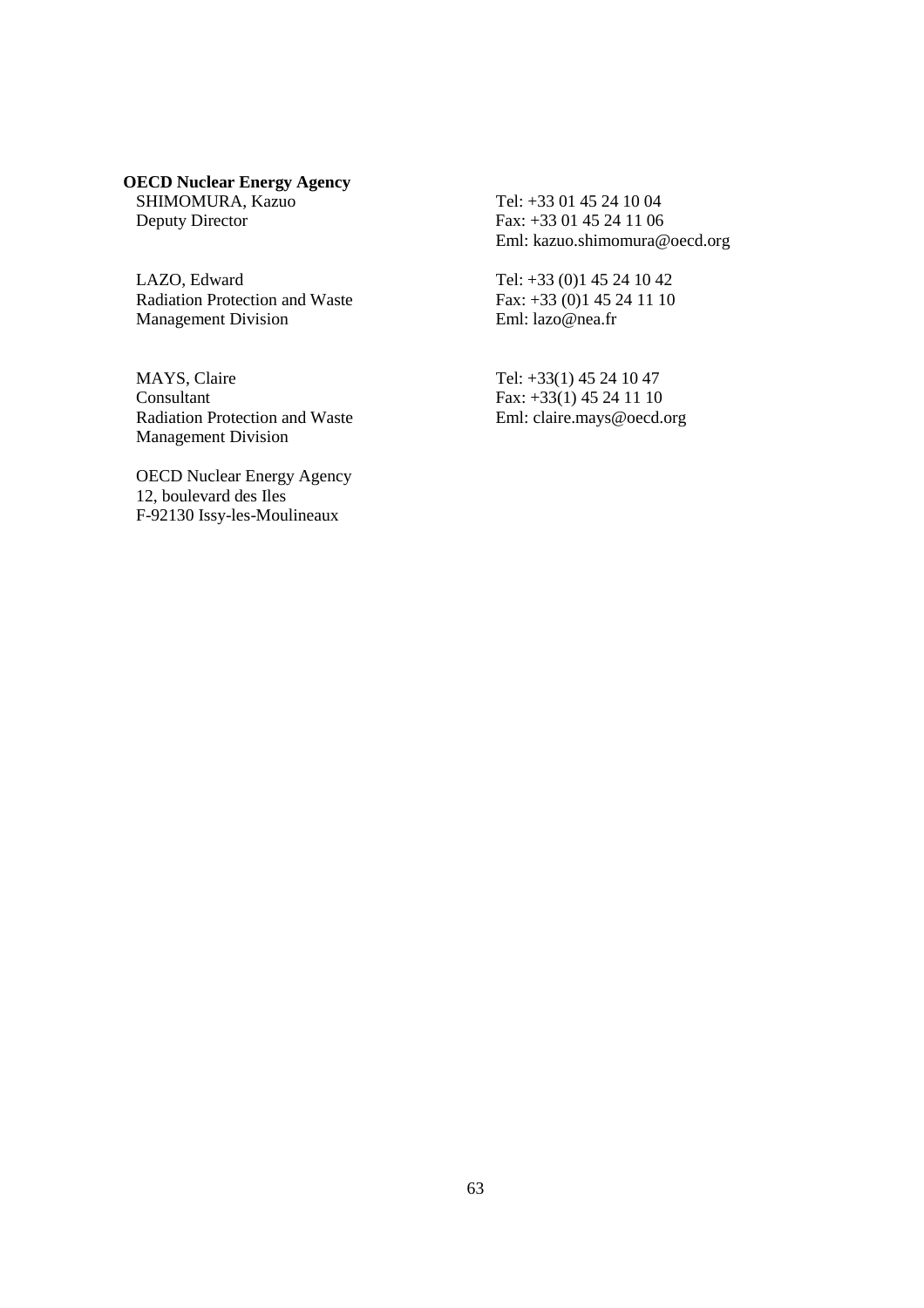**OECD Nuclear Energy Agency**

SHIMOMURA, Kazuo
Deputy Director

Tel: +33 01 45 24 10 04
Fax: +33 01 45 24 11 06
Eml: kazuo.shimomura@oecd.org

LAZO, Edward
Radiation Protection and Waste Management Division

Tel: +33 (0)1 45 24 10 42
Fax: +33 (0)1 45 24 11 10
Eml: lazo@nea.fr

MAYS, Claire
Consultant
Radiation Protection and Waste Management Division

Tel: +33(1) 45 24 10 47
Fax: +33(1) 45 24 11 10
Eml: claire.mays@oecd.org

OECD Nuclear Energy Agency
12, boulevard des Iles
F-92130 Issy-les-Moulineaux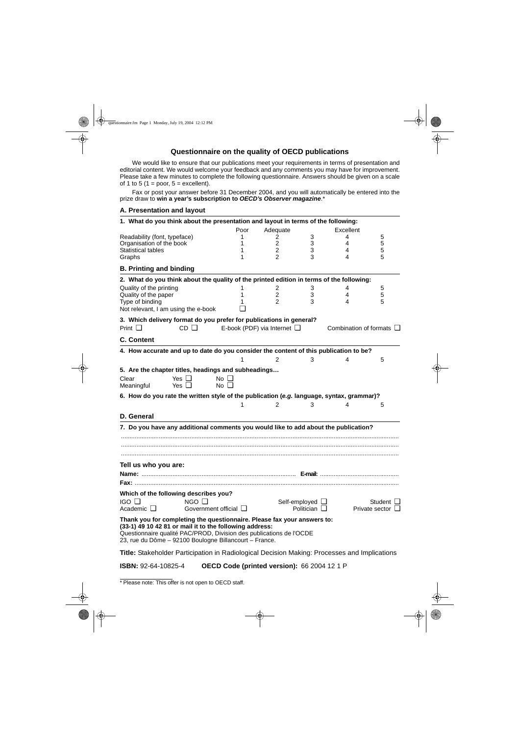# Questionnaire on the quality of OECD publications

We would like to ensure that our publications meet your requirements in terms of presentation and editorial content. We would welcome your feedback and any comments you may have for improvement. Please take a few minutes to complete the following questionnaire. Answers should be given on a scale of 1 to 5 (1 = poor, 5 = excellent).

Fax or post your answer before 31 December 2004, and you will automatically be entered into the prize draw to **win a year's subscription to *OECD's Observer magazine***.*

## A. Presentation and layout

**1. What do you think about the presentation and layout in terms of the following:**

| | Poor | Adequate | | Excellent | |
|---|---|---|---|---|---|
| Readability (font, typeface) | 1 | 2 | 3 | 4 | 5 |
| Organisation of the book | 1 | 2 | 3 | 4 | 5 |
| Statistical tables | 1 | 2 | 3 | 4 | 5 |
| Graphs | 1 | 2 | 3 | 4 | 5 |

## B. Printing and binding

**2. What do you think about the quality of the printed edition in terms of the following:**

| | | | | | |
|---|---|---|---|---|---|
| Quality of the printing | 1 | 2 | 3 | 4 | 5 |
| Quality of the paper | 1 | 2 | 3 | 4 | 5 |
| Type of binding | 1 | 2 | 3 | 4 | 5 |
| Not relevant, I am using the e-book | ❑ | | | | |

**3. Which delivery format do you prefer for publications in general?**

Print ❑ CD ❑ E-book (PDF) via Internet ❑ Combination of formats ❑

## C. Content

**4. How accurate and up to date do you consider the content of this publication to be?**

1 2 3 4 5

**5. Are the chapter titles, headings and subheadings…**

| | | |
|---|---|---|
| Clear | Yes ❑ | No ❑ |
| Meaningful | Yes ❑ | No ❑ |

**6. How do you rate the written style of the publication (*e.g.* language, syntax, grammar)?**

1 2 3 4 5

## D. General

**7. Do you have any additional comments you would like to add about the publication?**

...........................................................................................................................................................

...........................................................................................................................................................

...........................................................................................................................................................

## Tell us who you are:

**Name:** ............................................................................................ **E-mail:** ..............................................

**Fax:** ...................................................................................................................................................

**Which of the following describes you?**

IGO ❑ NGO ❑ Self-employed ❑ Student ❑
Academic ❑ Government official ❑ Politician ❑ Private sector ❑

**Thank you for completing the questionnaire. Please fax your answers to:**
**(33-1) 49 10 42 81 or mail it to the following address:**
Questionnaire qualité PAC/PROD, Division des publications de l'OCDE
23, rue du Dôme – 92100 Boulogne Billancourt – France.

**Title:** Stakeholder Participation in Radiological Decision Making: Processes and Implications

**ISBN:** 92-64-10825-4 **OECD Code (printed version):** 66 2004 12 1 P

* Please note: This offer is not open to OECD staff.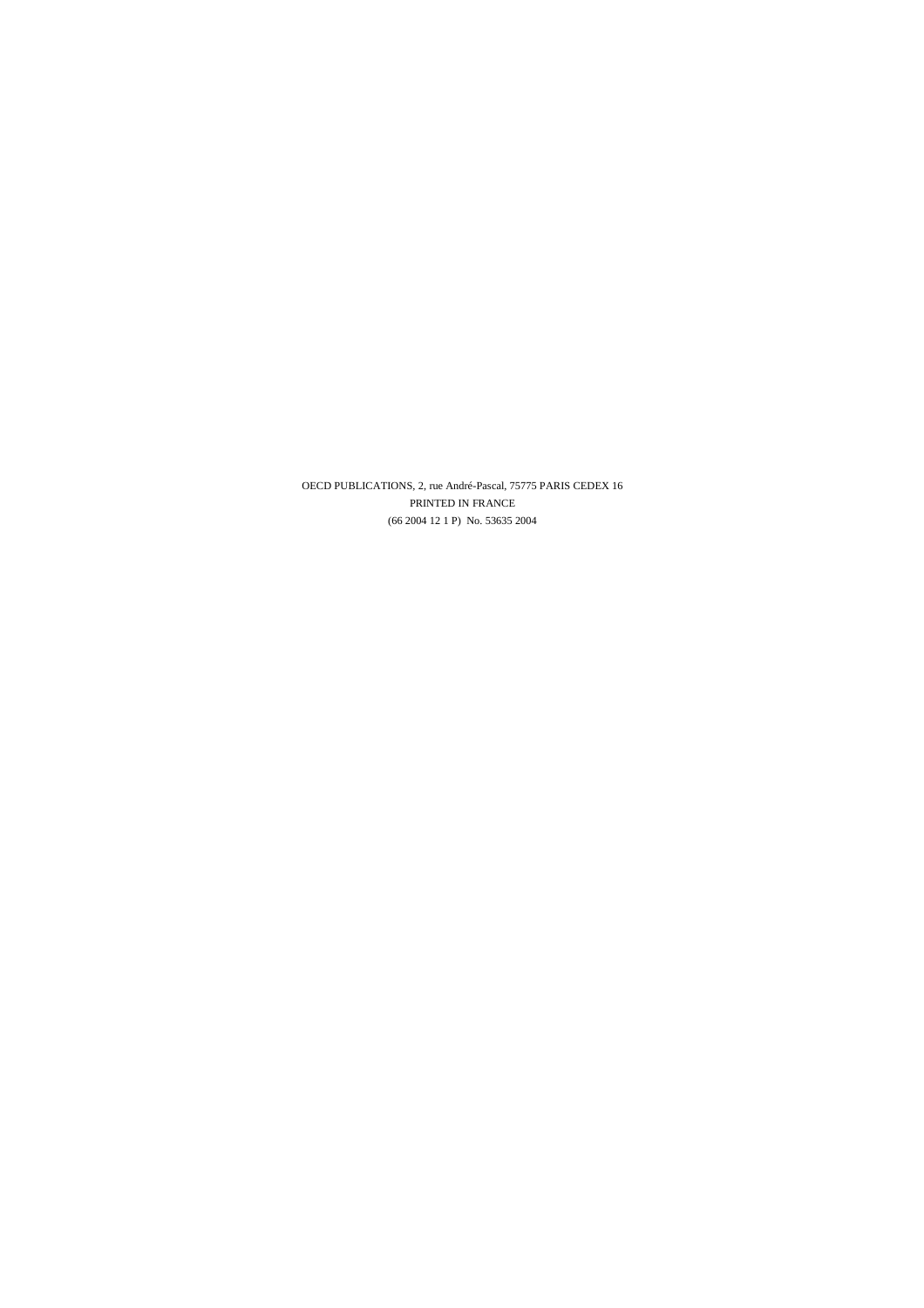OECD PUBLICATIONS, 2, rue André-Pascal, 75775 PARIS CEDEX 16

PRINTED IN FRANCE

(66 2004 12 1 P) No. 53635 2004